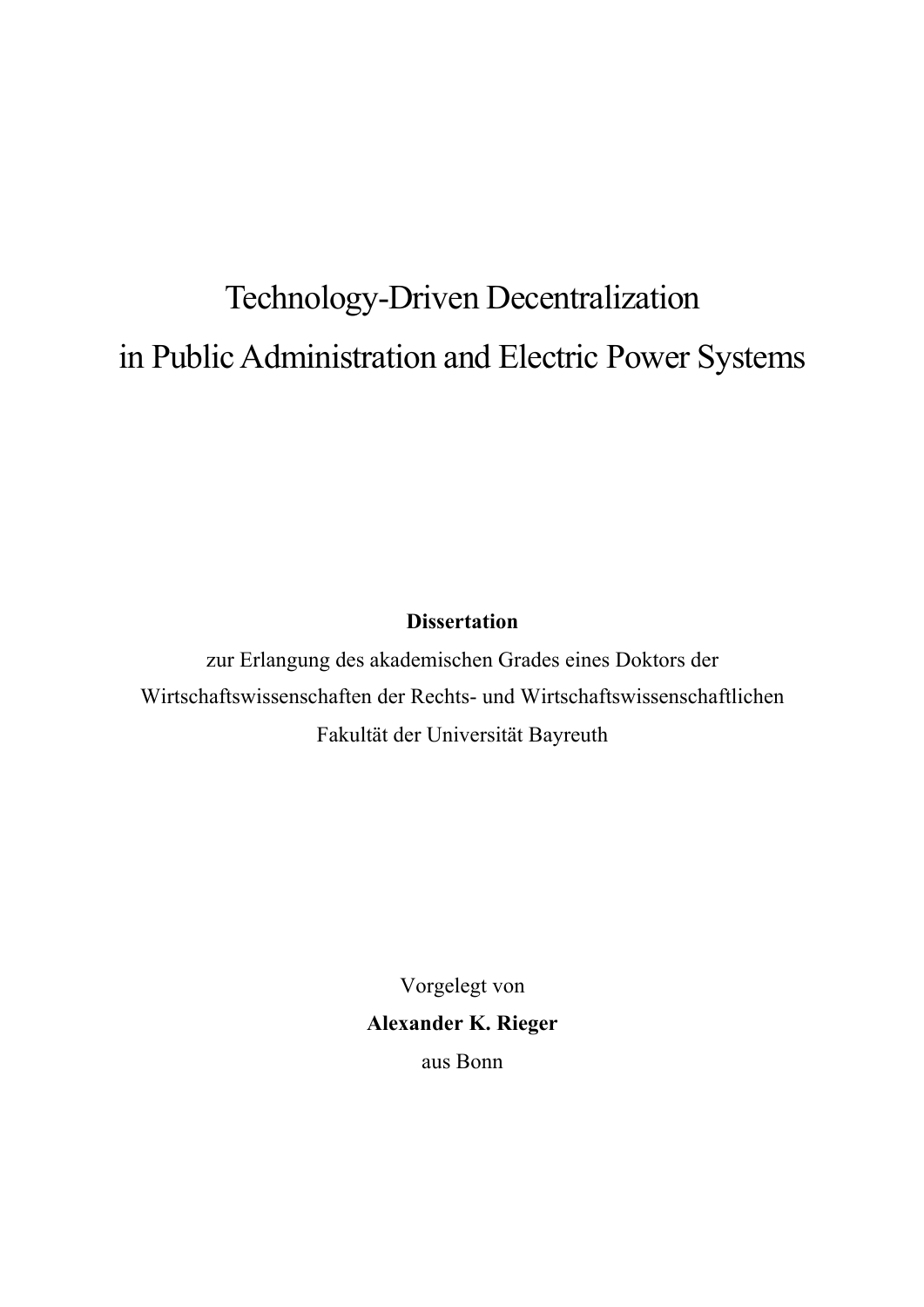# Technology-Driven Decentralization in Public Administration and Electric Power Systems

**Dissertation**

zur Erlangung des akademischen Grades eines Doktors der Wirtschaftswissenschaften der Rechts- und Wirtschaftswissenschaftlichen Fakultät der Universität Bayreuth

Vorgelegt von

**Alexander K. Rieger**

aus Bonn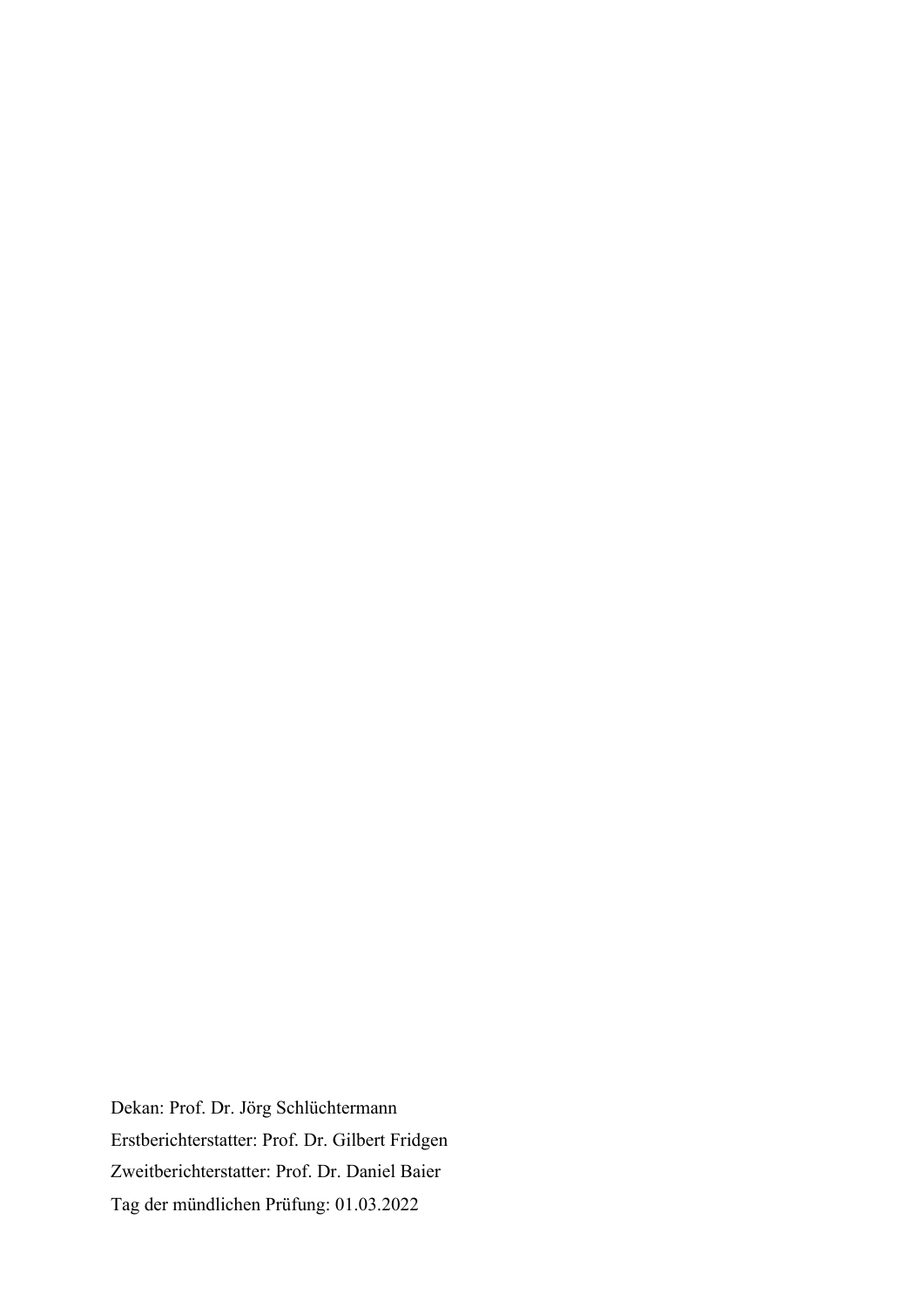Dekan: Prof. Dr. Jörg Schlüchtermann

Erstberichterstatter: Prof. Dr. Gilbert Fridgen

Zweitberichterstatter: Prof. Dr. Daniel Baier

Tag der mündlichen Prüfung: 01.03.2022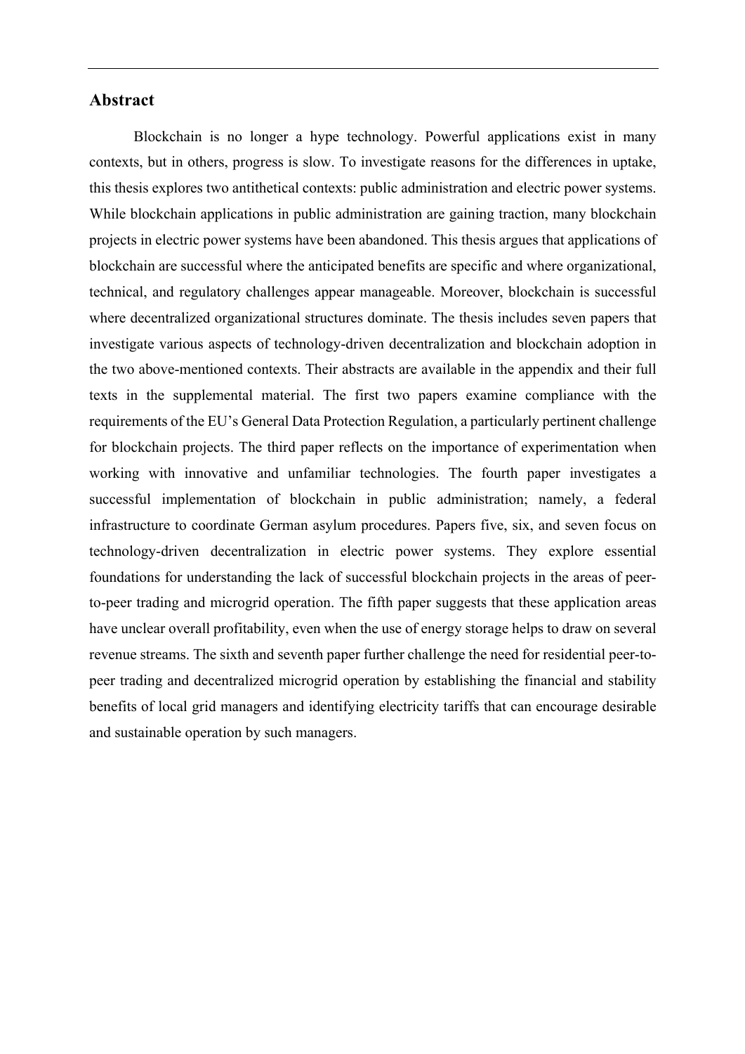## Abstract

Blockchain is no longer a hype technology. Powerful applications exist in many contexts, but in others, progress is slow. To investigate reasons for the differences in uptake, this thesis explores two antithetical contexts: public administration and electric power systems. While blockchain applications in public administration are gaining traction, many blockchain projects in electric power systems have been abandoned. This thesis argues that applications of blockchain are successful where the anticipated benefits are specific and where organizational, technical, and regulatory challenges appear manageable. Moreover, blockchain is successful where decentralized organizational structures dominate. The thesis includes seven papers that investigate various aspects of technology-driven decentralization and blockchain adoption in the two above-mentioned contexts. Their abstracts are available in the appendix and their full texts in the supplemental material. The first two papers examine compliance with the requirements of the EU's General Data Protection Regulation, a particularly pertinent challenge for blockchain projects. The third paper reflects on the importance of experimentation when working with innovative and unfamiliar technologies. The fourth paper investigates a successful implementation of blockchain in public administration; namely, a federal infrastructure to coordinate German asylum procedures. Papers five, six, and seven focus on technology-driven decentralization in electric power systems. They explore essential foundations for understanding the lack of successful blockchain projects in the areas of peer-to-peer trading and microgrid operation. The fifth paper suggests that these application areas have unclear overall profitability, even when the use of energy storage helps to draw on several revenue streams. The sixth and seventh paper further challenge the need for residential peer-to-peer trading and decentralized microgrid operation by establishing the financial and stability benefits of local grid managers and identifying electricity tariffs that can encourage desirable and sustainable operation by such managers.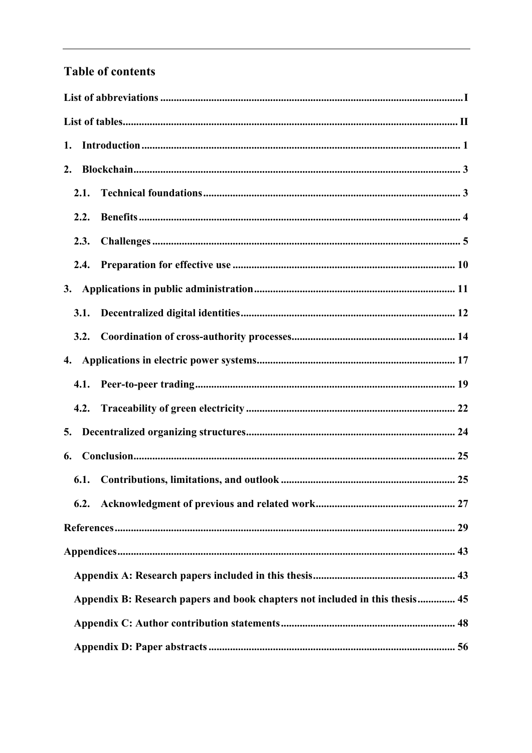## Table of contents

**List of abbreviations** ... I

**List of tables** ... II

**1. Introduction** ... 1

**2. Blockchain** ... 3

- **2.1. Technical foundations** ... 3
- **2.2. Benefits** ... 4
- **2.3. Challenges** ... 5
- **2.4. Preparation for effective use** ... 10

**3. Applications in public administration** ... 11

- **3.1. Decentralized digital identities** ... 12
- **3.2. Coordination of cross-authority processes** ... 14

**4. Applications in electric power systems** ... 17

- **4.1. Peer-to-peer trading** ... 19
- **4.2. Traceability of green electricity** ... 22

**5. Decentralized organizing structures** ... 24

**6. Conclusion** ... 25

- **6.1. Contributions, limitations, and outlook** ... 25
- **6.2. Acknowledgment of previous and related work** ... 27

**References** ... 29

**Appendices** ... 43

- **Appendix A: Research papers included in this thesis** ... 43
- **Appendix B: Research papers and book chapters not included in this thesis** ... 45
- **Appendix C: Author contribution statements** ... 48
- **Appendix D: Paper abstracts** ... 56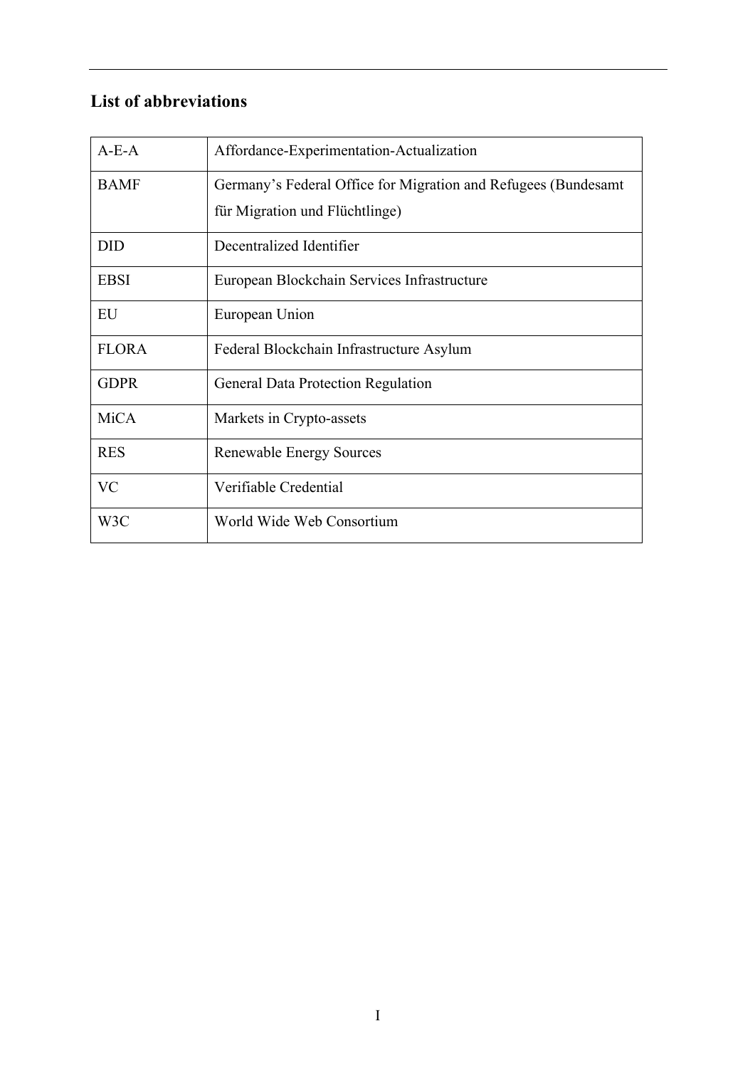## List of abbreviations

| | |
|---|---|
| A-E-A | Affordance-Experimentation-Actualization |
| BAMF | Germany’s Federal Office for Migration and Refugees (Bundesamt für Migration und Flüchtlinge) |
| DID | Decentralized Identifier |
| EBSI | European Blockchain Services Infrastructure |
| EU | European Union |
| FLORA | Federal Blockchain Infrastructure Asylum |
| GDPR | General Data Protection Regulation |
| MiCA | Markets in Crypto-assets |
| RES | Renewable Energy Sources |
| VC | Verifiable Credential |
| W3C | World Wide Web Consortium |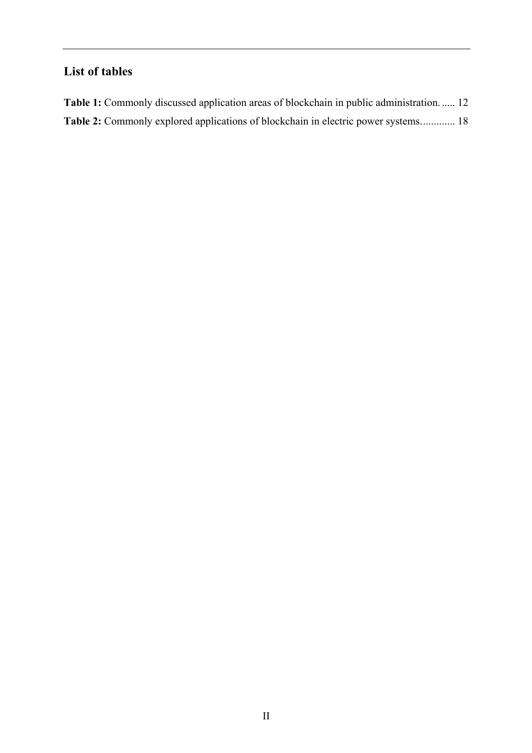## List of tables

**Table 1:** Commonly discussed application areas of blockchain in public administration. ..... 12

**Table 2:** Commonly explored applications of blockchain in electric power systems............ 18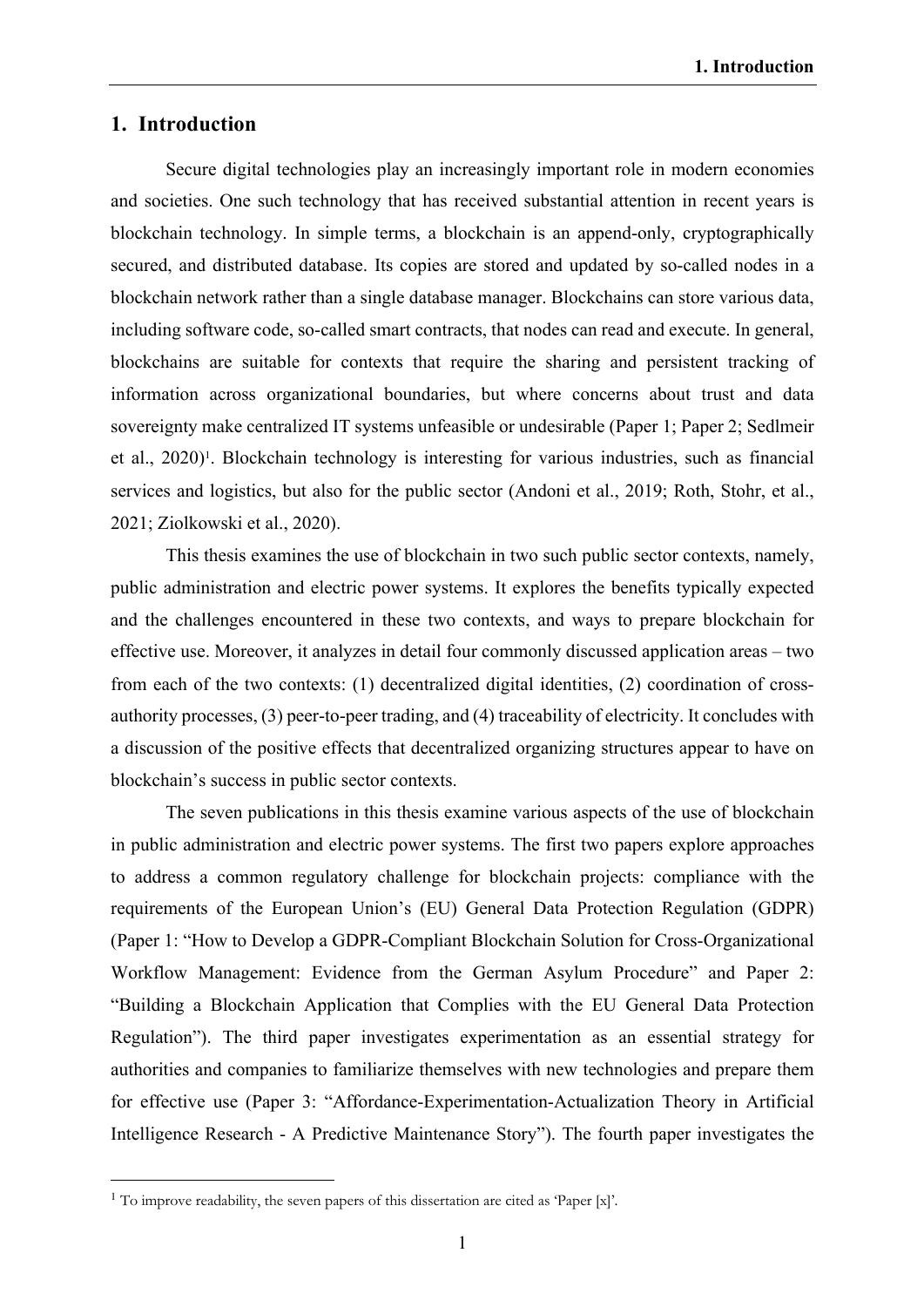# 1. Introduction

Secure digital technologies play an increasingly important role in modern economies and societies. One such technology that has received substantial attention in recent years is blockchain technology. In simple terms, a blockchain is an append-only, cryptographically secured, and distributed database. Its copies are stored and updated by so-called nodes in a blockchain network rather than a single database manager. Blockchains can store various data, including software code, so-called smart contracts, that nodes can read and execute. In general, blockchains are suitable for contexts that require the sharing and persistent tracking of information across organizational boundaries, but where concerns about trust and data sovereignty make centralized IT systems unfeasible or undesirable (Paper 1; Paper 2; Sedlmeir et al., 2020)[1]. Blockchain technology is interesting for various industries, such as financial services and logistics, but also for the public sector (Andoni et al., 2019; Roth, Stohr, et al., 2021; Ziolkowski et al., 2020).

This thesis examines the use of blockchain in two such public sector contexts, namely, public administration and electric power systems. It explores the benefits typically expected and the challenges encountered in these two contexts, and ways to prepare blockchain for effective use. Moreover, it analyzes in detail four commonly discussed application areas – two from each of the two contexts: (1) decentralized digital identities, (2) coordination of cross-authority processes, (3) peer-to-peer trading, and (4) traceability of electricity. It concludes with a discussion of the positive effects that decentralized organizing structures appear to have on blockchain's success in public sector contexts.

The seven publications in this thesis examine various aspects of the use of blockchain in public administration and electric power systems. The first two papers explore approaches to address a common regulatory challenge for blockchain projects: compliance with the requirements of the European Union's (EU) General Data Protection Regulation (GDPR) (Paper 1: "How to Develop a GDPR-Compliant Blockchain Solution for Cross-Organizational Workflow Management: Evidence from the German Asylum Procedure" and Paper 2: "Building a Blockchain Application that Complies with the EU General Data Protection Regulation"). The third paper investigates experimentation as an essential strategy for authorities and companies to familiarize themselves with new technologies and prepare them for effective use (Paper 3: "Affordance-Experimentation-Actualization Theory in Artificial Intelligence Research - A Predictive Maintenance Story"). The fourth paper investigates the

[1] To improve readability, the seven papers of this dissertation are cited as 'Paper [x]'.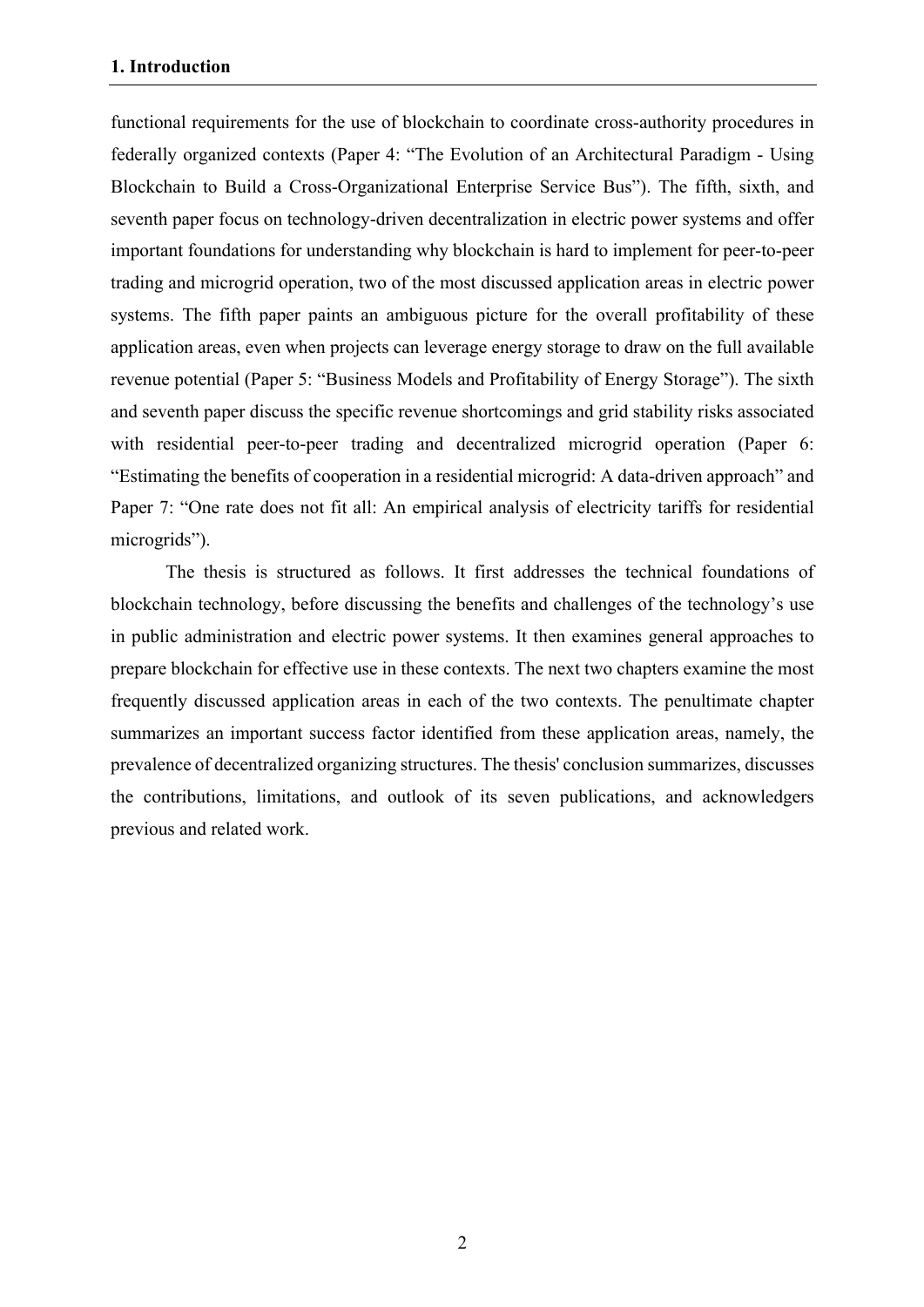functional requirements for the use of blockchain to coordinate cross-authority procedures in federally organized contexts (Paper 4: "The Evolution of an Architectural Paradigm - Using Blockchain to Build a Cross-Organizational Enterprise Service Bus"). The fifth, sixth, and seventh paper focus on technology-driven decentralization in electric power systems and offer important foundations for understanding why blockchain is hard to implement for peer-to-peer trading and microgrid operation, two of the most discussed application areas in electric power systems. The fifth paper paints an ambiguous picture for the overall profitability of these application areas, even when projects can leverage energy storage to draw on the full available revenue potential (Paper 5: "Business Models and Profitability of Energy Storage"). The sixth and seventh paper discuss the specific revenue shortcomings and grid stability risks associated with residential peer-to-peer trading and decentralized microgrid operation (Paper 6: "Estimating the benefits of cooperation in a residential microgrid: A data-driven approach" and Paper 7: "One rate does not fit all: An empirical analysis of electricity tariffs for residential microgrids").

The thesis is structured as follows. It first addresses the technical foundations of blockchain technology, before discussing the benefits and challenges of the technology's use in public administration and electric power systems. It then examines general approaches to prepare blockchain for effective use in these contexts. The next two chapters examine the most frequently discussed application areas in each of the two contexts. The penultimate chapter summarizes an important success factor identified from these application areas, namely, the prevalence of decentralized organizing structures. The thesis' conclusion summarizes, discusses the contributions, limitations, and outlook of its seven publications, and acknowledgers previous and related work.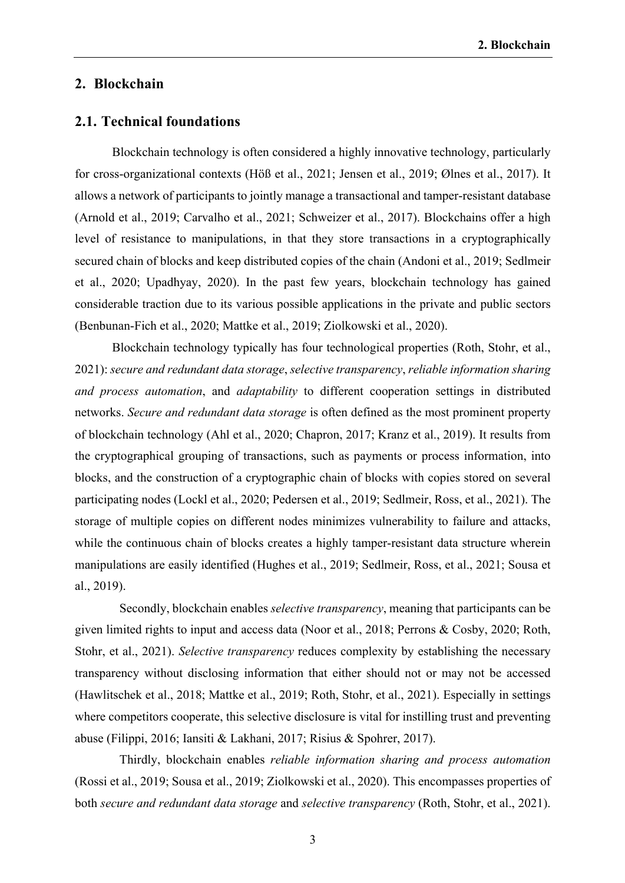# 2. Blockchain

## 2.1. Technical foundations

Blockchain technology is often considered a highly innovative technology, particularly for cross-organizational contexts (Höß et al., 2021; Jensen et al., 2019; Ølnes et al., 2017). It allows a network of participants to jointly manage a transactional and tamper-resistant database (Arnold et al., 2019; Carvalho et al., 2021; Schweizer et al., 2017). Blockchains offer a high level of resistance to manipulations, in that they store transactions in a cryptographically secured chain of blocks and keep distributed copies of the chain (Andoni et al., 2019; Sedlmeir et al., 2020; Upadhyay, 2020). In the past few years, blockchain technology has gained considerable traction due to its various possible applications in the private and public sectors (Benbunan-Fich et al., 2020; Mattke et al., 2019; Ziolkowski et al., 2020).

Blockchain technology typically has four technological properties (Roth, Stohr, et al., 2021): *secure and redundant data storage*, *selective transparency*, *reliable information sharing and process automation*, and *adaptability* to different cooperation settings in distributed networks. *Secure and redundant data storage* is often defined as the most prominent property of blockchain technology (Ahl et al., 2020; Chapron, 2017; Kranz et al., 2019). It results from the cryptographical grouping of transactions, such as payments or process information, into blocks, and the construction of a cryptographic chain of blocks with copies stored on several participating nodes (Lockl et al., 2020; Pedersen et al., 2019; Sedlmeir, Ross, et al., 2021). The storage of multiple copies on different nodes minimizes vulnerability to failure and attacks, while the continuous chain of blocks creates a highly tamper-resistant data structure wherein manipulations are easily identified (Hughes et al., 2019; Sedlmeir, Ross, et al., 2021; Sousa et al., 2019).

Secondly, blockchain enables *selective transparency*, meaning that participants can be given limited rights to input and access data (Noor et al., 2018; Perrons & Cosby, 2020; Roth, Stohr, et al., 2021). *Selective transparency* reduces complexity by establishing the necessary transparency without disclosing information that either should not or may not be accessed (Hawlitschek et al., 2018; Mattke et al., 2019; Roth, Stohr, et al., 2021). Especially in settings where competitors cooperate, this selective disclosure is vital for instilling trust and preventing abuse (Filippi, 2016; Iansiti & Lakhani, 2017; Risius & Spohrer, 2017).

Thirdly, blockchain enables *reliable information sharing and process automation* (Rossi et al., 2019; Sousa et al., 2019; Ziolkowski et al., 2020). This encompasses properties of both *secure and redundant data storage* and *selective transparency* (Roth, Stohr, et al., 2021).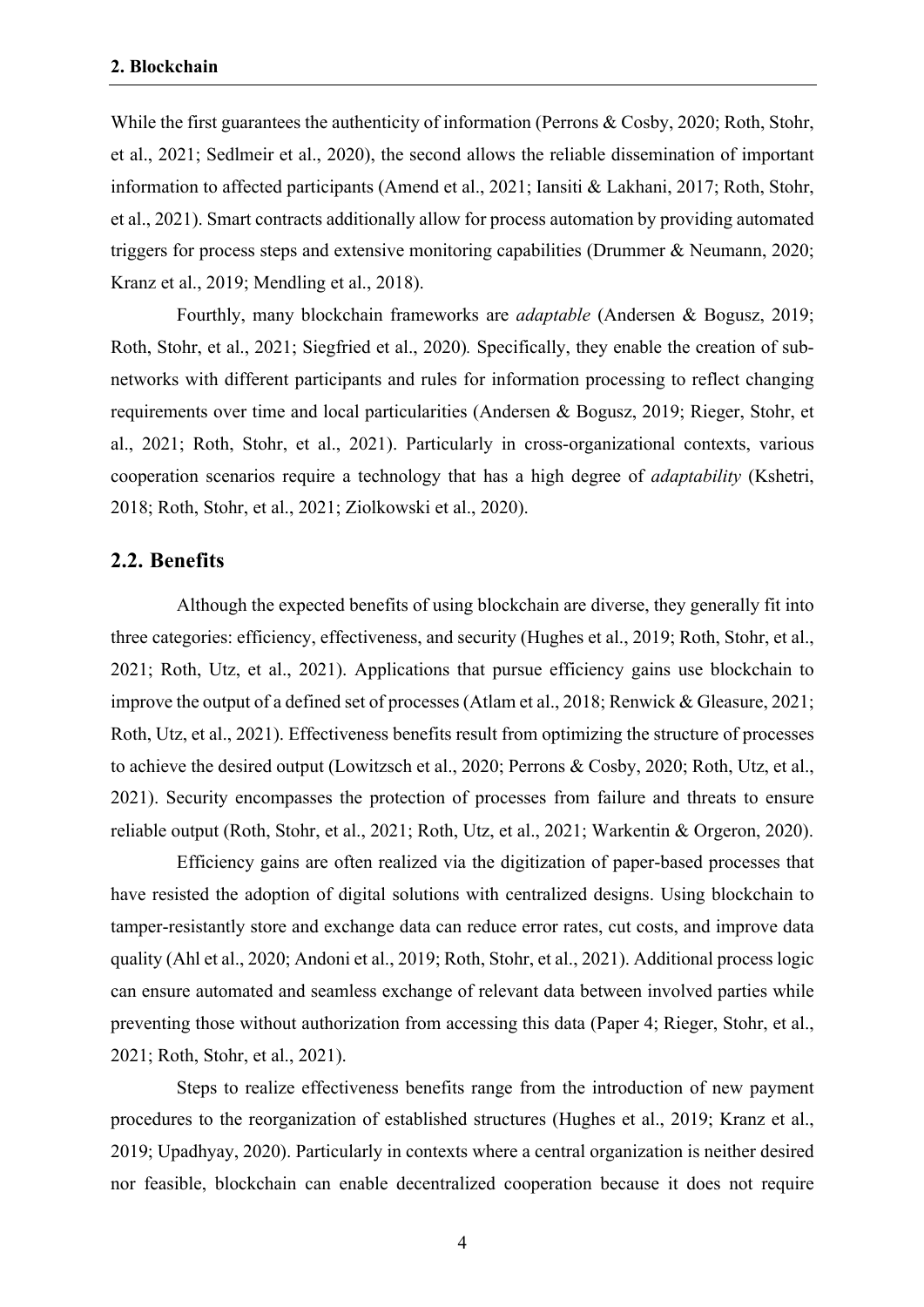While the first guarantees the authenticity of information (Perrons & Cosby, 2020; Roth, Stohr, et al., 2021; Sedlmeir et al., 2020), the second allows the reliable dissemination of important information to affected participants (Amend et al., 2021; Iansiti & Lakhani, 2017; Roth, Stohr, et al., 2021). Smart contracts additionally allow for process automation by providing automated triggers for process steps and extensive monitoring capabilities (Drummer & Neumann, 2020; Kranz et al., 2019; Mendling et al., 2018).

Fourthly, many blockchain frameworks are *adaptable* (Andersen & Bogusz, 2019; Roth, Stohr, et al., 2021; Siegfried et al., 2020)*.* Specifically, they enable the creation of sub-networks with different participants and rules for information processing to reflect changing requirements over time and local particularities (Andersen & Bogusz, 2019; Rieger, Stohr, et al., 2021; Roth, Stohr, et al., 2021). Particularly in cross-organizational contexts, various cooperation scenarios require a technology that has a high degree of *adaptability* (Kshetri, 2018; Roth, Stohr, et al., 2021; Ziolkowski et al., 2020).

## 2.2. Benefits

Although the expected benefits of using blockchain are diverse, they generally fit into three categories: efficiency, effectiveness, and security (Hughes et al., 2019; Roth, Stohr, et al., 2021; Roth, Utz, et al., 2021). Applications that pursue efficiency gains use blockchain to improve the output of a defined set of processes (Atlam et al., 2018; Renwick & Gleasure, 2021; Roth, Utz, et al., 2021). Effectiveness benefits result from optimizing the structure of processes to achieve the desired output (Lowitzsch et al., 2020; Perrons & Cosby, 2020; Roth, Utz, et al., 2021). Security encompasses the protection of processes from failure and threats to ensure reliable output (Roth, Stohr, et al., 2021; Roth, Utz, et al., 2021; Warkentin & Orgeron, 2020).

Efficiency gains are often realized via the digitization of paper-based processes that have resisted the adoption of digital solutions with centralized designs. Using blockchain to tamper-resistantly store and exchange data can reduce error rates, cut costs, and improve data quality (Ahl et al., 2020; Andoni et al., 2019; Roth, Stohr, et al., 2021). Additional process logic can ensure automated and seamless exchange of relevant data between involved parties while preventing those without authorization from accessing this data (Paper 4; Rieger, Stohr, et al., 2021; Roth, Stohr, et al., 2021).

Steps to realize effectiveness benefits range from the introduction of new payment procedures to the reorganization of established structures (Hughes et al., 2019; Kranz et al., 2019; Upadhyay, 2020). Particularly in contexts where a central organization is neither desired nor feasible, blockchain can enable decentralized cooperation because it does not require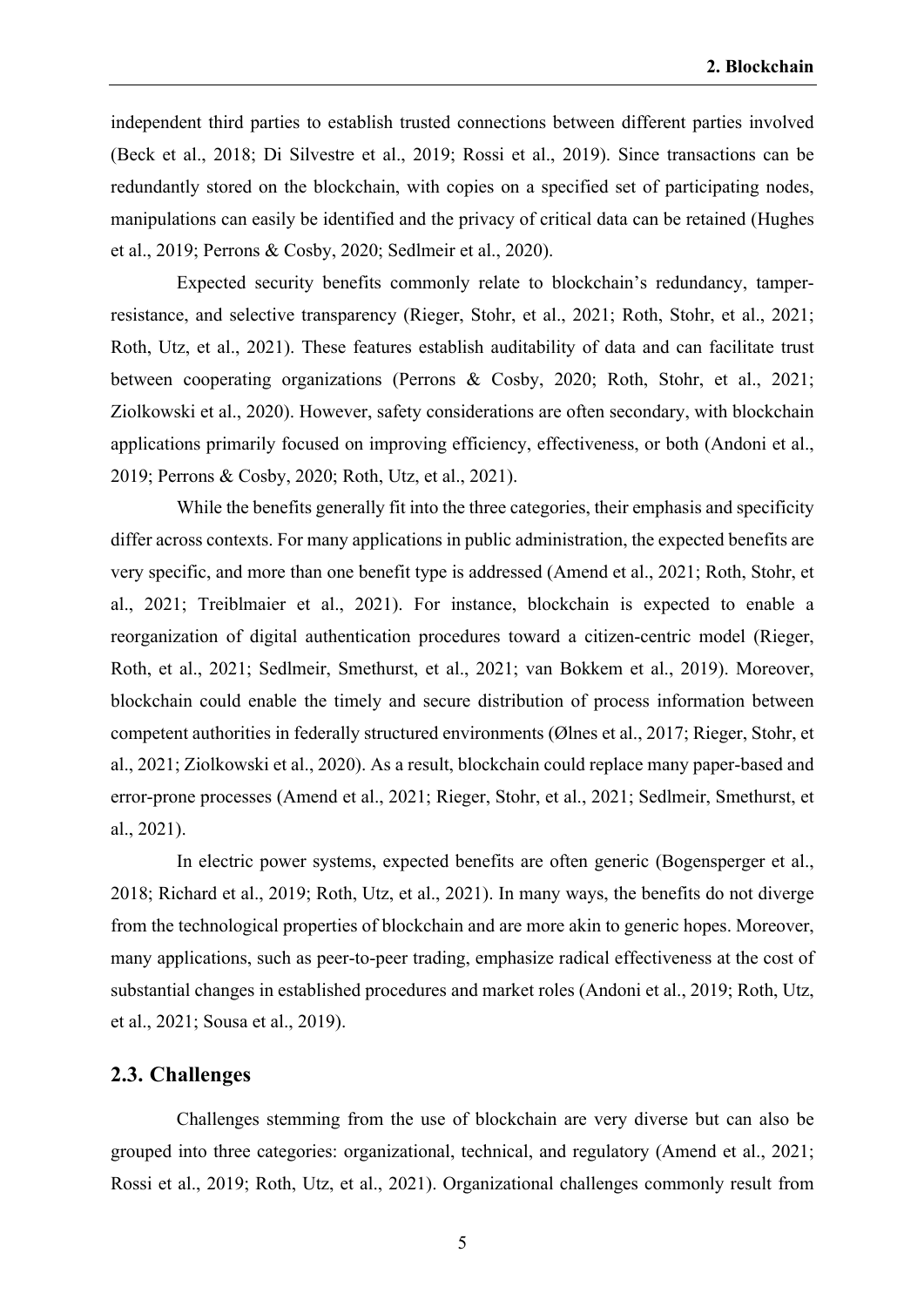independent third parties to establish trusted connections between different parties involved (Beck et al., 2018; Di Silvestre et al., 2019; Rossi et al., 2019). Since transactions can be redundantly stored on the blockchain, with copies on a specified set of participating nodes, manipulations can easily be identified and the privacy of critical data can be retained (Hughes et al., 2019; Perrons & Cosby, 2020; Sedlmeir et al., 2020).

Expected security benefits commonly relate to blockchain's redundancy, tamper-resistance, and selective transparency (Rieger, Stohr, et al., 2021; Roth, Stohr, et al., 2021; Roth, Utz, et al., 2021). These features establish auditability of data and can facilitate trust between cooperating organizations (Perrons & Cosby, 2020; Roth, Stohr, et al., 2021; Ziolkowski et al., 2020). However, safety considerations are often secondary, with blockchain applications primarily focused on improving efficiency, effectiveness, or both (Andoni et al., 2019; Perrons & Cosby, 2020; Roth, Utz, et al., 2021).

While the benefits generally fit into the three categories, their emphasis and specificity differ across contexts. For many applications in public administration, the expected benefits are very specific, and more than one benefit type is addressed (Amend et al., 2021; Roth, Stohr, et al., 2021; Treiblmaier et al., 2021). For instance, blockchain is expected to enable a reorganization of digital authentication procedures toward a citizen-centric model (Rieger, Roth, et al., 2021; Sedlmeir, Smethurst, et al., 2021; van Bokkem et al., 2019). Moreover, blockchain could enable the timely and secure distribution of process information between competent authorities in federally structured environments (Ølnes et al., 2017; Rieger, Stohr, et al., 2021; Ziolkowski et al., 2020). As a result, blockchain could replace many paper-based and error-prone processes (Amend et al., 2021; Rieger, Stohr, et al., 2021; Sedlmeir, Smethurst, et al., 2021).

In electric power systems, expected benefits are often generic (Bogensperger et al., 2018; Richard et al., 2019; Roth, Utz, et al., 2021). In many ways, the benefits do not diverge from the technological properties of blockchain and are more akin to generic hopes. Moreover, many applications, such as peer-to-peer trading, emphasize radical effectiveness at the cost of substantial changes in established procedures and market roles (Andoni et al., 2019; Roth, Utz, et al., 2021; Sousa et al., 2019).

## 2.3. Challenges

Challenges stemming from the use of blockchain are very diverse but can also be grouped into three categories: organizational, technical, and regulatory (Amend et al., 2021; Rossi et al., 2019; Roth, Utz, et al., 2021). Organizational challenges commonly result from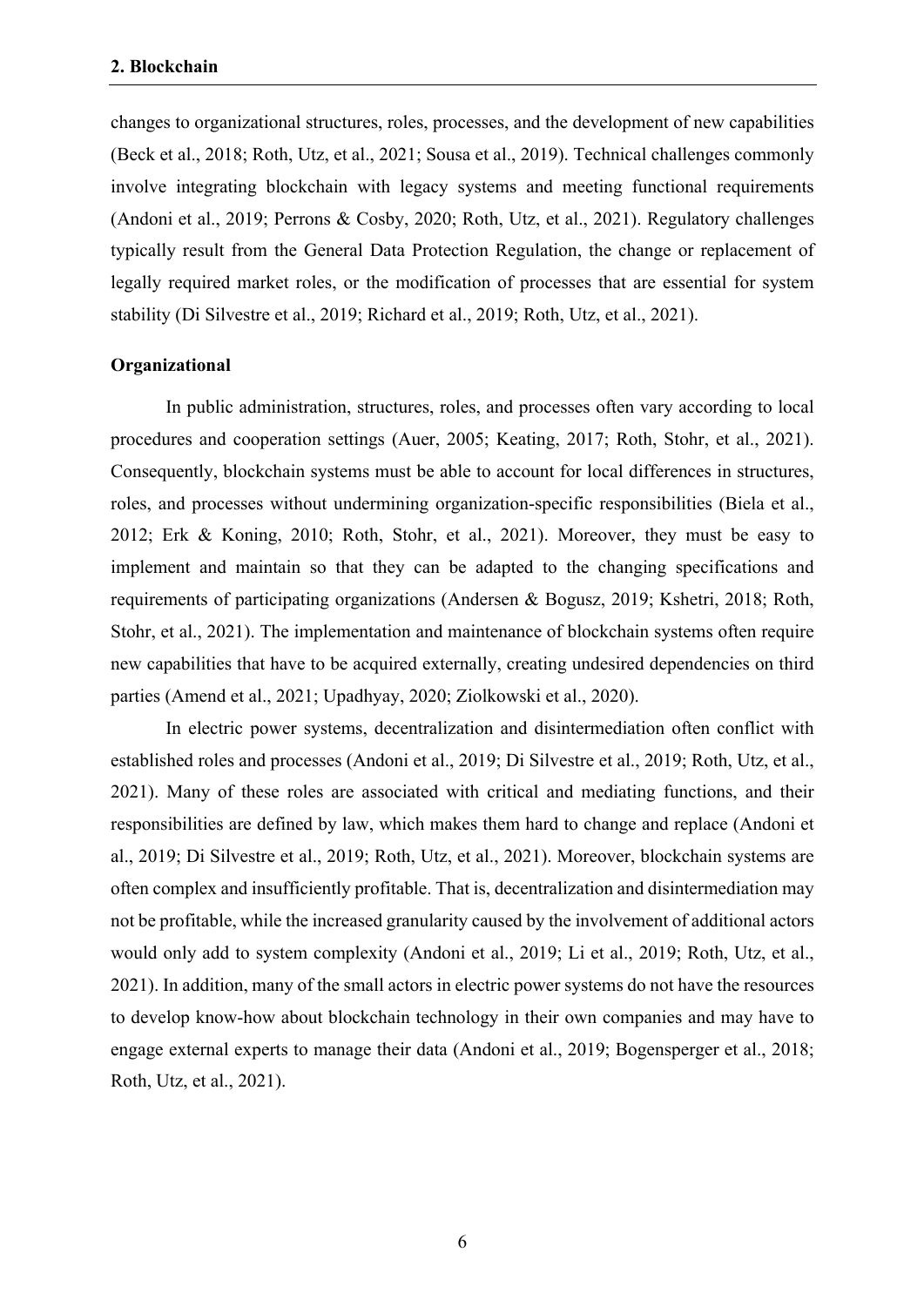changes to organizational structures, roles, processes, and the development of new capabilities (Beck et al., 2018; Roth, Utz, et al., 2021; Sousa et al., 2019). Technical challenges commonly involve integrating blockchain with legacy systems and meeting functional requirements (Andoni et al., 2019; Perrons & Cosby, 2020; Roth, Utz, et al., 2021). Regulatory challenges typically result from the General Data Protection Regulation, the change or replacement of legally required market roles, or the modification of processes that are essential for system stability (Di Silvestre et al., 2019; Richard et al., 2019; Roth, Utz, et al., 2021).

**Organizational**

In public administration, structures, roles, and processes often vary according to local procedures and cooperation settings (Auer, 2005; Keating, 2017; Roth, Stohr, et al., 2021). Consequently, blockchain systems must be able to account for local differences in structures, roles, and processes without undermining organization-specific responsibilities (Biela et al., 2012; Erk & Koning, 2010; Roth, Stohr, et al., 2021). Moreover, they must be easy to implement and maintain so that they can be adapted to the changing specifications and requirements of participating organizations (Andersen & Bogusz, 2019; Kshetri, 2018; Roth, Stohr, et al., 2021). The implementation and maintenance of blockchain systems often require new capabilities that have to be acquired externally, creating undesired dependencies on third parties (Amend et al., 2021; Upadhyay, 2020; Ziolkowski et al., 2020).

In electric power systems, decentralization and disintermediation often conflict with established roles and processes (Andoni et al., 2019; Di Silvestre et al., 2019; Roth, Utz, et al., 2021). Many of these roles are associated with critical and mediating functions, and their responsibilities are defined by law, which makes them hard to change and replace (Andoni et al., 2019; Di Silvestre et al., 2019; Roth, Utz, et al., 2021). Moreover, blockchain systems are often complex and insufficiently profitable. That is, decentralization and disintermediation may not be profitable, while the increased granularity caused by the involvement of additional actors would only add to system complexity (Andoni et al., 2019; Li et al., 2019; Roth, Utz, et al., 2021). In addition, many of the small actors in electric power systems do not have the resources to develop know-how about blockchain technology in their own companies and may have to engage external experts to manage their data (Andoni et al., 2019; Bogensperger et al., 2018; Roth, Utz, et al., 2021).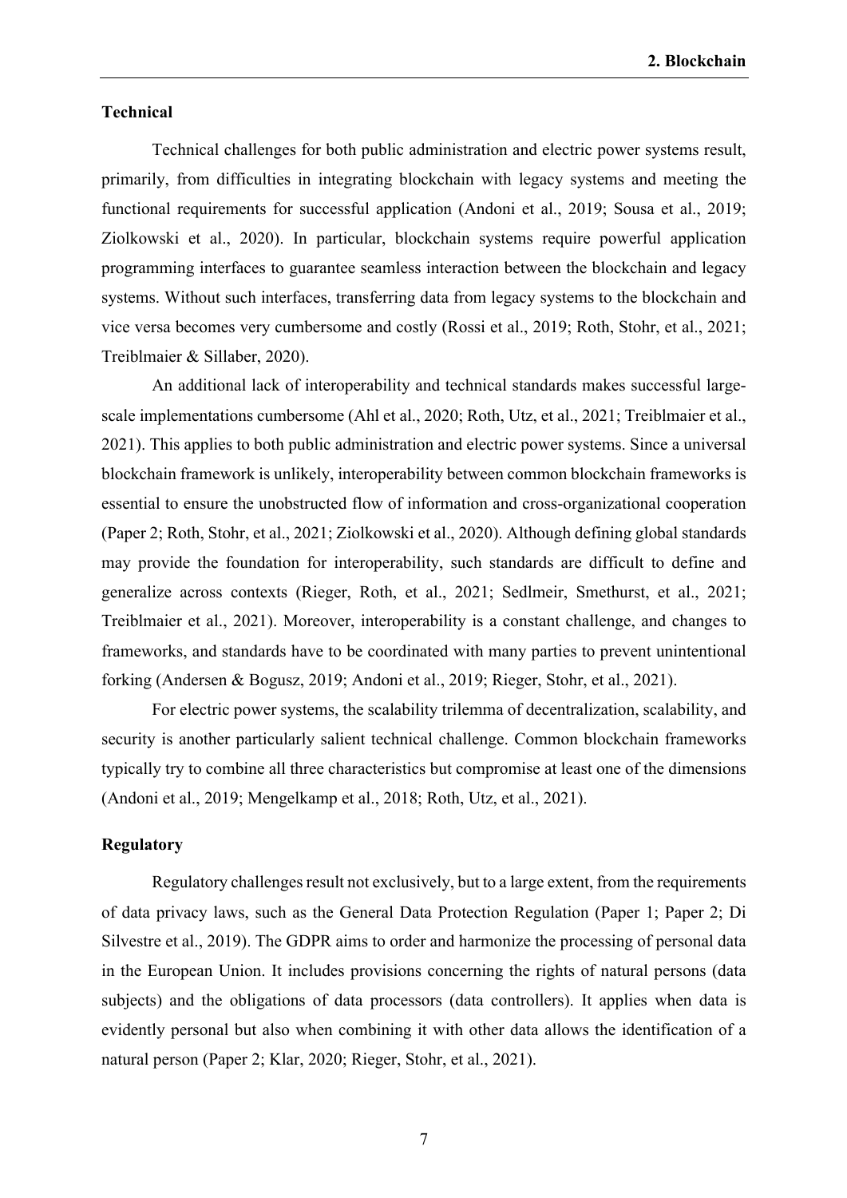**Technical**

Technical challenges for both public administration and electric power systems result, primarily, from difficulties in integrating blockchain with legacy systems and meeting the functional requirements for successful application (Andoni et al., 2019; Sousa et al., 2019; Ziolkowski et al., 2020). In particular, blockchain systems require powerful application programming interfaces to guarantee seamless interaction between the blockchain and legacy systems. Without such interfaces, transferring data from legacy systems to the blockchain and vice versa becomes very cumbersome and costly (Rossi et al., 2019; Roth, Stohr, et al., 2021; Treiblmaier & Sillaber, 2020).

An additional lack of interoperability and technical standards makes successful large-scale implementations cumbersome (Ahl et al., 2020; Roth, Utz, et al., 2021; Treiblmaier et al., 2021). This applies to both public administration and electric power systems. Since a universal blockchain framework is unlikely, interoperability between common blockchain frameworks is essential to ensure the unobstructed flow of information and cross-organizational cooperation (Paper 2; Roth, Stohr, et al., 2021; Ziolkowski et al., 2020). Although defining global standards may provide the foundation for interoperability, such standards are difficult to define and generalize across contexts (Rieger, Roth, et al., 2021; Sedlmeir, Smethurst, et al., 2021; Treiblmaier et al., 2021). Moreover, interoperability is a constant challenge, and changes to frameworks, and standards have to be coordinated with many parties to prevent unintentional forking (Andersen & Bogusz, 2019; Andoni et al., 2019; Rieger, Stohr, et al., 2021).

For electric power systems, the scalability trilemma of decentralization, scalability, and security is another particularly salient technical challenge. Common blockchain frameworks typically try to combine all three characteristics but compromise at least one of the dimensions (Andoni et al., 2019; Mengelkamp et al., 2018; Roth, Utz, et al., 2021).

**Regulatory**

Regulatory challenges result not exclusively, but to a large extent, from the requirements of data privacy laws, such as the General Data Protection Regulation (Paper 1; Paper 2; Di Silvestre et al., 2019). The GDPR aims to order and harmonize the processing of personal data in the European Union. It includes provisions concerning the rights of natural persons (data subjects) and the obligations of data processors (data controllers). It applies when data is evidently personal but also when combining it with other data allows the identification of a natural person (Paper 2; Klar, 2020; Rieger, Stohr, et al., 2021).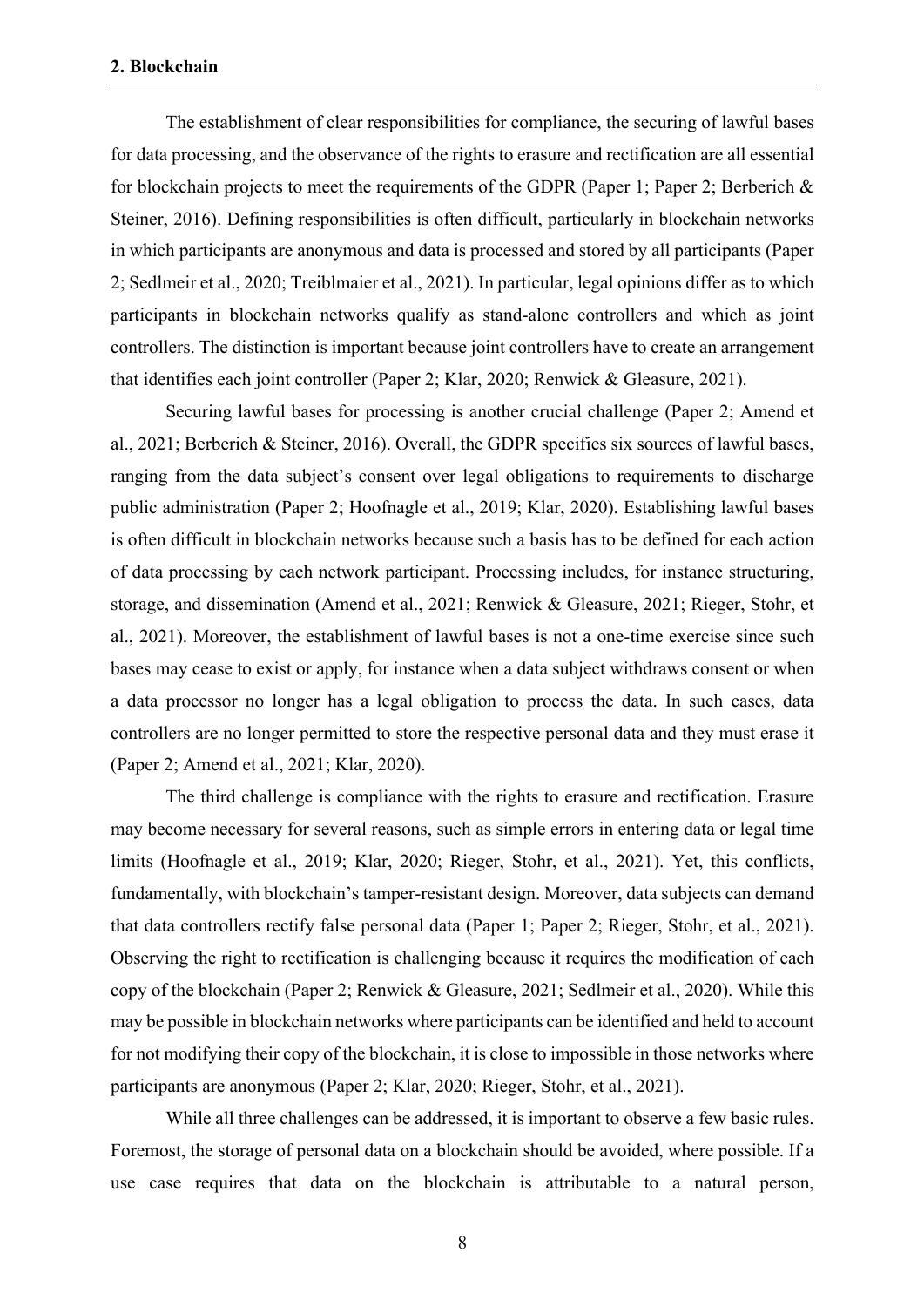The establishment of clear responsibilities for compliance, the securing of lawful bases for data processing, and the observance of the rights to erasure and rectification are all essential for blockchain projects to meet the requirements of the GDPR (Paper 1; Paper 2; Berberich & Steiner, 2016). Defining responsibilities is often difficult, particularly in blockchain networks in which participants are anonymous and data is processed and stored by all participants (Paper 2; Sedlmeir et al., 2020; Treiblmaier et al., 2021). In particular, legal opinions differ as to which participants in blockchain networks qualify as stand-alone controllers and which as joint controllers. The distinction is important because joint controllers have to create an arrangement that identifies each joint controller (Paper 2; Klar, 2020; Renwick & Gleasure, 2021).

Securing lawful bases for processing is another crucial challenge (Paper 2; Amend et al., 2021; Berberich & Steiner, 2016). Overall, the GDPR specifies six sources of lawful bases, ranging from the data subject's consent over legal obligations to requirements to discharge public administration (Paper 2; Hoofnagle et al., 2019; Klar, 2020). Establishing lawful bases is often difficult in blockchain networks because such a basis has to be defined for each action of data processing by each network participant. Processing includes, for instance structuring, storage, and dissemination (Amend et al., 2021; Renwick & Gleasure, 2021; Rieger, Stohr, et al., 2021). Moreover, the establishment of lawful bases is not a one-time exercise since such bases may cease to exist or apply, for instance when a data subject withdraws consent or when a data processor no longer has a legal obligation to process the data. In such cases, data controllers are no longer permitted to store the respective personal data and they must erase it (Paper 2; Amend et al., 2021; Klar, 2020).

The third challenge is compliance with the rights to erasure and rectification. Erasure may become necessary for several reasons, such as simple errors in entering data or legal time limits (Hoofnagle et al., 2019; Klar, 2020; Rieger, Stohr, et al., 2021). Yet, this conflicts, fundamentally, with blockchain's tamper-resistant design. Moreover, data subjects can demand that data controllers rectify false personal data (Paper 1; Paper 2; Rieger, Stohr, et al., 2021). Observing the right to rectification is challenging because it requires the modification of each copy of the blockchain (Paper 2; Renwick & Gleasure, 2021; Sedlmeir et al., 2020). While this may be possible in blockchain networks where participants can be identified and held to account for not modifying their copy of the blockchain, it is close to impossible in those networks where participants are anonymous (Paper 2; Klar, 2020; Rieger, Stohr, et al., 2021).

While all three challenges can be addressed, it is important to observe a few basic rules. Foremost, the storage of personal data on a blockchain should be avoided, where possible. If a use case requires that data on the blockchain is attributable to a natural person,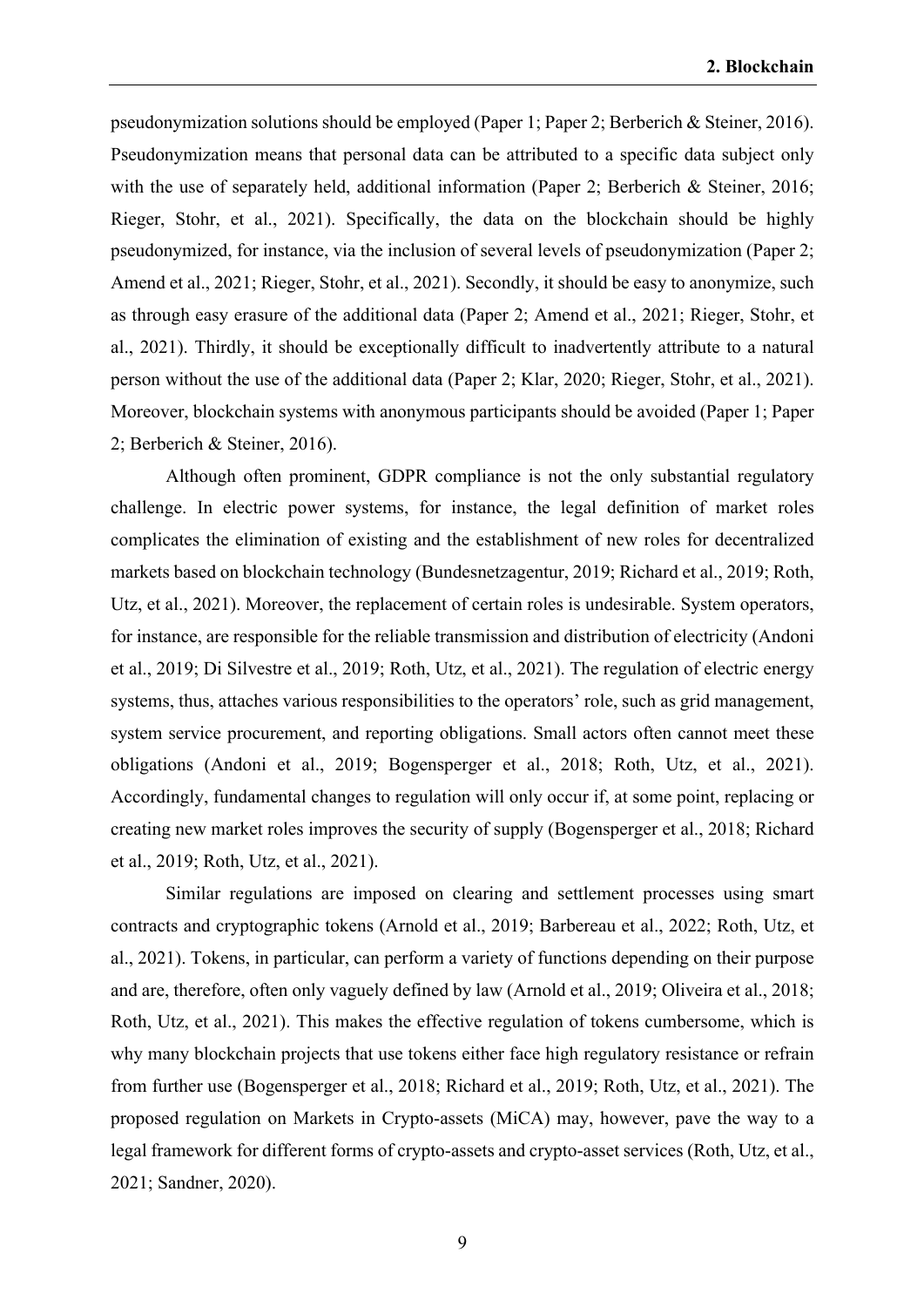pseudonymization solutions should be employed (Paper 1; Paper 2; Berberich & Steiner, 2016). Pseudonymization means that personal data can be attributed to a specific data subject only with the use of separately held, additional information (Paper 2; Berberich & Steiner, 2016; Rieger, Stohr, et al., 2021). Specifically, the data on the blockchain should be highly pseudonymized, for instance, via the inclusion of several levels of pseudonymization (Paper 2; Amend et al., 2021; Rieger, Stohr, et al., 2021). Secondly, it should be easy to anonymize, such as through easy erasure of the additional data (Paper 2; Amend et al., 2021; Rieger, Stohr, et al., 2021). Thirdly, it should be exceptionally difficult to inadvertently attribute to a natural person without the use of the additional data (Paper 2; Klar, 2020; Rieger, Stohr, et al., 2021). Moreover, blockchain systems with anonymous participants should be avoided (Paper 1; Paper 2; Berberich & Steiner, 2016).

Although often prominent, GDPR compliance is not the only substantial regulatory challenge. In electric power systems, for instance, the legal definition of market roles complicates the elimination of existing and the establishment of new roles for decentralized markets based on blockchain technology (Bundesnetzagentur, 2019; Richard et al., 2019; Roth, Utz, et al., 2021). Moreover, the replacement of certain roles is undesirable. System operators, for instance, are responsible for the reliable transmission and distribution of electricity (Andoni et al., 2019; Di Silvestre et al., 2019; Roth, Utz, et al., 2021). The regulation of electric energy systems, thus, attaches various responsibilities to the operators' role, such as grid management, system service procurement, and reporting obligations. Small actors often cannot meet these obligations (Andoni et al., 2019; Bogensperger et al., 2018; Roth, Utz, et al., 2021). Accordingly, fundamental changes to regulation will only occur if, at some point, replacing or creating new market roles improves the security of supply (Bogensperger et al., 2018; Richard et al., 2019; Roth, Utz, et al., 2021).

Similar regulations are imposed on clearing and settlement processes using smart contracts and cryptographic tokens (Arnold et al., 2019; Barbereau et al., 2022; Roth, Utz, et al., 2021). Tokens, in particular, can perform a variety of functions depending on their purpose and are, therefore, often only vaguely defined by law (Arnold et al., 2019; Oliveira et al., 2018; Roth, Utz, et al., 2021). This makes the effective regulation of tokens cumbersome, which is why many blockchain projects that use tokens either face high regulatory resistance or refrain from further use (Bogensperger et al., 2018; Richard et al., 2019; Roth, Utz, et al., 2021). The proposed regulation on Markets in Crypto-assets (MiCA) may, however, pave the way to a legal framework for different forms of crypto-assets and crypto-asset services (Roth, Utz, et al., 2021; Sandner, 2020).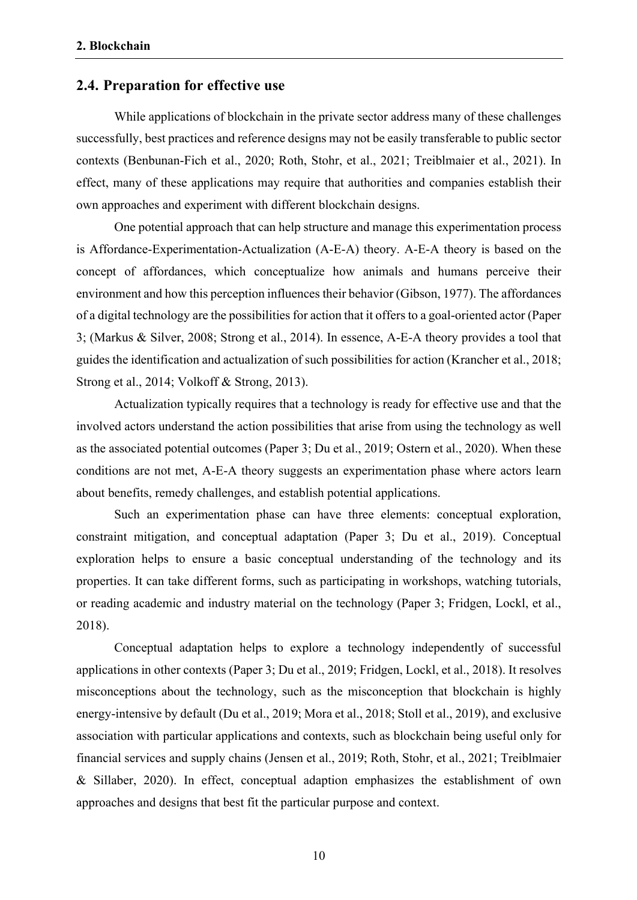## 2.4. Preparation for effective use

While applications of blockchain in the private sector address many of these challenges successfully, best practices and reference designs may not be easily transferable to public sector contexts (Benbunan-Fich et al., 2020; Roth, Stohr, et al., 2021; Treiblmaier et al., 2021). In effect, many of these applications may require that authorities and companies establish their own approaches and experiment with different blockchain designs.

One potential approach that can help structure and manage this experimentation process is Affordance-Experimentation-Actualization (A-E-A) theory. A-E-A theory is based on the concept of affordances, which conceptualize how animals and humans perceive their environment and how this perception influences their behavior (Gibson, 1977). The affordances of a digital technology are the possibilities for action that it offers to a goal-oriented actor (Paper 3; (Markus & Silver, 2008; Strong et al., 2014). In essence, A-E-A theory provides a tool that guides the identification and actualization of such possibilities for action (Krancher et al., 2018; Strong et al., 2014; Volkoff & Strong, 2013).

Actualization typically requires that a technology is ready for effective use and that the involved actors understand the action possibilities that arise from using the technology as well as the associated potential outcomes (Paper 3; Du et al., 2019; Ostern et al., 2020). When these conditions are not met, A-E-A theory suggests an experimentation phase where actors learn about benefits, remedy challenges, and establish potential applications.

Such an experimentation phase can have three elements: conceptual exploration, constraint mitigation, and conceptual adaptation (Paper 3; Du et al., 2019). Conceptual exploration helps to ensure a basic conceptual understanding of the technology and its properties. It can take different forms, such as participating in workshops, watching tutorials, or reading academic and industry material on the technology (Paper 3; Fridgen, Lockl, et al., 2018).

Conceptual adaptation helps to explore a technology independently of successful applications in other contexts (Paper 3; Du et al., 2019; Fridgen, Lockl, et al., 2018). It resolves misconceptions about the technology, such as the misconception that blockchain is highly energy-intensive by default (Du et al., 2019; Mora et al., 2018; Stoll et al., 2019), and exclusive association with particular applications and contexts, such as blockchain being useful only for financial services and supply chains (Jensen et al., 2019; Roth, Stohr, et al., 2021; Treiblmaier & Sillaber, 2020). In effect, conceptual adaption emphasizes the establishment of own approaches and designs that best fit the particular purpose and context.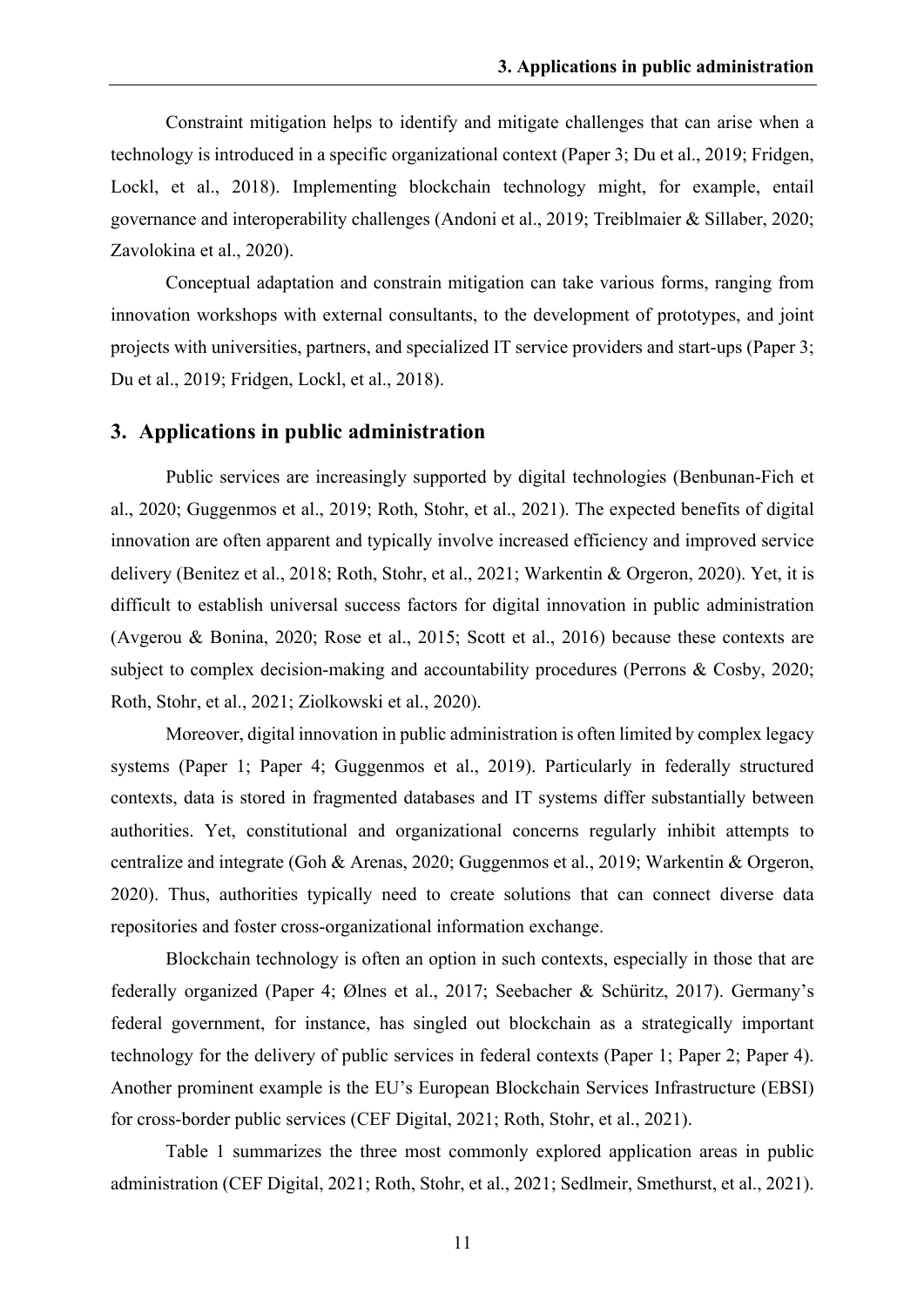Constraint mitigation helps to identify and mitigate challenges that can arise when a technology is introduced in a specific organizational context (Paper 3; Du et al., 2019; Fridgen, Lockl, et al., 2018). Implementing blockchain technology might, for example, entail governance and interoperability challenges (Andoni et al., 2019; Treiblmaier & Sillaber, 2020; Zavolokina et al., 2020).

Conceptual adaptation and constrain mitigation can take various forms, ranging from innovation workshops with external consultants, to the development of prototypes, and joint projects with universities, partners, and specialized IT service providers and start-ups (Paper 3; Du et al., 2019; Fridgen, Lockl, et al., 2018).

## 3. Applications in public administration

Public services are increasingly supported by digital technologies (Benbunan-Fich et al., 2020; Guggenmos et al., 2019; Roth, Stohr, et al., 2021). The expected benefits of digital innovation are often apparent and typically involve increased efficiency and improved service delivery (Benitez et al., 2018; Roth, Stohr, et al., 2021; Warkentin & Orgeron, 2020). Yet, it is difficult to establish universal success factors for digital innovation in public administration (Avgerou & Bonina, 2020; Rose et al., 2015; Scott et al., 2016) because these contexts are subject to complex decision-making and accountability procedures (Perrons & Cosby, 2020; Roth, Stohr, et al., 2021; Ziolkowski et al., 2020).

Moreover, digital innovation in public administration is often limited by complex legacy systems (Paper 1; Paper 4; Guggenmos et al., 2019). Particularly in federally structured contexts, data is stored in fragmented databases and IT systems differ substantially between authorities. Yet, constitutional and organizational concerns regularly inhibit attempts to centralize and integrate (Goh & Arenas, 2020; Guggenmos et al., 2019; Warkentin & Orgeron, 2020). Thus, authorities typically need to create solutions that can connect diverse data repositories and foster cross-organizational information exchange.

Blockchain technology is often an option in such contexts, especially in those that are federally organized (Paper 4; Ølnes et al., 2017; Seebacher & Schüritz, 2017). Germany's federal government, for instance, has singled out blockchain as a strategically important technology for the delivery of public services in federal contexts (Paper 1; Paper 2; Paper 4). Another prominent example is the EU's European Blockchain Services Infrastructure (EBSI) for cross-border public services (CEF Digital, 2021; Roth, Stohr, et al., 2021).

Table 1 summarizes the three most commonly explored application areas in public administration (CEF Digital, 2021; Roth, Stohr, et al., 2021; Sedlmeir, Smethurst, et al., 2021).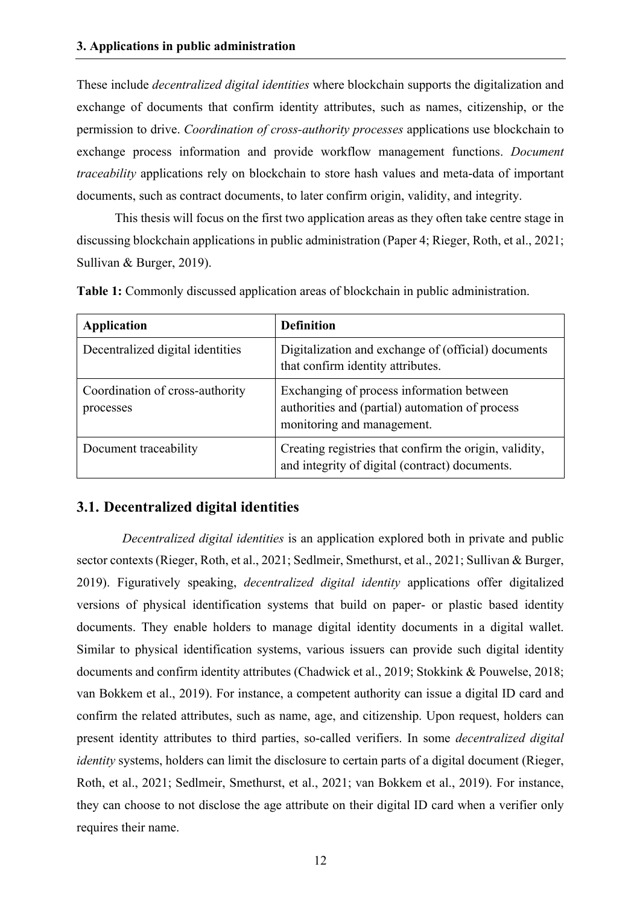## 3. Applications in public administration

These include *decentralized digital identities* where blockchain supports the digitalization and exchange of documents that confirm identity attributes, such as names, citizenship, or the permission to drive. *Coordination of cross-authority processes* applications use blockchain to exchange process information and provide workflow management functions. *Document traceability* applications rely on blockchain to store hash values and meta-data of important documents, such as contract documents, to later confirm origin, validity, and integrity.

This thesis will focus on the first two application areas as they often take centre stage in discussing blockchain applications in public administration (Paper 4; Rieger, Roth, et al., 2021; Sullivan & Burger, 2019).

**Table 1:** Commonly discussed application areas of blockchain in public administration.

| **Application** | **Definition** |
| --- | --- |
| Decentralized digital identities | Digitalization and exchange of (official) documents that confirm identity attributes. |
| Coordination of cross-authority processes | Exchanging of process information between authorities and (partial) automation of process monitoring and management. |
| Document traceability | Creating registries that confirm the origin, validity, and integrity of digital (contract) documents. |

### 3.1. Decentralized digital identities

*Decentralized digital identities* is an application explored both in private and public sector contexts (Rieger, Roth, et al., 2021; Sedlmeir, Smethurst, et al., 2021; Sullivan & Burger, 2019). Figuratively speaking, *decentralized digital identity* applications offer digitalized versions of physical identification systems that build on paper- or plastic based identity documents. They enable holders to manage digital identity documents in a digital wallet. Similar to physical identification systems, various issuers can provide such digital identity documents and confirm identity attributes (Chadwick et al., 2019; Stokkink & Pouwelse, 2018; van Bokkem et al., 2019). For instance, a competent authority can issue a digital ID card and confirm the related attributes, such as name, age, and citizenship. Upon request, holders can present identity attributes to third parties, so-called verifiers. In some *decentralized digital identity* systems, holders can limit the disclosure to certain parts of a digital document (Rieger, Roth, et al., 2021; Sedlmeir, Smethurst, et al., 2021; van Bokkem et al., 2019). For instance, they can choose to not disclose the age attribute on their digital ID card when a verifier only requires their name.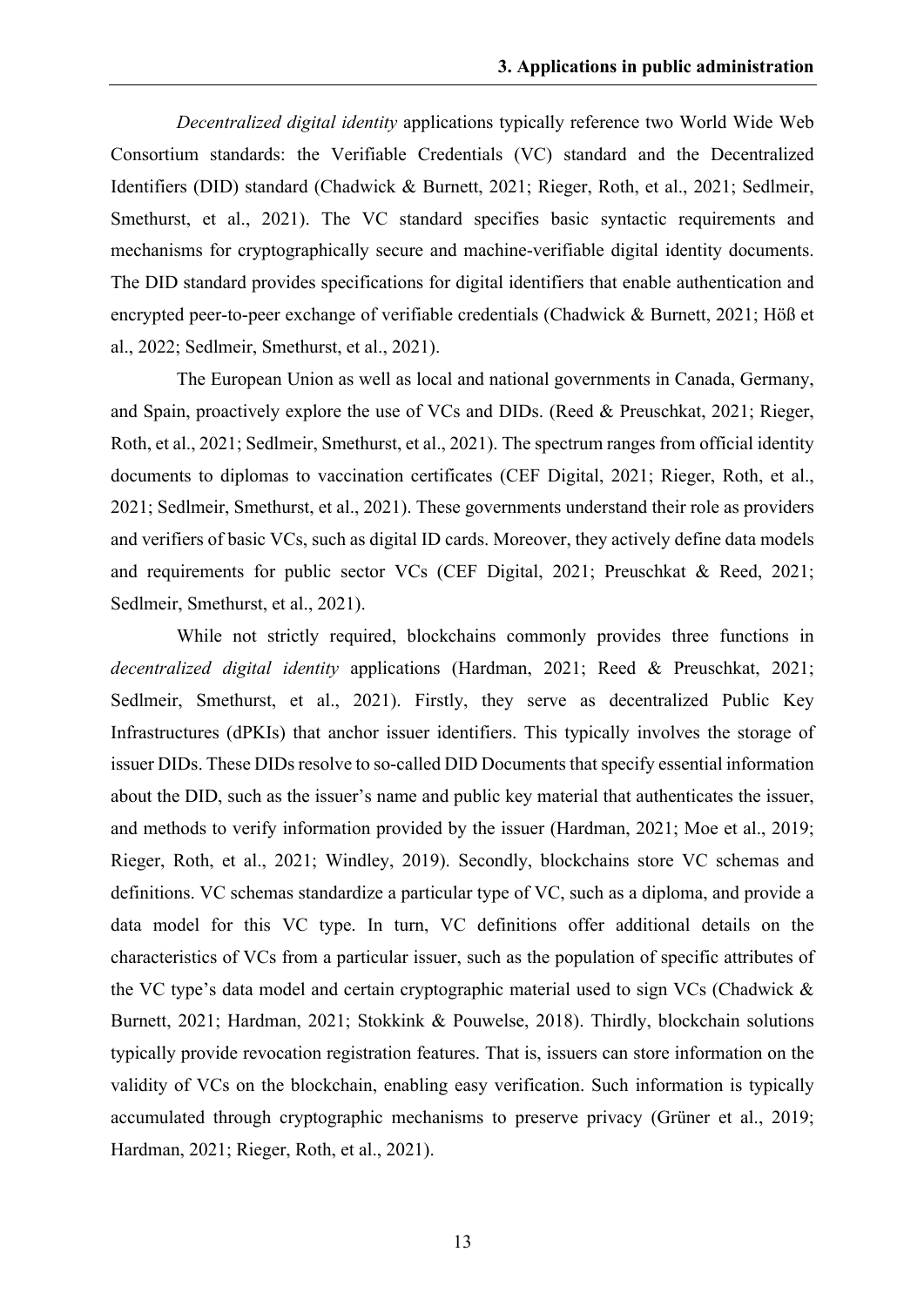*Decentralized digital identity* applications typically reference two World Wide Web Consortium standards: the Verifiable Credentials (VC) standard and the Decentralized Identifiers (DID) standard (Chadwick & Burnett, 2021; Rieger, Roth, et al., 2021; Sedlmeir, Smethurst, et al., 2021). The VC standard specifies basic syntactic requirements and mechanisms for cryptographically secure and machine-verifiable digital identity documents. The DID standard provides specifications for digital identifiers that enable authentication and encrypted peer-to-peer exchange of verifiable credentials (Chadwick & Burnett, 2021; Höß et al., 2022; Sedlmeir, Smethurst, et al., 2021).

The European Union as well as local and national governments in Canada, Germany, and Spain, proactively explore the use of VCs and DIDs. (Reed & Preuschkat, 2021; Rieger, Roth, et al., 2021; Sedlmeir, Smethurst, et al., 2021). The spectrum ranges from official identity documents to diplomas to vaccination certificates (CEF Digital, 2021; Rieger, Roth, et al., 2021; Sedlmeir, Smethurst, et al., 2021). These governments understand their role as providers and verifiers of basic VCs, such as digital ID cards. Moreover, they actively define data models and requirements for public sector VCs (CEF Digital, 2021; Preuschkat & Reed, 2021; Sedlmeir, Smethurst, et al., 2021).

While not strictly required, blockchains commonly provides three functions in *decentralized digital identity* applications (Hardman, 2021; Reed & Preuschkat, 2021; Sedlmeir, Smethurst, et al., 2021). Firstly, they serve as decentralized Public Key Infrastructures (dPKIs) that anchor issuer identifiers. This typically involves the storage of issuer DIDs. These DIDs resolve to so-called DID Documents that specify essential information about the DID, such as the issuer's name and public key material that authenticates the issuer, and methods to verify information provided by the issuer (Hardman, 2021; Moe et al., 2019; Rieger, Roth, et al., 2021; Windley, 2019). Secondly, blockchains store VC schemas and definitions. VC schemas standardize a particular type of VC, such as a diploma, and provide a data model for this VC type. In turn, VC definitions offer additional details on the characteristics of VCs from a particular issuer, such as the population of specific attributes of the VC type's data model and certain cryptographic material used to sign VCs (Chadwick & Burnett, 2021; Hardman, 2021; Stokkink & Pouwelse, 2018). Thirdly, blockchain solutions typically provide revocation registration features. That is, issuers can store information on the validity of VCs on the blockchain, enabling easy verification. Such information is typically accumulated through cryptographic mechanisms to preserve privacy (Grüner et al., 2019; Hardman, 2021; Rieger, Roth, et al., 2021).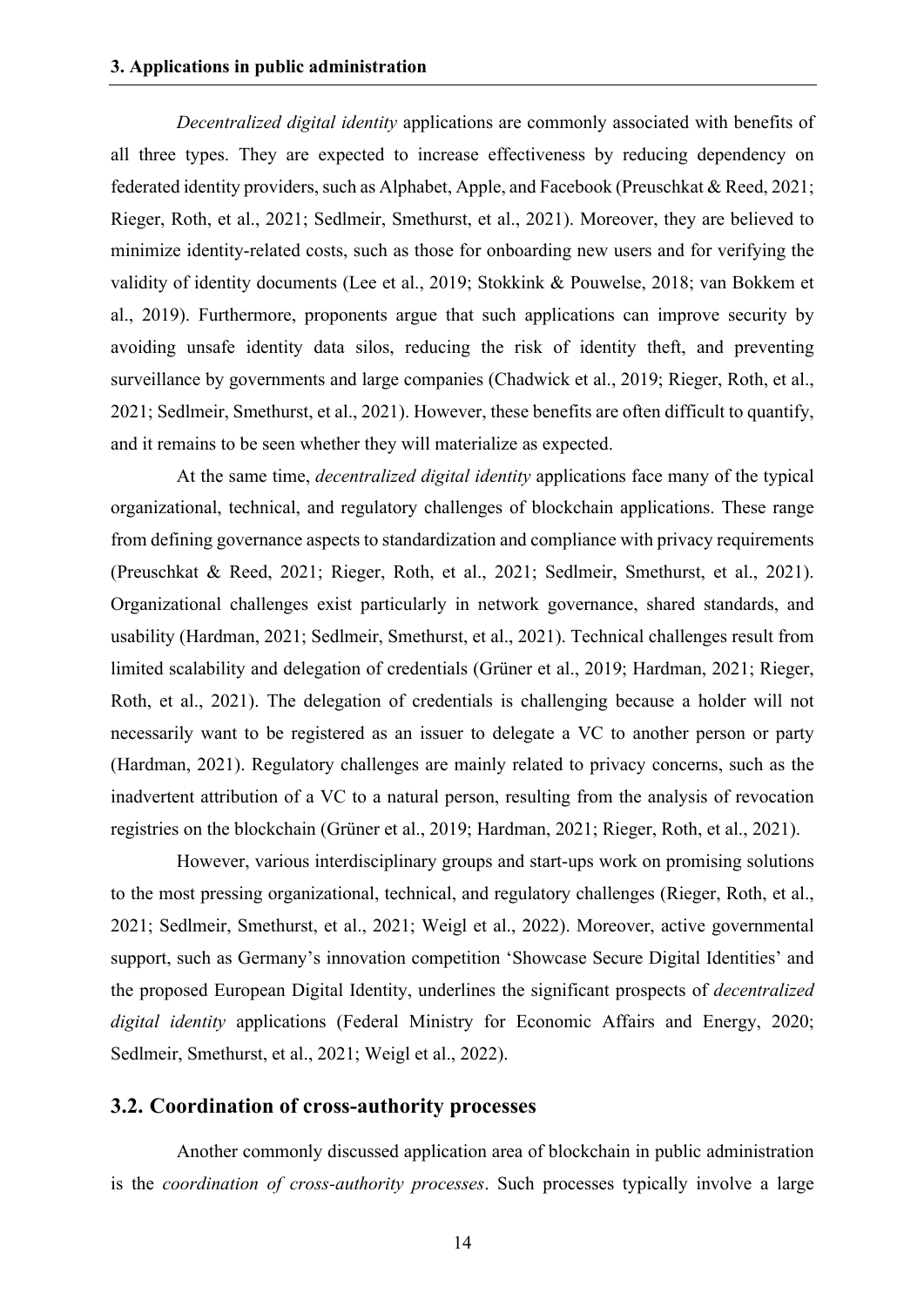*Decentralized digital identity* applications are commonly associated with benefits of all three types. They are expected to increase effectiveness by reducing dependency on federated identity providers, such as Alphabet, Apple, and Facebook (Preuschkat & Reed, 2021; Rieger, Roth, et al., 2021; Sedlmeir, Smethurst, et al., 2021). Moreover, they are believed to minimize identity-related costs, such as those for onboarding new users and for verifying the validity of identity documents (Lee et al., 2019; Stokkink & Pouwelse, 2018; van Bokkem et al., 2019). Furthermore, proponents argue that such applications can improve security by avoiding unsafe identity data silos, reducing the risk of identity theft, and preventing surveillance by governments and large companies (Chadwick et al., 2019; Rieger, Roth, et al., 2021; Sedlmeir, Smethurst, et al., 2021). However, these benefits are often difficult to quantify, and it remains to be seen whether they will materialize as expected.

At the same time, *decentralized digital identity* applications face many of the typical organizational, technical, and regulatory challenges of blockchain applications. These range from defining governance aspects to standardization and compliance with privacy requirements (Preuschkat & Reed, 2021; Rieger, Roth, et al., 2021; Sedlmeir, Smethurst, et al., 2021). Organizational challenges exist particularly in network governance, shared standards, and usability (Hardman, 2021; Sedlmeir, Smethurst, et al., 2021). Technical challenges result from limited scalability and delegation of credentials (Grüner et al., 2019; Hardman, 2021; Rieger, Roth, et al., 2021). The delegation of credentials is challenging because a holder will not necessarily want to be registered as an issuer to delegate a VC to another person or party (Hardman, 2021). Regulatory challenges are mainly related to privacy concerns, such as the inadvertent attribution of a VC to a natural person, resulting from the analysis of revocation registries on the blockchain (Grüner et al., 2019; Hardman, 2021; Rieger, Roth, et al., 2021).

However, various interdisciplinary groups and start-ups work on promising solutions to the most pressing organizational, technical, and regulatory challenges (Rieger, Roth, et al., 2021; Sedlmeir, Smethurst, et al., 2021; Weigl et al., 2022). Moreover, active governmental support, such as Germany's innovation competition 'Showcase Secure Digital Identities' and the proposed European Digital Identity, underlines the significant prospects of *decentralized digital identity* applications (Federal Ministry for Economic Affairs and Energy, 2020; Sedlmeir, Smethurst, et al., 2021; Weigl et al., 2022).

## 3.2. Coordination of cross-authority processes

Another commonly discussed application area of blockchain in public administration is the *coordination of cross-authority processes*. Such processes typically involve a large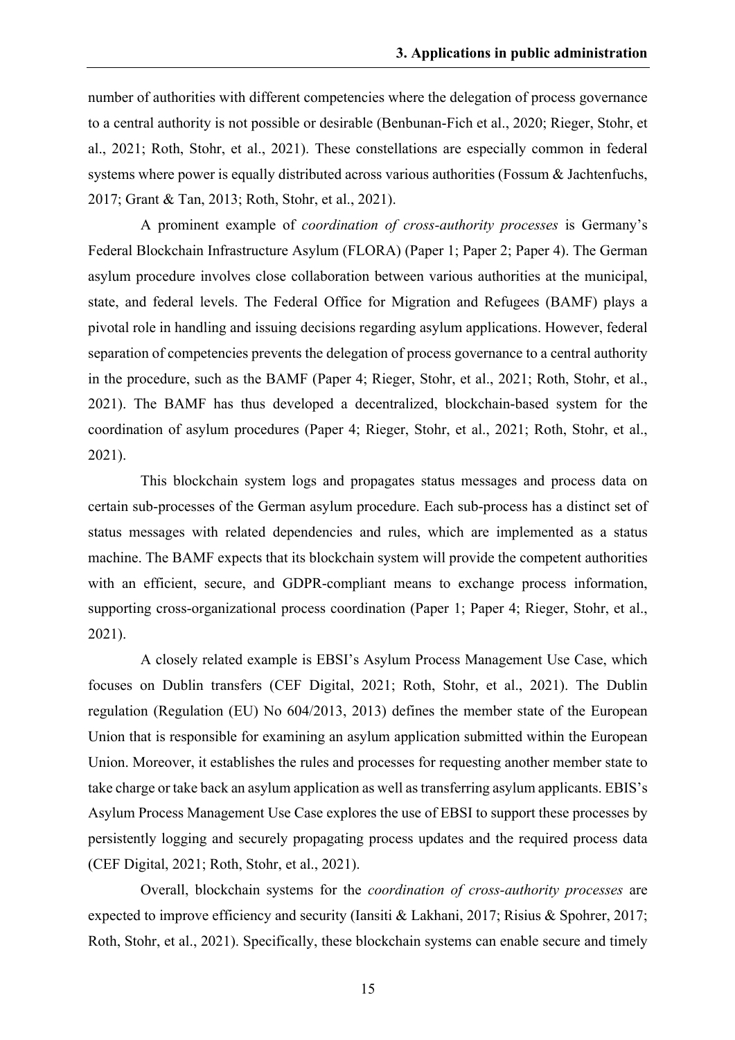number of authorities with different competencies where the delegation of process governance to a central authority is not possible or desirable (Benbunan-Fich et al., 2020; Rieger, Stohr, et al., 2021; Roth, Stohr, et al., 2021). These constellations are especially common in federal systems where power is equally distributed across various authorities (Fossum & Jachtenfuchs, 2017; Grant & Tan, 2013; Roth, Stohr, et al., 2021).

A prominent example of *coordination of cross-authority processes* is Germany's Federal Blockchain Infrastructure Asylum (FLORA) (Paper 1; Paper 2; Paper 4). The German asylum procedure involves close collaboration between various authorities at the municipal, state, and federal levels. The Federal Office for Migration and Refugees (BAMF) plays a pivotal role in handling and issuing decisions regarding asylum applications. However, federal separation of competencies prevents the delegation of process governance to a central authority in the procedure, such as the BAMF (Paper 4; Rieger, Stohr, et al., 2021; Roth, Stohr, et al., 2021). The BAMF has thus developed a decentralized, blockchain-based system for the coordination of asylum procedures (Paper 4; Rieger, Stohr, et al., 2021; Roth, Stohr, et al., 2021).

This blockchain system logs and propagates status messages and process data on certain sub-processes of the German asylum procedure. Each sub-process has a distinct set of status messages with related dependencies and rules, which are implemented as a status machine. The BAMF expects that its blockchain system will provide the competent authorities with an efficient, secure, and GDPR-compliant means to exchange process information, supporting cross-organizational process coordination (Paper 1; Paper 4; Rieger, Stohr, et al., 2021).

A closely related example is EBSI's Asylum Process Management Use Case, which focuses on Dublin transfers (CEF Digital, 2021; Roth, Stohr, et al., 2021). The Dublin regulation (Regulation (EU) No 604/2013, 2013) defines the member state of the European Union that is responsible for examining an asylum application submitted within the European Union. Moreover, it establishes the rules and processes for requesting another member state to take charge or take back an asylum application as well as transferring asylum applicants. EBIS's Asylum Process Management Use Case explores the use of EBSI to support these processes by persistently logging and securely propagating process updates and the required process data (CEF Digital, 2021; Roth, Stohr, et al., 2021).

Overall, blockchain systems for the *coordination of cross-authority processes* are expected to improve efficiency and security (Iansiti & Lakhani, 2017; Risius & Spohrer, 2017; Roth, Stohr, et al., 2021). Specifically, these blockchain systems can enable secure and timely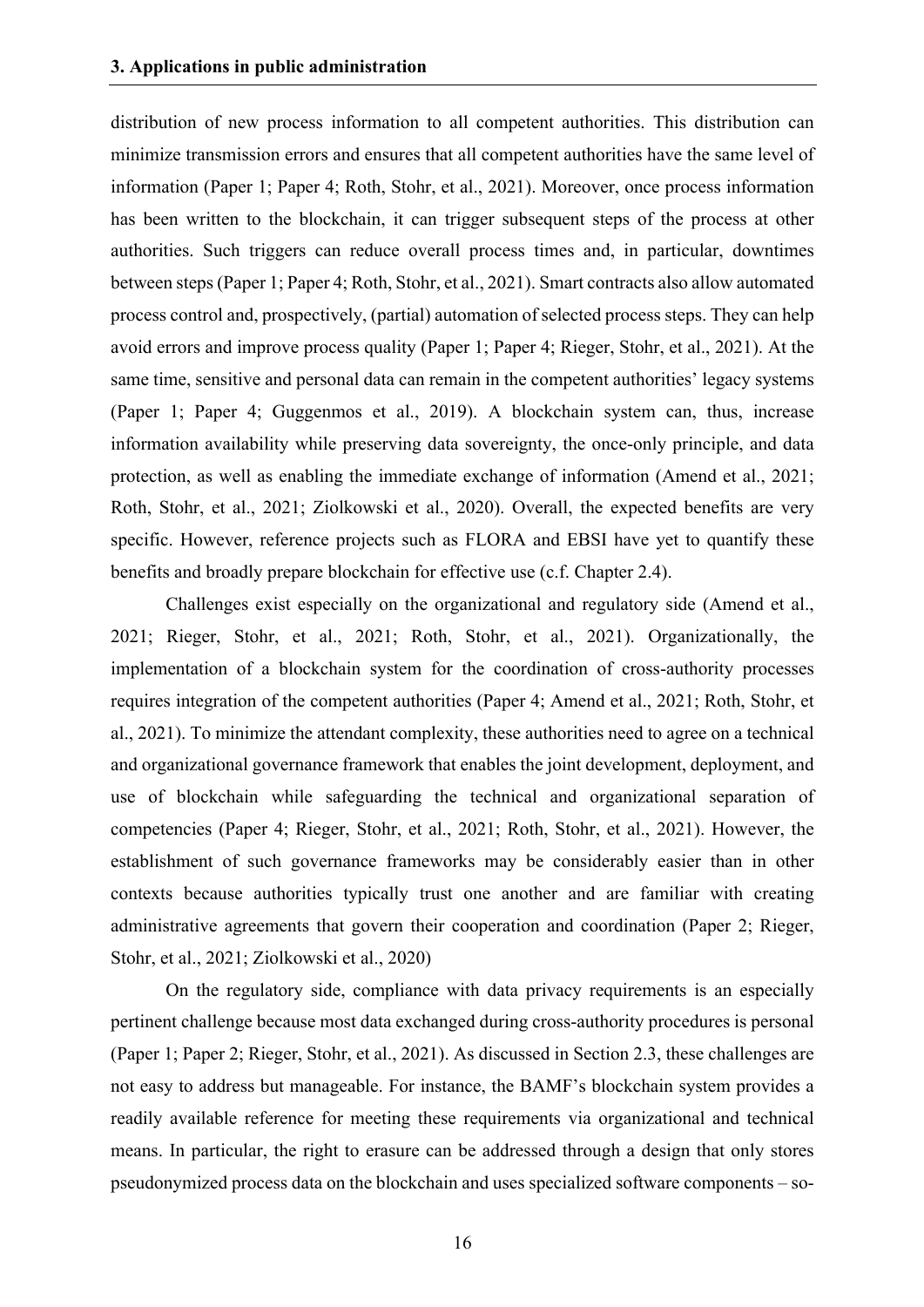distribution of new process information to all competent authorities. This distribution can minimize transmission errors and ensures that all competent authorities have the same level of information (Paper 1; Paper 4; Roth, Stohr, et al., 2021). Moreover, once process information has been written to the blockchain, it can trigger subsequent steps of the process at other authorities. Such triggers can reduce overall process times and, in particular, downtimes between steps (Paper 1; Paper 4; Roth, Stohr, et al., 2021). Smart contracts also allow automated process control and, prospectively, (partial) automation of selected process steps. They can help avoid errors and improve process quality (Paper 1; Paper 4; Rieger, Stohr, et al., 2021). At the same time, sensitive and personal data can remain in the competent authorities' legacy systems (Paper 1; Paper 4; Guggenmos et al., 2019). A blockchain system can, thus, increase information availability while preserving data sovereignty, the once-only principle, and data protection, as well as enabling the immediate exchange of information (Amend et al., 2021; Roth, Stohr, et al., 2021; Ziolkowski et al., 2020). Overall, the expected benefits are very specific. However, reference projects such as FLORA and EBSI have yet to quantify these benefits and broadly prepare blockchain for effective use (c.f. Chapter 2.4).

Challenges exist especially on the organizational and regulatory side (Amend et al., 2021; Rieger, Stohr, et al., 2021; Roth, Stohr, et al., 2021). Organizationally, the implementation of a blockchain system for the coordination of cross-authority processes requires integration of the competent authorities (Paper 4; Amend et al., 2021; Roth, Stohr, et al., 2021). To minimize the attendant complexity, these authorities need to agree on a technical and organizational governance framework that enables the joint development, deployment, and use of blockchain while safeguarding the technical and organizational separation of competencies (Paper 4; Rieger, Stohr, et al., 2021; Roth, Stohr, et al., 2021). However, the establishment of such governance frameworks may be considerably easier than in other contexts because authorities typically trust one another and are familiar with creating administrative agreements that govern their cooperation and coordination (Paper 2; Rieger, Stohr, et al., 2021; Ziolkowski et al., 2020)

On the regulatory side, compliance with data privacy requirements is an especially pertinent challenge because most data exchanged during cross-authority procedures is personal (Paper 1; Paper 2; Rieger, Stohr, et al., 2021). As discussed in Section 2.3, these challenges are not easy to address but manageable. For instance, the BAMF's blockchain system provides a readily available reference for meeting these requirements via organizational and technical means. In particular, the right to erasure can be addressed through a design that only stores pseudonymized process data on the blockchain and uses specialized software components – so-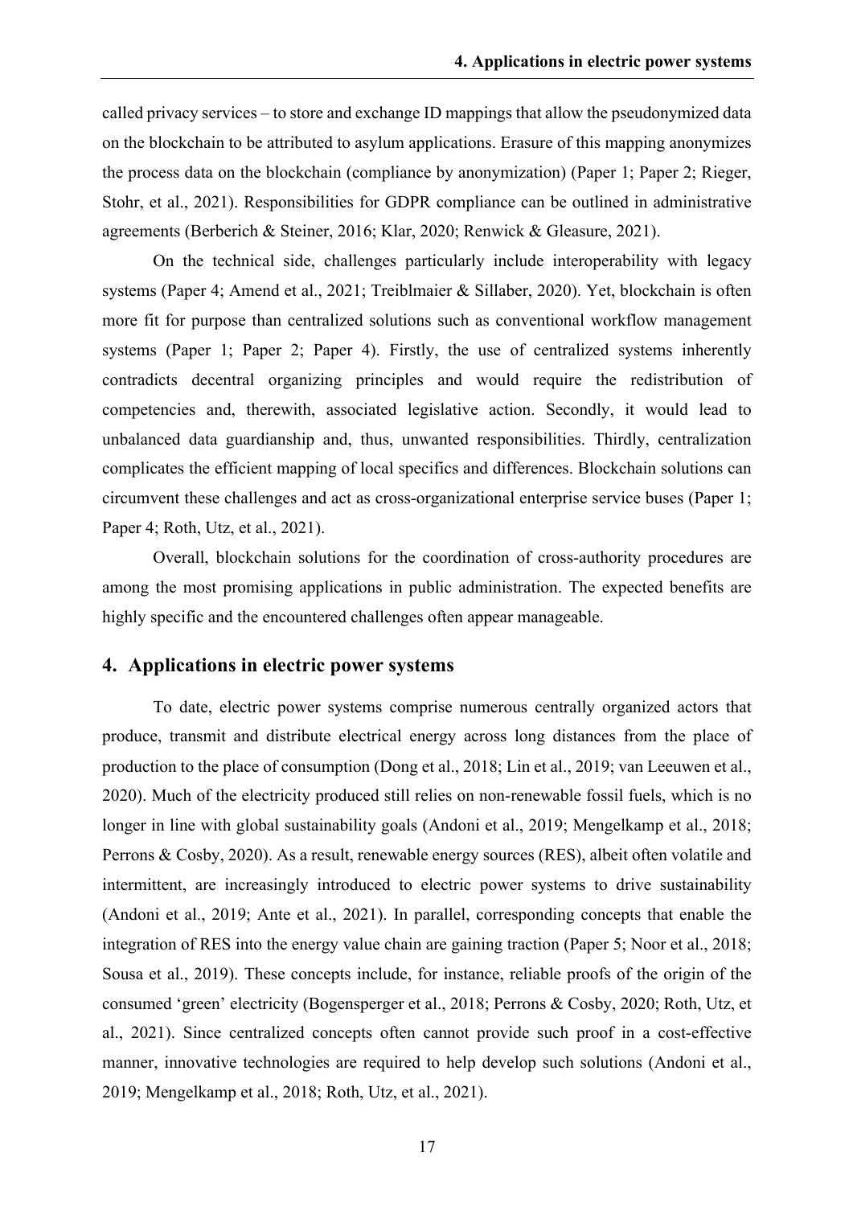called privacy services – to store and exchange ID mappings that allow the pseudonymized data on the blockchain to be attributed to asylum applications. Erasure of this mapping anonymizes the process data on the blockchain (compliance by anonymization) (Paper 1; Paper 2; Rieger, Stohr, et al., 2021). Responsibilities for GDPR compliance can be outlined in administrative agreements (Berberich & Steiner, 2016; Klar, 2020; Renwick & Gleasure, 2021).

On the technical side, challenges particularly include interoperability with legacy systems (Paper 4; Amend et al., 2021; Treiblmaier & Sillaber, 2020). Yet, blockchain is often more fit for purpose than centralized solutions such as conventional workflow management systems (Paper 1; Paper 2; Paper 4). Firstly, the use of centralized systems inherently contradicts decentral organizing principles and would require the redistribution of competencies and, therewith, associated legislative action. Secondly, it would lead to unbalanced data guardianship and, thus, unwanted responsibilities. Thirdly, centralization complicates the efficient mapping of local specifics and differences. Blockchain solutions can circumvent these challenges and act as cross-organizational enterprise service buses (Paper 1; Paper 4; Roth, Utz, et al., 2021).

Overall, blockchain solutions for the coordination of cross-authority procedures are among the most promising applications in public administration. The expected benefits are highly specific and the encountered challenges often appear manageable.

## 4. Applications in electric power systems

To date, electric power systems comprise numerous centrally organized actors that produce, transmit and distribute electrical energy across long distances from the place of production to the place of consumption (Dong et al., 2018; Lin et al., 2019; van Leeuwen et al., 2020). Much of the electricity produced still relies on non-renewable fossil fuels, which is no longer in line with global sustainability goals (Andoni et al., 2019; Mengelkamp et al., 2018; Perrons & Cosby, 2020). As a result, renewable energy sources (RES), albeit often volatile and intermittent, are increasingly introduced to electric power systems to drive sustainability (Andoni et al., 2019; Ante et al., 2021). In parallel, corresponding concepts that enable the integration of RES into the energy value chain are gaining traction (Paper 5; Noor et al., 2018; Sousa et al., 2019). These concepts include, for instance, reliable proofs of the origin of the consumed 'green' electricity (Bogensperger et al., 2018; Perrons & Cosby, 2020; Roth, Utz, et al., 2021). Since centralized concepts often cannot provide such proof in a cost-effective manner, innovative technologies are required to help develop such solutions (Andoni et al., 2019; Mengelkamp et al., 2018; Roth, Utz, et al., 2021).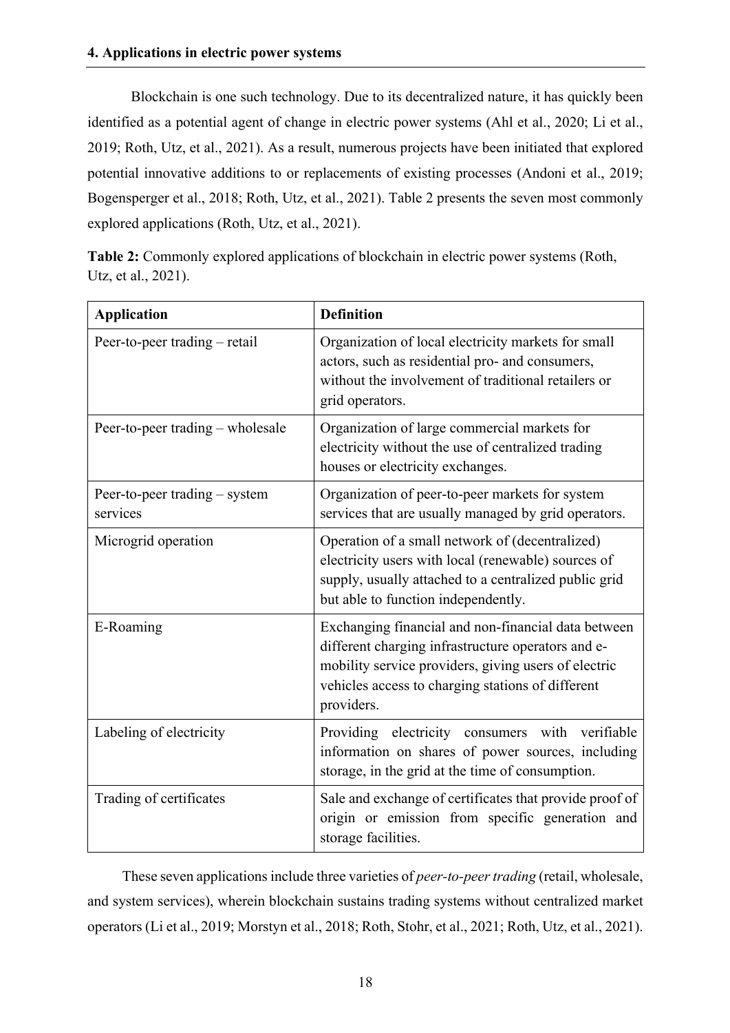## 4. Applications in electric power systems

Blockchain is one such technology. Due to its decentralized nature, it has quickly been identified as a potential agent of change in electric power systems (Ahl et al., 2020; Li et al., 2019; Roth, Utz, et al., 2021). As a result, numerous projects have been initiated that explored potential innovative additions to or replacements of existing processes (Andoni et al., 2019; Bogensperger et al., 2018; Roth, Utz, et al., 2021). Table 2 presents the seven most commonly explored applications (Roth, Utz, et al., 2021).

**Table 2:** Commonly explored applications of blockchain in electric power systems (Roth, Utz, et al., 2021).

| Application | Definition |
|---|---|
| Peer-to-peer trading – retail | Organization of local electricity markets for small actors, such as residential pro- and consumers, without the involvement of traditional retailers or grid operators. |
| Peer-to-peer trading – wholesale | Organization of large commercial markets for electricity without the use of centralized trading houses or electricity exchanges. |
| Peer-to-peer trading – system services | Organization of peer-to-peer markets for system services that are usually managed by grid operators. |
| Microgrid operation | Operation of a small network of (decentralized) electricity users with local (renewable) sources of supply, usually attached to a centralized public grid but able to function independently. |
| E-Roaming | Exchanging financial and non-financial data between different charging infrastructure operators and e-mobility service providers, giving users of electric vehicles access to charging stations of different providers. |
| Labeling of electricity | Providing electricity consumers with verifiable information on shares of power sources, including storage, in the grid at the time of consumption. |
| Trading of certificates | Sale and exchange of certificates that provide proof of origin or emission from specific generation and storage facilities. |

These seven applications include three varieties of *peer-to-peer trading* (retail, wholesale, and system services), wherein blockchain sustains trading systems without centralized market operators (Li et al., 2019; Morstyn et al., 2018; Roth, Stohr, et al., 2021; Roth, Utz, et al., 2021).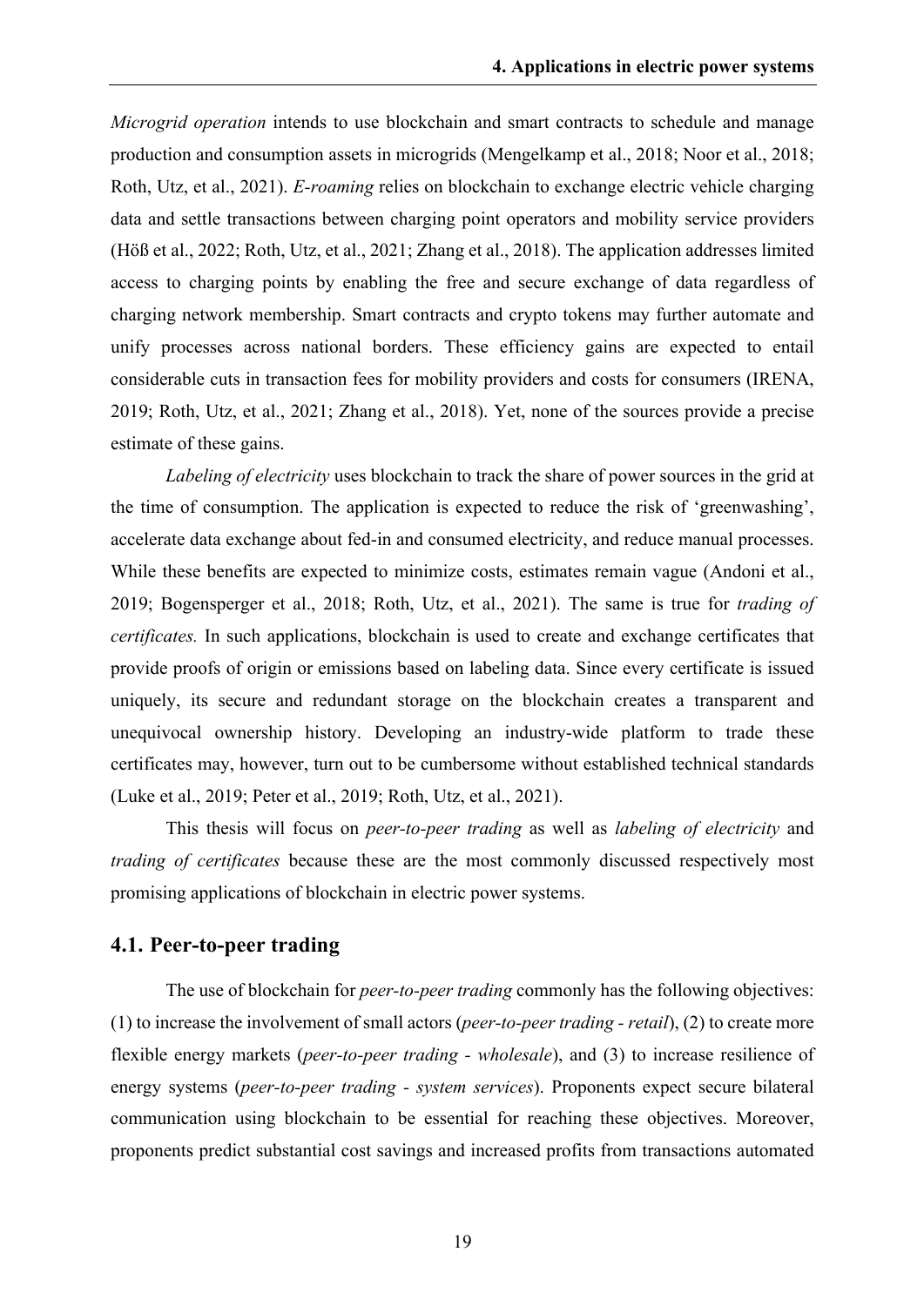*Microgrid operation* intends to use blockchain and smart contracts to schedule and manage production and consumption assets in microgrids (Mengelkamp et al., 2018; Noor et al., 2018; Roth, Utz, et al., 2021). *E-roaming* relies on blockchain to exchange electric vehicle charging data and settle transactions between charging point operators and mobility service providers (Höß et al., 2022; Roth, Utz, et al., 2021; Zhang et al., 2018). The application addresses limited access to charging points by enabling the free and secure exchange of data regardless of charging network membership. Smart contracts and crypto tokens may further automate and unify processes across national borders. These efficiency gains are expected to entail considerable cuts in transaction fees for mobility providers and costs for consumers (IRENA, 2019; Roth, Utz, et al., 2021; Zhang et al., 2018). Yet, none of the sources provide a precise estimate of these gains.

*Labeling of electricity* uses blockchain to track the share of power sources in the grid at the time of consumption. The application is expected to reduce the risk of 'greenwashing', accelerate data exchange about fed-in and consumed electricity, and reduce manual processes. While these benefits are expected to minimize costs, estimates remain vague (Andoni et al., 2019; Bogensperger et al., 2018; Roth, Utz, et al., 2021). The same is true for *trading of certificates.* In such applications, blockchain is used to create and exchange certificates that provide proofs of origin or emissions based on labeling data. Since every certificate is issued uniquely, its secure and redundant storage on the blockchain creates a transparent and unequivocal ownership history. Developing an industry-wide platform to trade these certificates may, however, turn out to be cumbersome without established technical standards (Luke et al., 2019; Peter et al., 2019; Roth, Utz, et al., 2021).

This thesis will focus on *peer-to-peer trading* as well as *labeling of electricity* and *trading of certificates* because these are the most commonly discussed respectively most promising applications of blockchain in electric power systems.

## 4.1. Peer-to-peer trading

The use of blockchain for *peer-to-peer trading* commonly has the following objectives: (1) to increase the involvement of small actors (*peer-to-peer trading - retail*), (2) to create more flexible energy markets (*peer-to-peer trading - wholesale*), and (3) to increase resilience of energy systems (*peer-to-peer trading - system services*). Proponents expect secure bilateral communication using blockchain to be essential for reaching these objectives. Moreover, proponents predict substantial cost savings and increased profits from transactions automated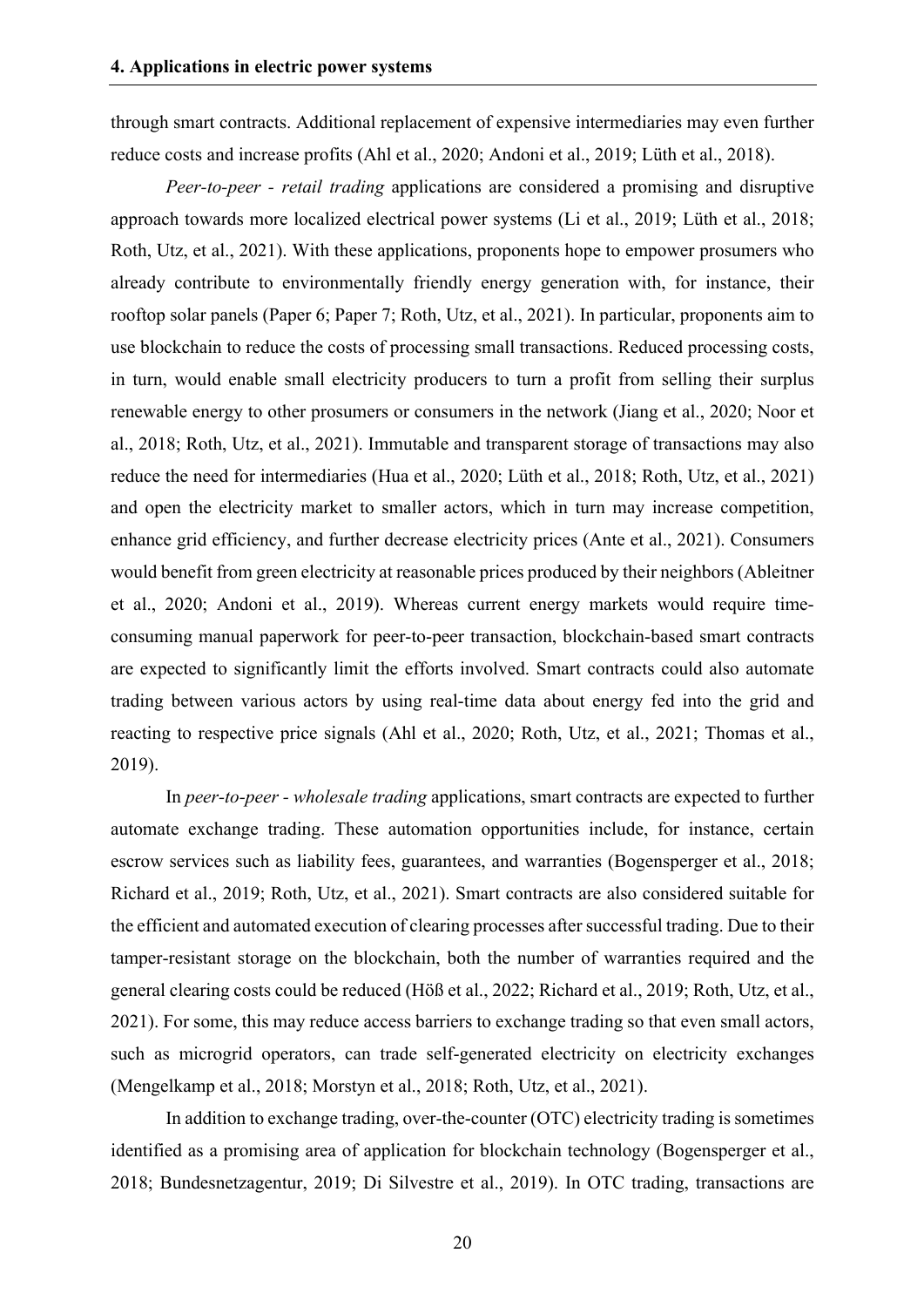through smart contracts. Additional replacement of expensive intermediaries may even further reduce costs and increase profits (Ahl et al., 2020; Andoni et al., 2019; Lüth et al., 2018).

*Peer-to-peer - retail trading* applications are considered a promising and disruptive approach towards more localized electrical power systems (Li et al., 2019; Lüth et al., 2018; Roth, Utz, et al., 2021). With these applications, proponents hope to empower prosumers who already contribute to environmentally friendly energy generation with, for instance, their rooftop solar panels (Paper 6; Paper 7; Roth, Utz, et al., 2021). In particular, proponents aim to use blockchain to reduce the costs of processing small transactions. Reduced processing costs, in turn, would enable small electricity producers to turn a profit from selling their surplus renewable energy to other prosumers or consumers in the network (Jiang et al., 2020; Noor et al., 2018; Roth, Utz, et al., 2021). Immutable and transparent storage of transactions may also reduce the need for intermediaries (Hua et al., 2020; Lüth et al., 2018; Roth, Utz, et al., 2021) and open the electricity market to smaller actors, which in turn may increase competition, enhance grid efficiency, and further decrease electricity prices (Ante et al., 2021). Consumers would benefit from green electricity at reasonable prices produced by their neighbors (Ableitner et al., 2020; Andoni et al., 2019). Whereas current energy markets would require time-consuming manual paperwork for peer-to-peer transaction, blockchain-based smart contracts are expected to significantly limit the efforts involved. Smart contracts could also automate trading between various actors by using real-time data about energy fed into the grid and reacting to respective price signals (Ahl et al., 2020; Roth, Utz, et al., 2021; Thomas et al., 2019).

In *peer-to-peer - wholesale trading* applications, smart contracts are expected to further automate exchange trading. These automation opportunities include, for instance, certain escrow services such as liability fees, guarantees, and warranties (Bogensperger et al., 2018; Richard et al., 2019; Roth, Utz, et al., 2021). Smart contracts are also considered suitable for the efficient and automated execution of clearing processes after successful trading. Due to their tamper-resistant storage on the blockchain, both the number of warranties required and the general clearing costs could be reduced (Höß et al., 2022; Richard et al., 2019; Roth, Utz, et al., 2021). For some, this may reduce access barriers to exchange trading so that even small actors, such as microgrid operators, can trade self-generated electricity on electricity exchanges (Mengelkamp et al., 2018; Morstyn et al., 2018; Roth, Utz, et al., 2021).

In addition to exchange trading, over-the-counter (OTC) electricity trading is sometimes identified as a promising area of application for blockchain technology (Bogensperger et al., 2018; Bundesnetzagentur, 2019; Di Silvestre et al., 2019). In OTC trading, transactions are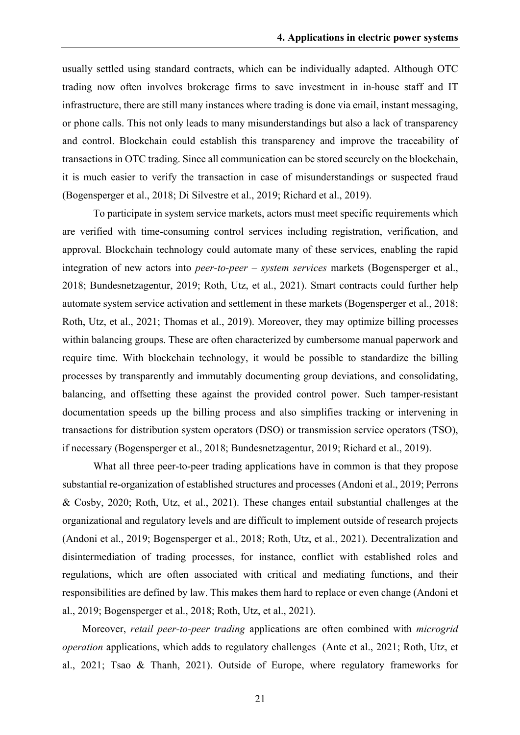usually settled using standard contracts, which can be individually adapted. Although OTC trading now often involves brokerage firms to save investment in in-house staff and IT infrastructure, there are still many instances where trading is done via email, instant messaging, or phone calls. This not only leads to many misunderstandings but also a lack of transparency and control. Blockchain could establish this transparency and improve the traceability of transactions in OTC trading. Since all communication can be stored securely on the blockchain, it is much easier to verify the transaction in case of misunderstandings or suspected fraud (Bogensperger et al., 2018; Di Silvestre et al., 2019; Richard et al., 2019).

To participate in system service markets, actors must meet specific requirements which are verified with time-consuming control services including registration, verification, and approval. Blockchain technology could automate many of these services, enabling the rapid integration of new actors into *peer-to-peer – system services* markets (Bogensperger et al., 2018; Bundesnetzagentur, 2019; Roth, Utz, et al., 2021). Smart contracts could further help automate system service activation and settlement in these markets (Bogensperger et al., 2018; Roth, Utz, et al., 2021; Thomas et al., 2019). Moreover, they may optimize billing processes within balancing groups. These are often characterized by cumbersome manual paperwork and require time. With blockchain technology, it would be possible to standardize the billing processes by transparently and immutably documenting group deviations, and consolidating, balancing, and offsetting these against the provided control power. Such tamper-resistant documentation speeds up the billing process and also simplifies tracking or intervening in transactions for distribution system operators (DSO) or transmission service operators (TSO), if necessary (Bogensperger et al., 2018; Bundesnetzagentur, 2019; Richard et al., 2019).

What all three peer-to-peer trading applications have in common is that they propose substantial re-organization of established structures and processes (Andoni et al., 2019; Perrons & Cosby, 2020; Roth, Utz, et al., 2021). These changes entail substantial challenges at the organizational and regulatory levels and are difficult to implement outside of research projects (Andoni et al., 2019; Bogensperger et al., 2018; Roth, Utz, et al., 2021). Decentralization and disintermediation of trading processes, for instance, conflict with established roles and regulations, which are often associated with critical and mediating functions, and their responsibilities are defined by law. This makes them hard to replace or even change (Andoni et al., 2019; Bogensperger et al., 2018; Roth, Utz, et al., 2021).

Moreover, *retail peer-to-peer trading* applications are often combined with *microgrid operation* applications, which adds to regulatory challenges (Ante et al., 2021; Roth, Utz, et al., 2021; Tsao & Thanh, 2021). Outside of Europe, where regulatory frameworks for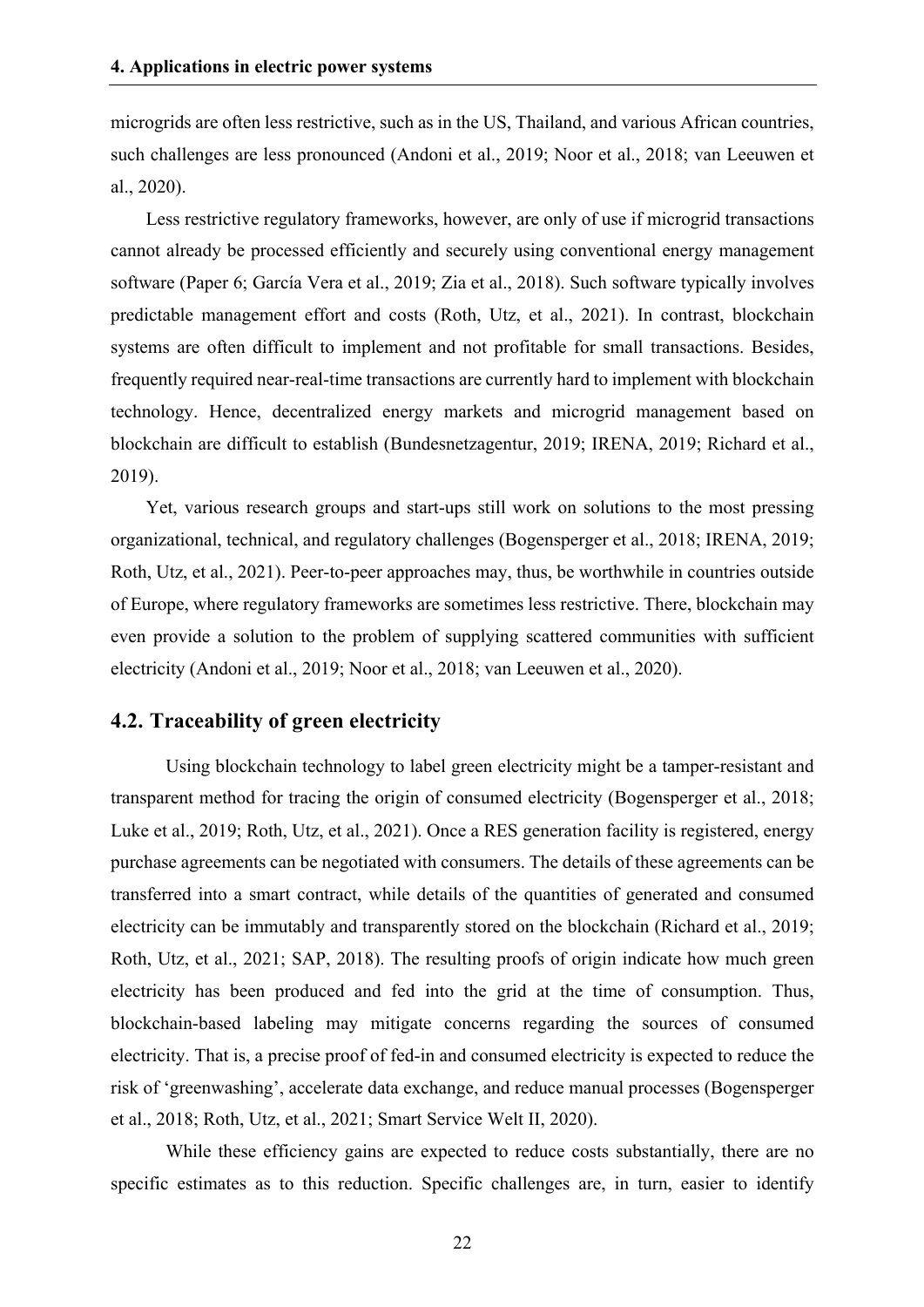microgrids are often less restrictive, such as in the US, Thailand, and various African countries, such challenges are less pronounced (Andoni et al., 2019; Noor et al., 2018; van Leeuwen et al., 2020).

Less restrictive regulatory frameworks, however, are only of use if microgrid transactions cannot already be processed efficiently and securely using conventional energy management software (Paper 6; García Vera et al., 2019; Zia et al., 2018). Such software typically involves predictable management effort and costs (Roth, Utz, et al., 2021). In contrast, blockchain systems are often difficult to implement and not profitable for small transactions. Besides, frequently required near-real-time transactions are currently hard to implement with blockchain technology. Hence, decentralized energy markets and microgrid management based on blockchain are difficult to establish (Bundesnetzagentur, 2019; IRENA, 2019; Richard et al., 2019).

Yet, various research groups and start-ups still work on solutions to the most pressing organizational, technical, and regulatory challenges (Bogensperger et al., 2018; IRENA, 2019; Roth, Utz, et al., 2021). Peer-to-peer approaches may, thus, be worthwhile in countries outside of Europe, where regulatory frameworks are sometimes less restrictive. There, blockchain may even provide a solution to the problem of supplying scattered communities with sufficient electricity (Andoni et al., 2019; Noor et al., 2018; van Leeuwen et al., 2020).

## 4.2. Traceability of green electricity

Using blockchain technology to label green electricity might be a tamper-resistant and transparent method for tracing the origin of consumed electricity (Bogensperger et al., 2018; Luke et al., 2019; Roth, Utz, et al., 2021). Once a RES generation facility is registered, energy purchase agreements can be negotiated with consumers. The details of these agreements can be transferred into a smart contract, while details of the quantities of generated and consumed electricity can be immutably and transparently stored on the blockchain (Richard et al., 2019; Roth, Utz, et al., 2021; SAP, 2018). The resulting proofs of origin indicate how much green electricity has been produced and fed into the grid at the time of consumption. Thus, blockchain-based labeling may mitigate concerns regarding the sources of consumed electricity. That is, a precise proof of fed-in and consumed electricity is expected to reduce the risk of 'greenwashing', accelerate data exchange, and reduce manual processes (Bogensperger et al., 2018; Roth, Utz, et al., 2021; Smart Service Welt II, 2020).

While these efficiency gains are expected to reduce costs substantially, there are no specific estimates as to this reduction. Specific challenges are, in turn, easier to identify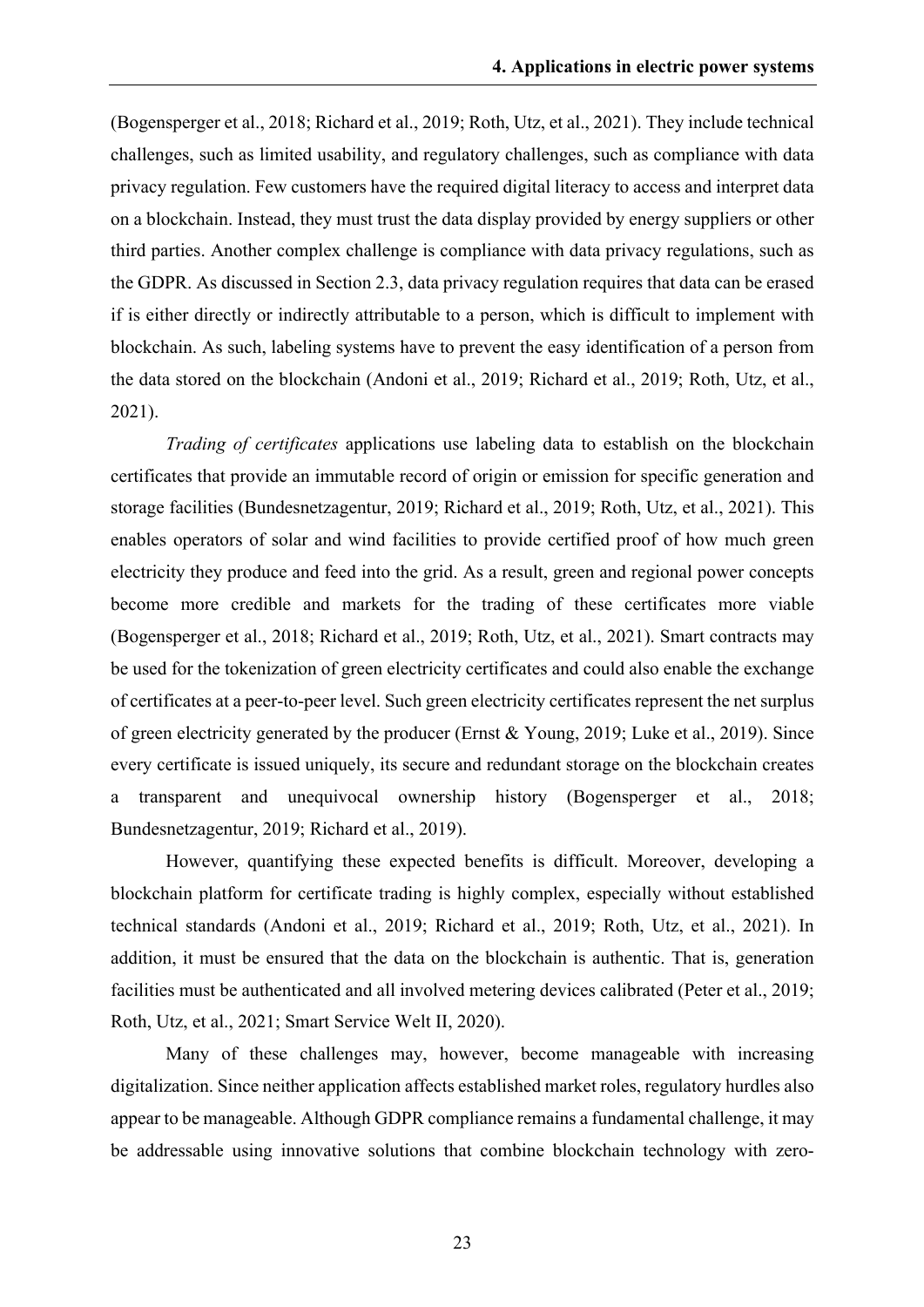(Bogensperger et al., 2018; Richard et al., 2019; Roth, Utz, et al., 2021). They include technical challenges, such as limited usability, and regulatory challenges, such as compliance with data privacy regulation. Few customers have the required digital literacy to access and interpret data on a blockchain. Instead, they must trust the data display provided by energy suppliers or other third parties. Another complex challenge is compliance with data privacy regulations, such as the GDPR. As discussed in Section 2.3, data privacy regulation requires that data can be erased if is either directly or indirectly attributable to a person, which is difficult to implement with blockchain. As such, labeling systems have to prevent the easy identification of a person from the data stored on the blockchain (Andoni et al., 2019; Richard et al., 2019; Roth, Utz, et al., 2021).

*Trading of certificates* applications use labeling data to establish on the blockchain certificates that provide an immutable record of origin or emission for specific generation and storage facilities (Bundesnetzagentur, 2019; Richard et al., 2019; Roth, Utz, et al., 2021). This enables operators of solar and wind facilities to provide certified proof of how much green electricity they produce and feed into the grid. As a result, green and regional power concepts become more credible and markets for the trading of these certificates more viable (Bogensperger et al., 2018; Richard et al., 2019; Roth, Utz, et al., 2021). Smart contracts may be used for the tokenization of green electricity certificates and could also enable the exchange of certificates at a peer-to-peer level. Such green electricity certificates represent the net surplus of green electricity generated by the producer (Ernst & Young, 2019; Luke et al., 2019). Since every certificate is issued uniquely, its secure and redundant storage on the blockchain creates a transparent and unequivocal ownership history (Bogensperger et al., 2018; Bundesnetzagentur, 2019; Richard et al., 2019).

However, quantifying these expected benefits is difficult. Moreover, developing a blockchain platform for certificate trading is highly complex, especially without established technical standards (Andoni et al., 2019; Richard et al., 2019; Roth, Utz, et al., 2021). In addition, it must be ensured that the data on the blockchain is authentic. That is, generation facilities must be authenticated and all involved metering devices calibrated (Peter et al., 2019; Roth, Utz, et al., 2021; Smart Service Welt II, 2020).

Many of these challenges may, however, become manageable with increasing digitalization. Since neither application affects established market roles, regulatory hurdles also appear to be manageable. Although GDPR compliance remains a fundamental challenge, it may be addressable using innovative solutions that combine blockchain technology with zero-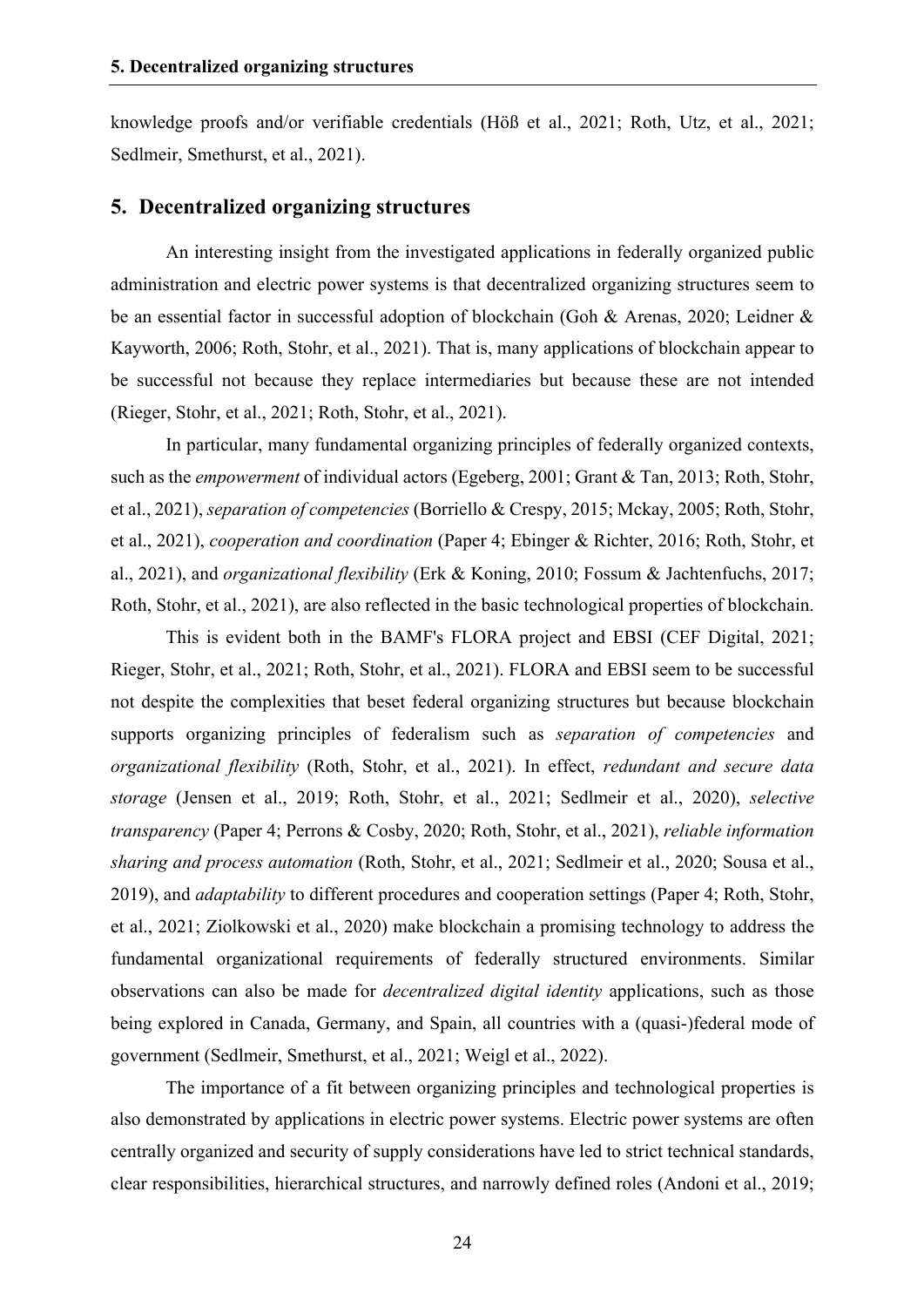knowledge proofs and/or verifiable credentials (Höß et al., 2021; Roth, Utz, et al., 2021; Sedlmeir, Smethurst, et al., 2021).

## 5. Decentralized organizing structures

An interesting insight from the investigated applications in federally organized public administration and electric power systems is that decentralized organizing structures seem to be an essential factor in successful adoption of blockchain (Goh & Arenas, 2020; Leidner & Kayworth, 2006; Roth, Stohr, et al., 2021). That is, many applications of blockchain appear to be successful not because they replace intermediaries but because these are not intended (Rieger, Stohr, et al., 2021; Roth, Stohr, et al., 2021).

In particular, many fundamental organizing principles of federally organized contexts, such as the *empowerment* of individual actors (Egeberg, 2001; Grant & Tan, 2013; Roth, Stohr, et al., 2021), *separation of competencies* (Borriello & Crespy, 2015; Mckay, 2005; Roth, Stohr, et al., 2021), *cooperation and coordination* (Paper 4; Ebinger & Richter, 2016; Roth, Stohr, et al., 2021), and *organizational flexibility* (Erk & Koning, 2010; Fossum & Jachtenfuchs, 2017; Roth, Stohr, et al., 2021), are also reflected in the basic technological properties of blockchain.

This is evident both in the BAMF's FLORA project and EBSI (CEF Digital, 2021; Rieger, Stohr, et al., 2021; Roth, Stohr, et al., 2021). FLORA and EBSI seem to be successful not despite the complexities that beset federal organizing structures but because blockchain supports organizing principles of federalism such as *separation of competencies* and *organizational flexibility* (Roth, Stohr, et al., 2021). In effect, *redundant and secure data storage* (Jensen et al., 2019; Roth, Stohr, et al., 2021; Sedlmeir et al., 2020), *selective transparency* (Paper 4; Perrons & Cosby, 2020; Roth, Stohr, et al., 2021), *reliable information sharing and process automation* (Roth, Stohr, et al., 2021; Sedlmeir et al., 2020; Sousa et al., 2019), and *adaptability* to different procedures and cooperation settings (Paper 4; Roth, Stohr, et al., 2021; Ziolkowski et al., 2020) make blockchain a promising technology to address the fundamental organizational requirements of federally structured environments. Similar observations can also be made for *decentralized digital identity* applications, such as those being explored in Canada, Germany, and Spain, all countries with a (quasi-)federal mode of government (Sedlmeir, Smethurst, et al., 2021; Weigl et al., 2022).

The importance of a fit between organizing principles and technological properties is also demonstrated by applications in electric power systems. Electric power systems are often centrally organized and security of supply considerations have led to strict technical standards, clear responsibilities, hierarchical structures, and narrowly defined roles (Andoni et al., 2019;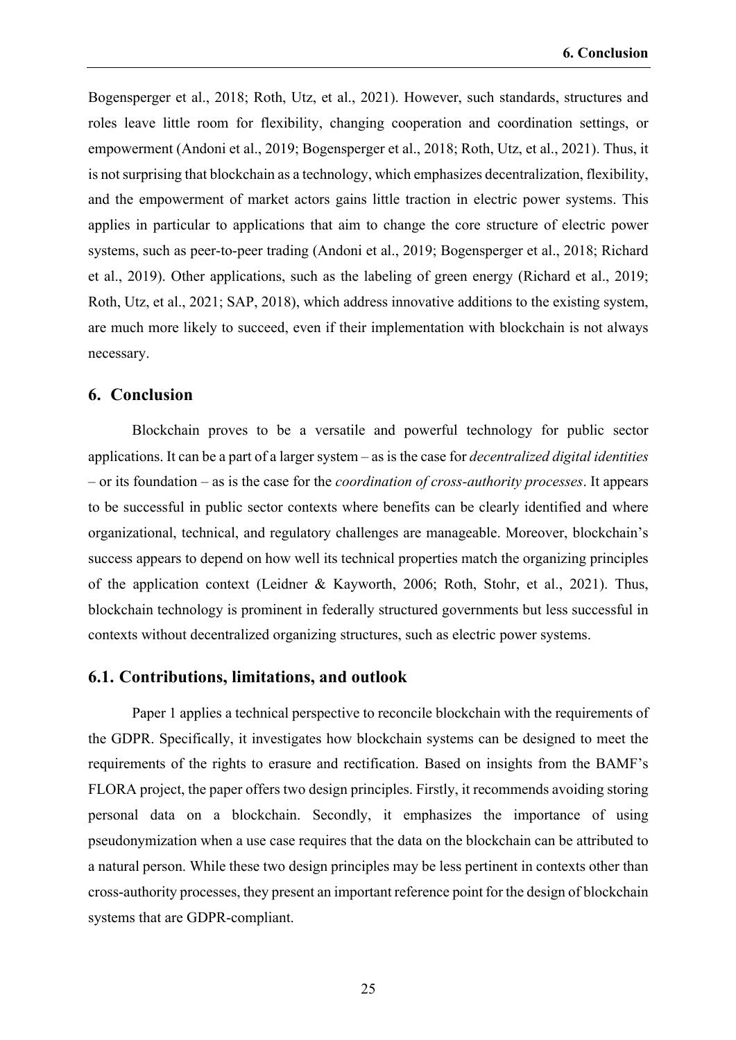Bogensperger et al., 2018; Roth, Utz, et al., 2021). However, such standards, structures and roles leave little room for flexibility, changing cooperation and coordination settings, or empowerment (Andoni et al., 2019; Bogensperger et al., 2018; Roth, Utz, et al., 2021). Thus, it is not surprising that blockchain as a technology, which emphasizes decentralization, flexibility, and the empowerment of market actors gains little traction in electric power systems. This applies in particular to applications that aim to change the core structure of electric power systems, such as peer-to-peer trading (Andoni et al., 2019; Bogensperger et al., 2018; Richard et al., 2019). Other applications, such as the labeling of green energy (Richard et al., 2019; Roth, Utz, et al., 2021; SAP, 2018), which address innovative additions to the existing system, are much more likely to succeed, even if their implementation with blockchain is not always necessary.

## 6. Conclusion

Blockchain proves to be a versatile and powerful technology for public sector applications. It can be a part of a larger system – as is the case for *decentralized digital identities* – or its foundation – as is the case for the *coordination of cross-authority processes*. It appears to be successful in public sector contexts where benefits can be clearly identified and where organizational, technical, and regulatory challenges are manageable. Moreover, blockchain's success appears to depend on how well its technical properties match the organizing principles of the application context (Leidner & Kayworth, 2006; Roth, Stohr, et al., 2021). Thus, blockchain technology is prominent in federally structured governments but less successful in contexts without decentralized organizing structures, such as electric power systems.

### 6.1. Contributions, limitations, and outlook

Paper 1 applies a technical perspective to reconcile blockchain with the requirements of the GDPR. Specifically, it investigates how blockchain systems can be designed to meet the requirements of the rights to erasure and rectification. Based on insights from the BAMF's FLORA project, the paper offers two design principles. Firstly, it recommends avoiding storing personal data on a blockchain. Secondly, it emphasizes the importance of using pseudonymization when a use case requires that the data on the blockchain can be attributed to a natural person. While these two design principles may be less pertinent in contexts other than cross-authority processes, they present an important reference point for the design of blockchain systems that are GDPR-compliant.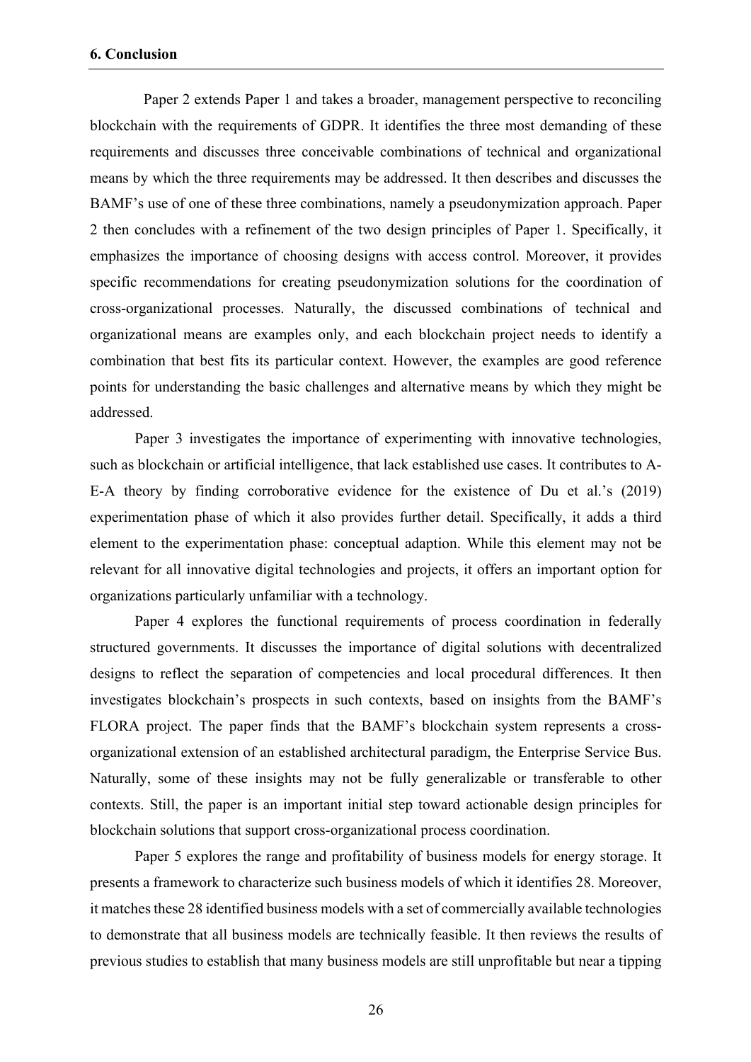## 6. Conclusion

Paper 2 extends Paper 1 and takes a broader, management perspective to reconciling blockchain with the requirements of GDPR. It identifies the three most demanding of these requirements and discusses three conceivable combinations of technical and organizational means by which the three requirements may be addressed. It then describes and discusses the BAMF's use of one of these three combinations, namely a pseudonymization approach. Paper 2 then concludes with a refinement of the two design principles of Paper 1. Specifically, it emphasizes the importance of choosing designs with access control. Moreover, it provides specific recommendations for creating pseudonymization solutions for the coordination of cross-organizational processes. Naturally, the discussed combinations of technical and organizational means are examples only, and each blockchain project needs to identify a combination that best fits its particular context. However, the examples are good reference points for understanding the basic challenges and alternative means by which they might be addressed.

Paper 3 investigates the importance of experimenting with innovative technologies, such as blockchain or artificial intelligence, that lack established use cases. It contributes to A-E-A theory by finding corroborative evidence for the existence of Du et al.'s (2019) experimentation phase of which it also provides further detail. Specifically, it adds a third element to the experimentation phase: conceptual adaption. While this element may not be relevant for all innovative digital technologies and projects, it offers an important option for organizations particularly unfamiliar with a technology.

Paper 4 explores the functional requirements of process coordination in federally structured governments. It discusses the importance of digital solutions with decentralized designs to reflect the separation of competencies and local procedural differences. It then investigates blockchain's prospects in such contexts, based on insights from the BAMF's FLORA project. The paper finds that the BAMF's blockchain system represents a cross-organizational extension of an established architectural paradigm, the Enterprise Service Bus. Naturally, some of these insights may not be fully generalizable or transferable to other contexts. Still, the paper is an important initial step toward actionable design principles for blockchain solutions that support cross-organizational process coordination.

Paper 5 explores the range and profitability of business models for energy storage. It presents a framework to characterize such business models of which it identifies 28. Moreover, it matches these 28 identified business models with a set of commercially available technologies to demonstrate that all business models are technically feasible. It then reviews the results of previous studies to establish that many business models are still unprofitable but near a tipping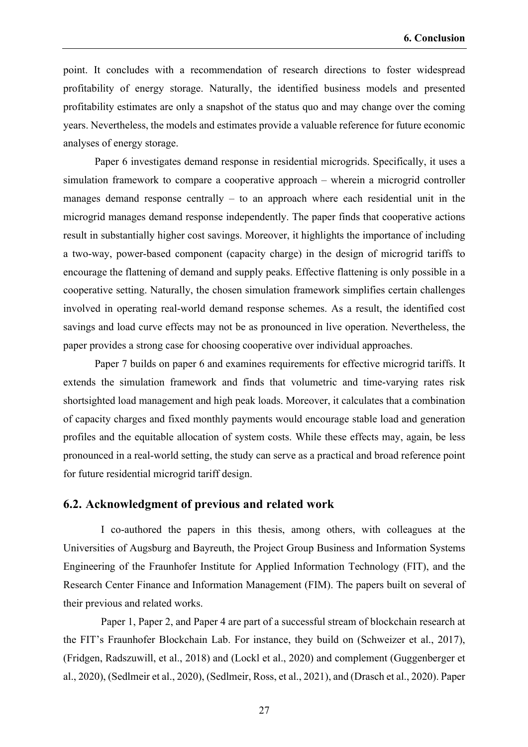point. It concludes with a recommendation of research directions to foster widespread profitability of energy storage. Naturally, the identified business models and presented profitability estimates are only a snapshot of the status quo and may change over the coming years. Nevertheless, the models and estimates provide a valuable reference for future economic analyses of energy storage.

Paper 6 investigates demand response in residential microgrids. Specifically, it uses a simulation framework to compare a cooperative approach – wherein a microgrid controller manages demand response centrally – to an approach where each residential unit in the microgrid manages demand response independently. The paper finds that cooperative actions result in substantially higher cost savings. Moreover, it highlights the importance of including a two-way, power-based component (capacity charge) in the design of microgrid tariffs to encourage the flattening of demand and supply peaks. Effective flattening is only possible in a cooperative setting. Naturally, the chosen simulation framework simplifies certain challenges involved in operating real-world demand response schemes. As a result, the identified cost savings and load curve effects may not be as pronounced in live operation. Nevertheless, the paper provides a strong case for choosing cooperative over individual approaches.

Paper 7 builds on paper 6 and examines requirements for effective microgrid tariffs. It extends the simulation framework and finds that volumetric and time-varying rates risk shortsighted load management and high peak loads. Moreover, it calculates that a combination of capacity charges and fixed monthly payments would encourage stable load and generation profiles and the equitable allocation of system costs. While these effects may, again, be less pronounced in a real-world setting, the study can serve as a practical and broad reference point for future residential microgrid tariff design.

## 6.2. Acknowledgment of previous and related work

I co-authored the papers in this thesis, among others, with colleagues at the Universities of Augsburg and Bayreuth, the Project Group Business and Information Systems Engineering of the Fraunhofer Institute for Applied Information Technology (FIT), and the Research Center Finance and Information Management (FIM). The papers built on several of their previous and related works.

Paper 1, Paper 2, and Paper 4 are part of a successful stream of blockchain research at the FIT's Fraunhofer Blockchain Lab. For instance, they build on (Schweizer et al., 2017), (Fridgen, Radszuwill, et al., 2018) and (Lockl et al., 2020) and complement (Guggenberger et al., 2020), (Sedlmeir et al., 2020), (Sedlmeir, Ross, et al., 2021), and (Drasch et al., 2020). Paper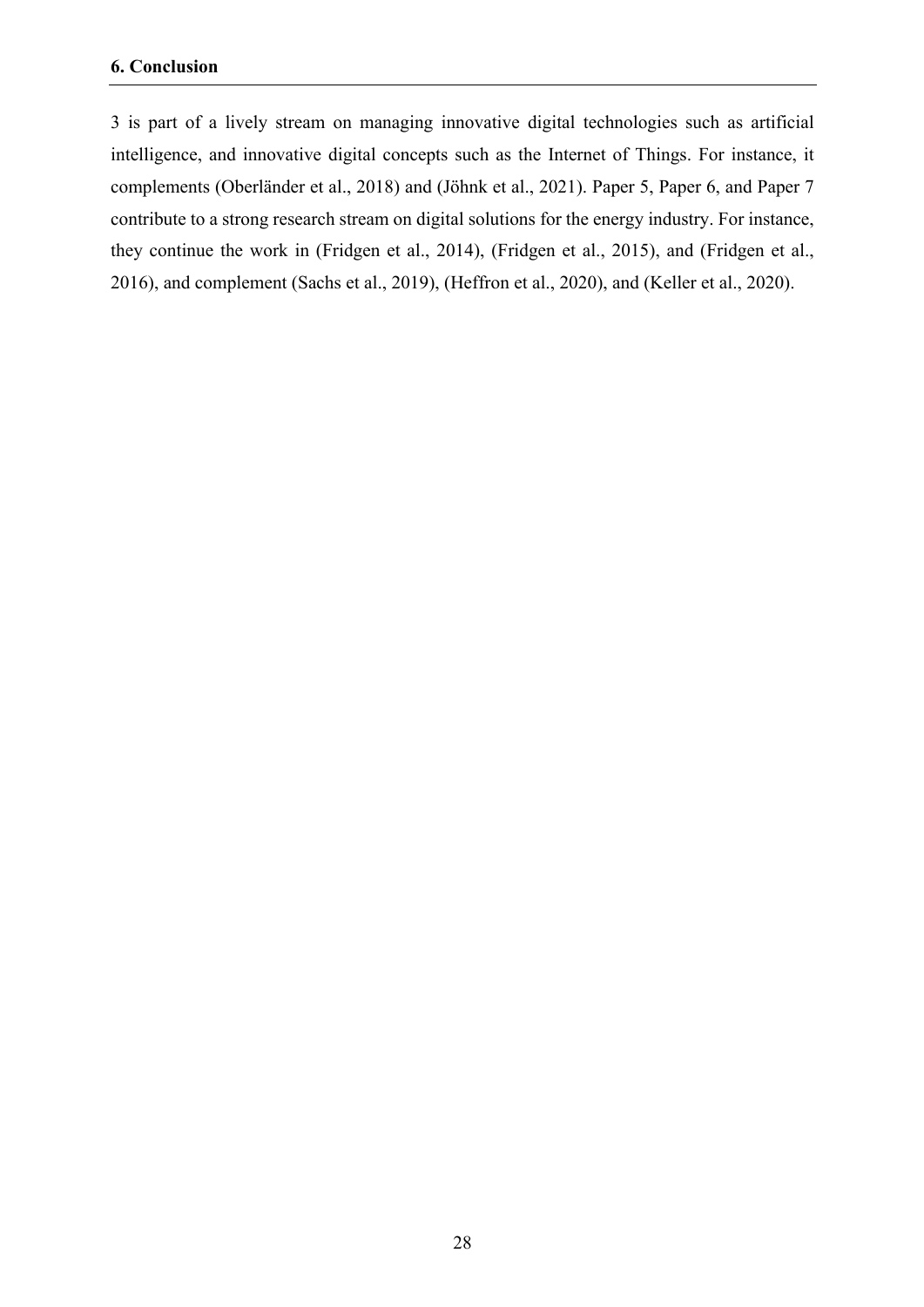3 is part of a lively stream on managing innovative digital technologies such as artificial intelligence, and innovative digital concepts such as the Internet of Things. For instance, it complements (Oberländer et al., 2018) and (Jöhnk et al., 2021). Paper 5, Paper 6, and Paper 7 contribute to a strong research stream on digital solutions for the energy industry. For instance, they continue the work in (Fridgen et al., 2014), (Fridgen et al., 2015), and (Fridgen et al., 2016), and complement (Sachs et al., 2019), (Heffron et al., 2020), and (Keller et al., 2020).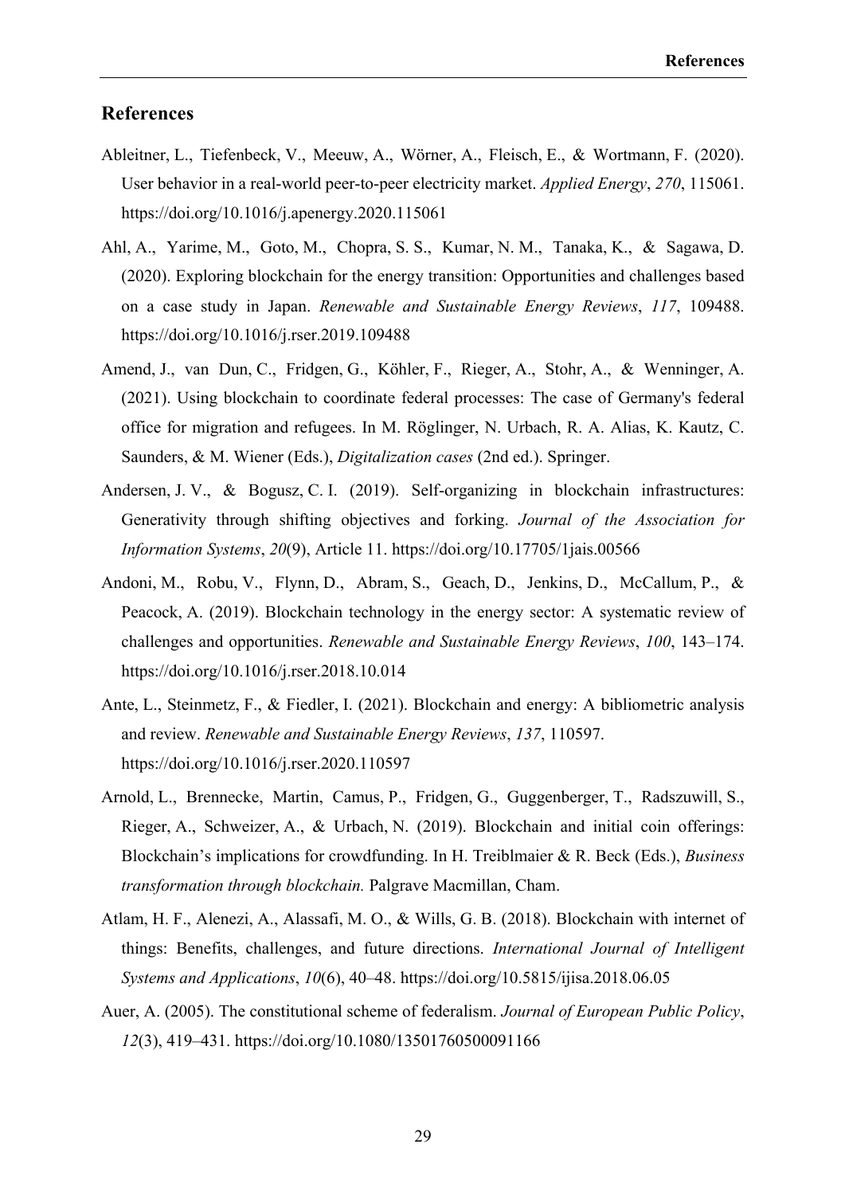## References

Ableitner, L., Tiefenbeck, V., Meeuw, A., Wörner, A., Fleisch, E., & Wortmann, F. (2020). User behavior in a real-world peer-to-peer electricity market. *Applied Energy*, *270*, 115061. https://doi.org/10.1016/j.apenergy.2020.115061

Ahl, A., Yarime, M., Goto, M., Chopra, S. S., Kumar, N. M., Tanaka, K., & Sagawa, D. (2020). Exploring blockchain for the energy transition: Opportunities and challenges based on a case study in Japan. *Renewable and Sustainable Energy Reviews*, *117*, 109488. https://doi.org/10.1016/j.rser.2019.109488

Amend, J., van Dun, C., Fridgen, G., Köhler, F., Rieger, A., Stohr, A., & Wenninger, A. (2021). Using blockchain to coordinate federal processes: The case of Germany's federal office for migration and refugees. In M. Röglinger, N. Urbach, R. A. Alias, K. Kautz, C. Saunders, & M. Wiener (Eds.), *Digitalization cases* (2nd ed.). Springer.

Andersen, J. V., & Bogusz, C. I. (2019). Self-organizing in blockchain infrastructures: Generativity through shifting objectives and forking. *Journal of the Association for Information Systems*, *20*(9), Article 11. https://doi.org/10.17705/1jais.00566

Andoni, M., Robu, V., Flynn, D., Abram, S., Geach, D., Jenkins, D., McCallum, P., & Peacock, A. (2019). Blockchain technology in the energy sector: A systematic review of challenges and opportunities. *Renewable and Sustainable Energy Reviews*, *100*, 143–174. https://doi.org/10.1016/j.rser.2018.10.014

Ante, L., Steinmetz, F., & Fiedler, I. (2021). Blockchain and energy: A bibliometric analysis and review. *Renewable and Sustainable Energy Reviews*, *137*, 110597. https://doi.org/10.1016/j.rser.2020.110597

Arnold, L., Brennecke, Martin, Camus, P., Fridgen, G., Guggenberger, T., Radszuwill, S., Rieger, A., Schweizer, A., & Urbach, N. (2019). Blockchain and initial coin offerings: Blockchain's implications for crowdfunding. In H. Treiblmaier & R. Beck (Eds.), *Business transformation through blockchain.* Palgrave Macmillan, Cham.

Atlam, H. F., Alenezi, A., Alassafi, M. O., & Wills, G. B. (2018). Blockchain with internet of things: Benefits, challenges, and future directions. *International Journal of Intelligent Systems and Applications*, *10*(6), 40–48. https://doi.org/10.5815/ijisa.2018.06.05

Auer, A. (2005). The constitutional scheme of federalism. *Journal of European Public Policy*, *12*(3), 419–431. https://doi.org/10.1080/13501760500091166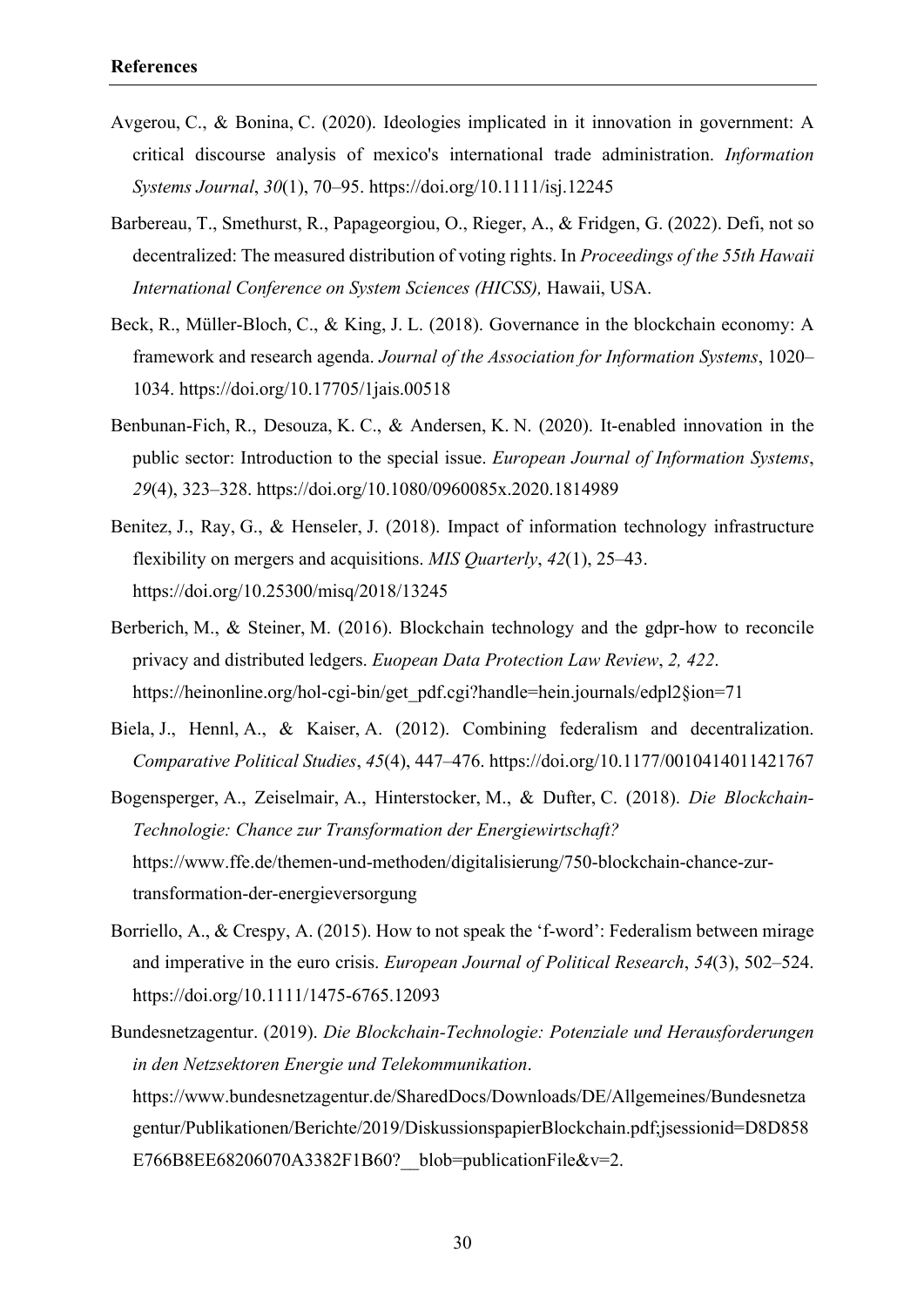**References**

Avgerou, C., & Bonina, C. (2020). Ideologies implicated in it innovation in government: A critical discourse analysis of mexico's international trade administration. *Information Systems Journal*, *30*(1), 70–95. https://doi.org/10.1111/isj.12245

Barbereau, T., Smethurst, R., Papageorgiou, O., Rieger, A., & Fridgen, G. (2022). Defi, not so decentralized: The measured distribution of voting rights. In *Proceedings of the 55th Hawaii International Conference on System Sciences (HICSS),* Hawaii, USA.

Beck, R., Müller-Bloch, C., & King, J. L. (2018). Governance in the blockchain economy: A framework and research agenda. *Journal of the Association for Information Systems*, 1020–1034. https://doi.org/10.17705/1jais.00518

Benbunan-Fich, R., Desouza, K. C., & Andersen, K. N. (2020). It-enabled innovation in the public sector: Introduction to the special issue. *European Journal of Information Systems*, *29*(4), 323–328. https://doi.org/10.1080/0960085x.2020.1814989

Benitez, J., Ray, G., & Henseler, J. (2018). Impact of information technology infrastructure flexibility on mergers and acquisitions. *MIS Quarterly*, *42*(1), 25–43. https://doi.org/10.25300/misq/2018/13245

Berberich, M., & Steiner, M. (2016). Blockchain technology and the gdpr-how to reconcile privacy and distributed ledgers. *Euopean Data Protection Law Review*, *2, 422*. https://heinonline.org/hol-cgi-bin/get_pdf.cgi?handle=hein.journals/edpl2§ion=71

Biela, J., Hennl, A., & Kaiser, A. (2012). Combining federalism and decentralization. *Comparative Political Studies*, *45*(4), 447–476. https://doi.org/10.1177/0010414011421767

Bogensperger, A., Zeiselmair, A., Hinterstocker, M., & Dufter, C. (2018). *Die Blockchain-Technologie: Chance zur Transformation der Energiewirtschaft?* https://www.ffe.de/themen-und-methoden/digitalisierung/750-blockchain-chance-zur-transformation-der-energieversorgung

Borriello, A., & Crespy, A. (2015). How to not speak the 'f-word': Federalism between mirage and imperative in the euro crisis. *European Journal of Political Research*, *54*(3), 502–524. https://doi.org/10.1111/1475-6765.12093

Bundesnetzagentur. (2019). *Die Blockchain-Technologie: Potenziale und Herausforderungen in den Netzsektoren Energie und Telekommunikation*. https://www.bundesnetzagentur.de/SharedDocs/Downloads/DE/Allgemeines/Bundesnetzagentur/Publikationen/Berichte/2019/DiskussionspapierBlockchain.pdf;jsessionid=D8D858E766B8EE68206070A3382F1B60?__blob=publicationFile&v=2.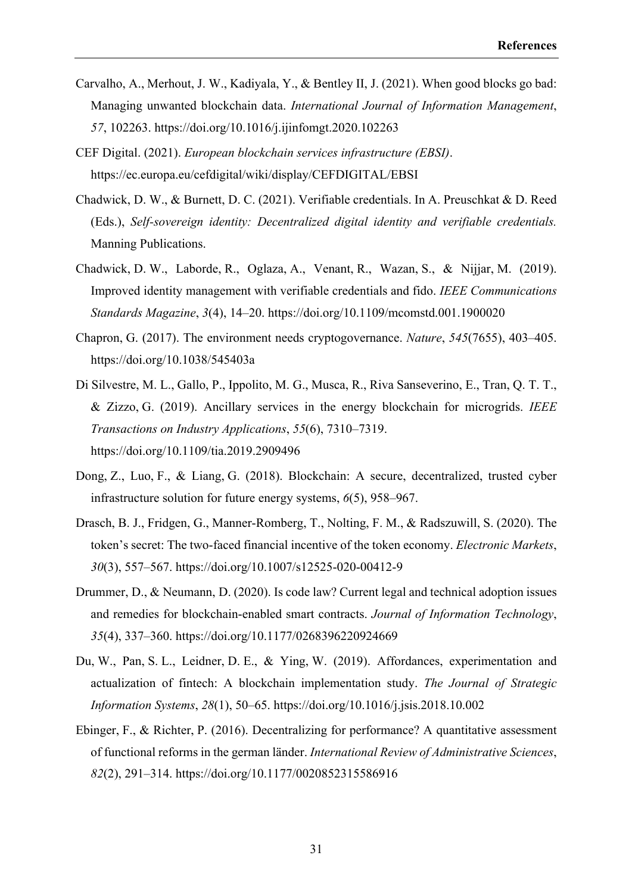Carvalho, A., Merhout, J. W., Kadiyala, Y., & Bentley II, J. (2021). When good blocks go bad: Managing unwanted blockchain data. *International Journal of Information Management*, *57*, 102263. https://doi.org/10.1016/j.ijinfomgt.2020.102263

CEF Digital. (2021). *European blockchain services infrastructure (EBSI)*. https://ec.europa.eu/cefdigital/wiki/display/CEFDIGITAL/EBSI

Chadwick, D. W., & Burnett, D. C. (2021). Verifiable credentials. In A. Preuschkat & D. Reed (Eds.), *Self-sovereign identity: Decentralized digital identity and verifiable credentials.* Manning Publications.

Chadwick, D. W., Laborde, R., Oglaza, A., Venant, R., Wazan, S., & Nijjar, M. (2019). Improved identity management with verifiable credentials and fido. *IEEE Communications Standards Magazine*, *3*(4), 14–20. https://doi.org/10.1109/mcomstd.001.1900020

Chapron, G. (2017). The environment needs cryptogovernance. *Nature*, *545*(7655), 403–405. https://doi.org/10.1038/545403a

Di Silvestre, M. L., Gallo, P., Ippolito, M. G., Musca, R., Riva Sanseverino, E., Tran, Q. T. T., & Zizzo, G. (2019). Ancillary services in the energy blockchain for microgrids. *IEEE Transactions on Industry Applications*, *55*(6), 7310–7319. https://doi.org/10.1109/tia.2019.2909496

Dong, Z., Luo, F., & Liang, G. (2018). Blockchain: A secure, decentralized, trusted cyber infrastructure solution for future energy systems, *6*(5), 958–967.

Drasch, B. J., Fridgen, G., Manner-Romberg, T., Nolting, F. M., & Radszuwill, S. (2020). The token's secret: The two-faced financial incentive of the token economy. *Electronic Markets*, *30*(3), 557–567. https://doi.org/10.1007/s12525-020-00412-9

Drummer, D., & Neumann, D. (2020). Is code law? Current legal and technical adoption issues and remedies for blockchain-enabled smart contracts. *Journal of Information Technology*, *35*(4), 337–360. https://doi.org/10.1177/0268396220924669

Du, W., Pan, S. L., Leidner, D. E., & Ying, W. (2019). Affordances, experimentation and actualization of fintech: A blockchain implementation study. *The Journal of Strategic Information Systems*, *28*(1), 50–65. https://doi.org/10.1016/j.jsis.2018.10.002

Ebinger, F., & Richter, P. (2016). Decentralizing for performance? A quantitative assessment of functional reforms in the german länder. *International Review of Administrative Sciences*, *82*(2), 291–314. https://doi.org/10.1177/0020852315586916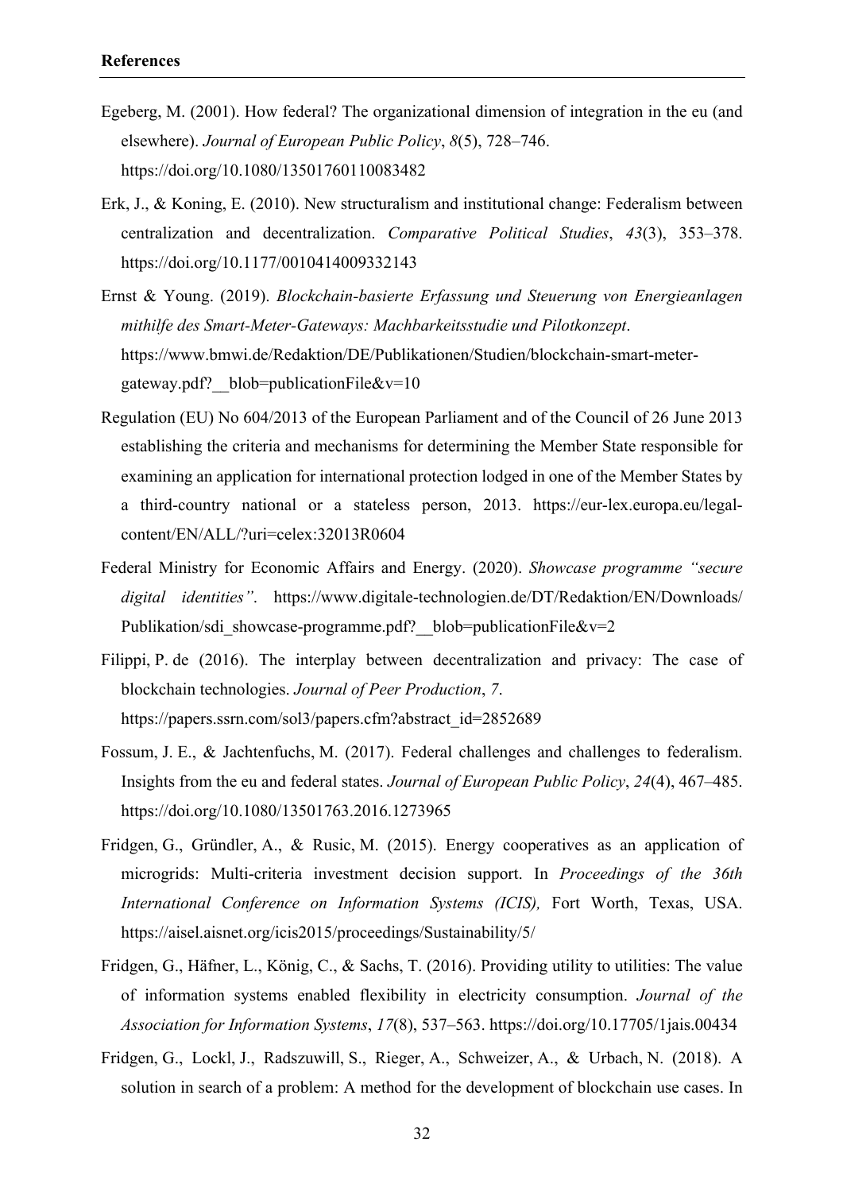**References**

Egeberg, M. (2001). How federal? The organizational dimension of integration in the eu (and elsewhere). *Journal of European Public Policy*, *8*(5), 728–746. https://doi.org/10.1080/13501760110083482

Erk, J., & Koning, E. (2010). New structuralism and institutional change: Federalism between centralization and decentralization. *Comparative Political Studies*, *43*(3), 353–378. https://doi.org/10.1177/0010414009332143

Ernst & Young. (2019). *Blockchain-basierte Erfassung und Steuerung von Energieanlagen mithilfe des Smart-Meter-Gateways: Machbarkeitsstudie und Pilotkonzept*. https://www.bmwi.de/Redaktion/DE/Publikationen/Studien/blockchain-smart-meter-gateway.pdf?__blob=publicationFile&v=10

Regulation (EU) No 604/2013 of the European Parliament and of the Council of 26 June 2013 establishing the criteria and mechanisms for determining the Member State responsible for examining an application for international protection lodged in one of the Member States by a third-country national or a stateless person, 2013. https://eur-lex.europa.eu/legal-content/EN/ALL/?uri=celex:32013R0604

Federal Ministry for Economic Affairs and Energy. (2020). *Showcase programme "secure digital identities"*. https://www.digitale-technologien.de/DT/Redaktion/EN/Downloads/Publikation/sdi_showcase-programme.pdf?__blob=publicationFile&v=2

Filippi, P. de (2016). The interplay between decentralization and privacy: The case of blockchain technologies. *Journal of Peer Production*, *7*. https://papers.ssrn.com/sol3/papers.cfm?abstract_id=2852689

Fossum, J. E., & Jachtenfuchs, M. (2017). Federal challenges and challenges to federalism. Insights from the eu and federal states. *Journal of European Public Policy*, *24*(4), 467–485. https://doi.org/10.1080/13501763.2016.1273965

Fridgen, G., Gründler, A., & Rusic, M. (2015). Energy cooperatives as an application of microgrids: Multi-criteria investment decision support. In *Proceedings of the 36th International Conference on Information Systems (ICIS),* Fort Worth, Texas, USA. https://aisel.aisnet.org/icis2015/proceedings/Sustainability/5/

Fridgen, G., Häfner, L., König, C., & Sachs, T. (2016). Providing utility to utilities: The value of information systems enabled flexibility in electricity consumption. *Journal of the Association for Information Systems*, *17*(8), 537–563. https://doi.org/10.17705/1jais.00434

Fridgen, G., Lockl, J., Radszuwill, S., Rieger, A., Schweizer, A., & Urbach, N. (2018). A solution in search of a problem: A method for the development of blockchain use cases. In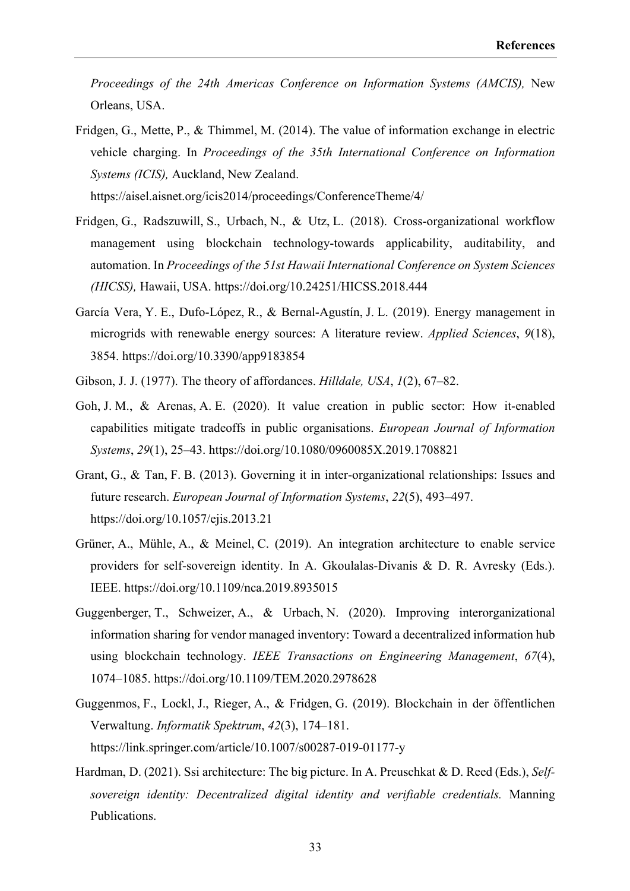*Proceedings of the 24th Americas Conference on Information Systems (AMCIS),* New Orleans, USA.

Fridgen, G., Mette, P., & Thimmel, M. (2014). The value of information exchange in electric vehicle charging. In *Proceedings of the 35th International Conference on Information Systems (ICIS),* Auckland, New Zealand. https://aisel.aisnet.org/icis2014/proceedings/ConferenceTheme/4/

Fridgen, G., Radszuwill, S., Urbach, N., & Utz, L. (2018). Cross-organizational workflow management using blockchain technology-towards applicability, auditability, and automation. In *Proceedings of the 51st Hawaii International Conference on System Sciences (HICSS),* Hawaii, USA. https://doi.org/10.24251/HICSS.2018.444

García Vera, Y. E., Dufo-López, R., & Bernal-Agustín, J. L. (2019). Energy management in microgrids with renewable energy sources: A literature review. *Applied Sciences*, *9*(18), 3854. https://doi.org/10.3390/app9183854

Gibson, J. J. (1977). The theory of affordances. *Hilldale, USA*, *1*(2), 67–82.

Goh, J. M., & Arenas, A. E. (2020). It value creation in public sector: How it-enabled capabilities mitigate tradeoffs in public organisations. *European Journal of Information Systems*, *29*(1), 25–43. https://doi.org/10.1080/0960085X.2019.1708821

Grant, G., & Tan, F. B. (2013). Governing it in inter-organizational relationships: Issues and future research. *European Journal of Information Systems*, *22*(5), 493–497. https://doi.org/10.1057/ejis.2013.21

Grüner, A., Mühle, A., & Meinel, C. (2019). An integration architecture to enable service providers for self-sovereign identity. In A. Gkoulalas-Divanis & D. R. Avresky (Eds.). IEEE. https://doi.org/10.1109/nca.2019.8935015

Guggenberger, T., Schweizer, A., & Urbach, N. (2020). Improving interorganizational information sharing for vendor managed inventory: Toward a decentralized information hub using blockchain technology. *IEEE Transactions on Engineering Management*, *67*(4), 1074–1085. https://doi.org/10.1109/TEM.2020.2978628

Guggenmos, F., Lockl, J., Rieger, A., & Fridgen, G. (2019). Blockchain in der öffentlichen Verwaltung. *Informatik Spektrum*, *42*(3), 174–181. https://link.springer.com/article/10.1007/s00287-019-01177-y

Hardman, D. (2021). Ssi architecture: The big picture. In A. Preuschkat & D. Reed (Eds.), *Self-sovereign identity: Decentralized digital identity and verifiable credentials.* Manning Publications.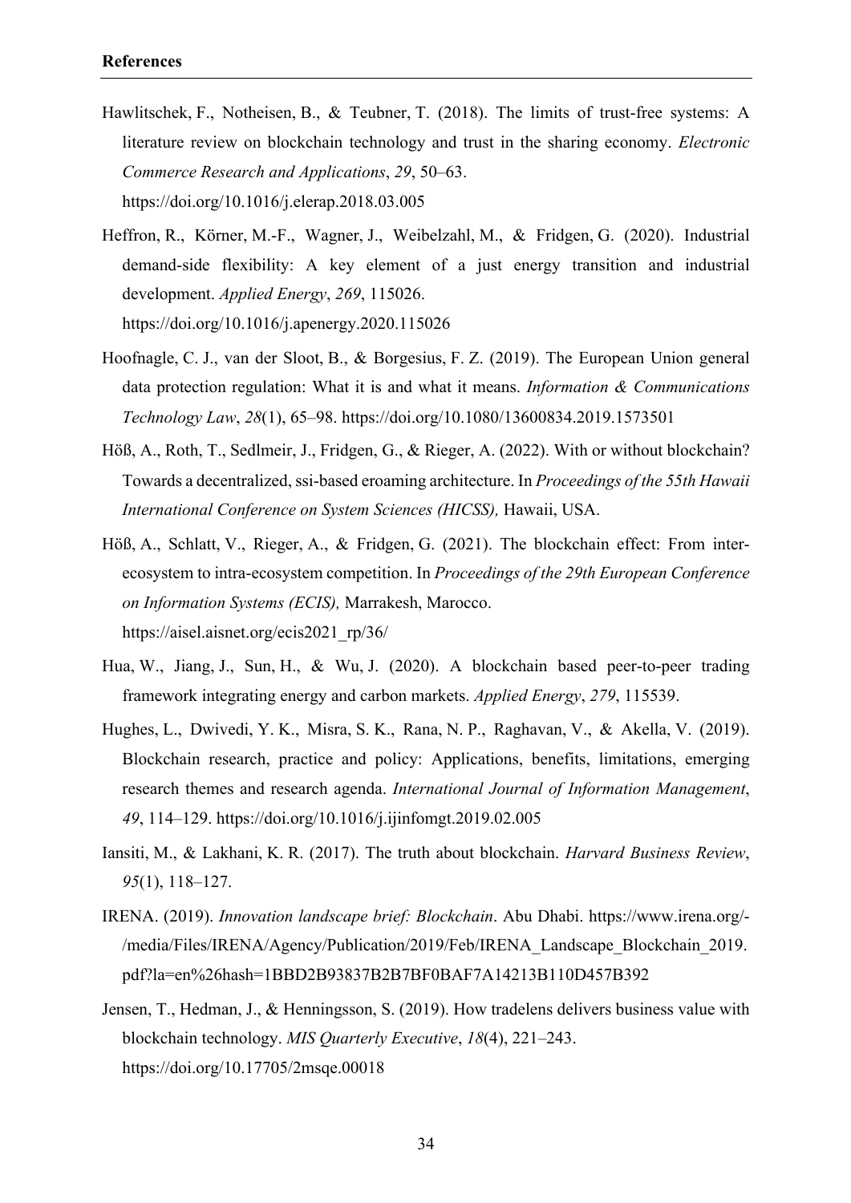**References**

Hawlitschek, F., Notheisen, B., & Teubner, T. (2018). The limits of trust-free systems: A literature review on blockchain technology and trust in the sharing economy. *Electronic Commerce Research and Applications*, *29*, 50–63. https://doi.org/10.1016/j.elerap.2018.03.005

Heffron, R., Körner, M.-F., Wagner, J., Weibelzahl, M., & Fridgen, G. (2020). Industrial demand-side flexibility: A key element of a just energy transition and industrial development. *Applied Energy*, *269*, 115026. https://doi.org/10.1016/j.apenergy.2020.115026

Hoofnagle, C. J., van der Sloot, B., & Borgesius, F. Z. (2019). The European Union general data protection regulation: What it is and what it means. *Information & Communications Technology Law*, *28*(1), 65–98. https://doi.org/10.1080/13600834.2019.1573501

Höß, A., Roth, T., Sedlmeir, J., Fridgen, G., & Rieger, A. (2022). With or without blockchain? Towards a decentralized, ssi-based eroaming architecture. In *Proceedings of the 55th Hawaii International Conference on System Sciences (HICSS),* Hawaii, USA.

Höß, A., Schlatt, V., Rieger, A., & Fridgen, G. (2021). The blockchain effect: From inter-ecosystem to intra-ecosystem competition. In *Proceedings of the 29th European Conference on Information Systems (ECIS),* Marrakesh, Marocco. https://aisel.aisnet.org/ecis2021_rp/36/

Hua, W., Jiang, J., Sun, H., & Wu, J. (2020). A blockchain based peer-to-peer trading framework integrating energy and carbon markets. *Applied Energy*, *279*, 115539.

Hughes, L., Dwivedi, Y. K., Misra, S. K., Rana, N. P., Raghavan, V., & Akella, V. (2019). Blockchain research, practice and policy: Applications, benefits, limitations, emerging research themes and research agenda. *International Journal of Information Management*, *49*, 114–129. https://doi.org/10.1016/j.ijinfomgt.2019.02.005

Iansiti, M., & Lakhani, K. R. (2017). The truth about blockchain. *Harvard Business Review*, *95*(1), 118–127.

IRENA. (2019). *Innovation landscape brief: Blockchain*. Abu Dhabi. https://www.irena.org/-/media/Files/IRENA/Agency/Publication/2019/Feb/IRENA_Landscape_Blockchain_2019.pdf?la=en%26hash=1BBD2B93837B2B7BF0BAF7A14213B110D457B392

Jensen, T., Hedman, J., & Henningsson, S. (2019). How tradelens delivers business value with blockchain technology. *MIS Quarterly Executive*, *18*(4), 221–243. https://doi.org/10.17705/2msqe.00018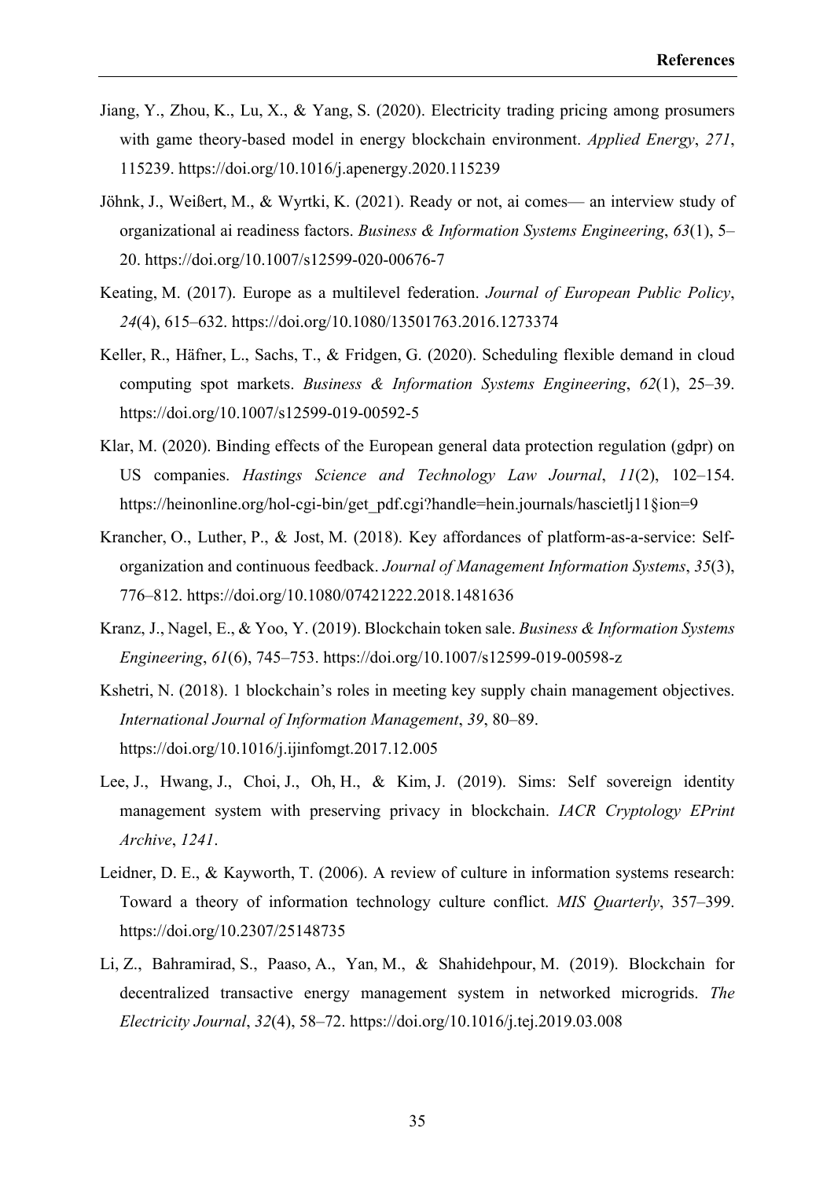Jiang, Y., Zhou, K., Lu, X., & Yang, S. (2020). Electricity trading pricing among prosumers with game theory-based model in energy blockchain environment. *Applied Energy*, *271*, 115239. https://doi.org/10.1016/j.apenergy.2020.115239

Jöhnk, J., Weißert, M., & Wyrtki, K. (2021). Ready or not, ai comes— an interview study of organizational ai readiness factors. *Business & Information Systems Engineering*, *63*(1), 5–20. https://doi.org/10.1007/s12599-020-00676-7

Keating, M. (2017). Europe as a multilevel federation. *Journal of European Public Policy*, *24*(4), 615–632. https://doi.org/10.1080/13501763.2016.1273374

Keller, R., Häfner, L., Sachs, T., & Fridgen, G. (2020). Scheduling flexible demand in cloud computing spot markets. *Business & Information Systems Engineering*, *62*(1), 25–39. https://doi.org/10.1007/s12599-019-00592-5

Klar, M. (2020). Binding effects of the European general data protection regulation (gdpr) on US companies. *Hastings Science and Technology Law Journal*, *11*(2), 102–154. https://heinonline.org/hol-cgi-bin/get_pdf.cgi?handle=hein.journals/hascietlj11§ion=9

Krancher, O., Luther, P., & Jost, M. (2018). Key affordances of platform-as-a-service: Self-organization and continuous feedback. *Journal of Management Information Systems*, *35*(3), 776–812. https://doi.org/10.1080/07421222.2018.1481636

Kranz, J., Nagel, E., & Yoo, Y. (2019). Blockchain token sale. *Business & Information Systems Engineering*, *61*(6), 745–753. https://doi.org/10.1007/s12599-019-00598-z

Kshetri, N. (2018). 1 blockchain's roles in meeting key supply chain management objectives. *International Journal of Information Management*, *39*, 80–89. https://doi.org/10.1016/j.ijinfomgt.2017.12.005

Lee, J., Hwang, J., Choi, J., Oh, H., & Kim, J. (2019). Sims: Self sovereign identity management system with preserving privacy in blockchain. *IACR Cryptology EPrint Archive*, *1241*.

Leidner, D. E., & Kayworth, T. (2006). A review of culture in information systems research: Toward a theory of information technology culture conflict. *MIS Quarterly*, 357–399. https://doi.org/10.2307/25148735

Li, Z., Bahramirad, S., Paaso, A., Yan, M., & Shahidehpour, M. (2019). Blockchain for decentralized transactive energy management system in networked microgrids. *The Electricity Journal*, *32*(4), 58–72. https://doi.org/10.1016/j.tej.2019.03.008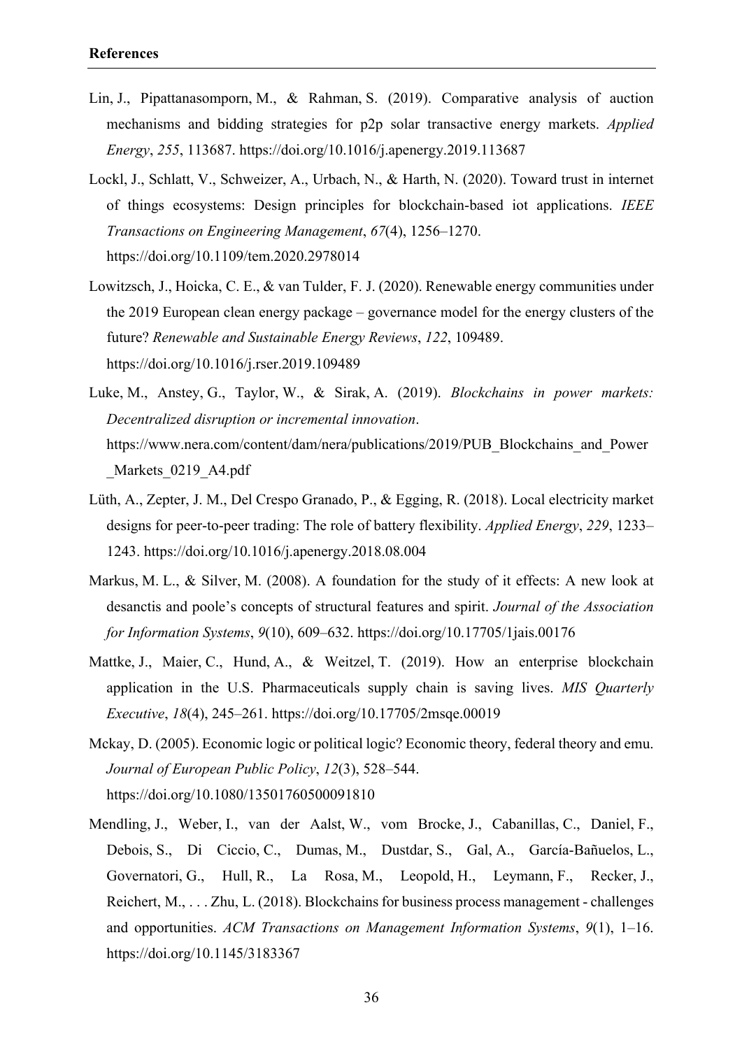**References**

Lin, J., Pipattanasomporn, M., & Rahman, S. (2019). Comparative analysis of auction mechanisms and bidding strategies for p2p solar transactive energy markets. *Applied Energy*, *255*, 113687. https://doi.org/10.1016/j.apenergy.2019.113687

Lockl, J., Schlatt, V., Schweizer, A., Urbach, N., & Harth, N. (2020). Toward trust in internet of things ecosystems: Design principles for blockchain-based iot applications. *IEEE Transactions on Engineering Management*, *67*(4), 1256–1270. https://doi.org/10.1109/tem.2020.2978014

Lowitzsch, J., Hoicka, C. E., & van Tulder, F. J. (2020). Renewable energy communities under the 2019 European clean energy package – governance model for the energy clusters of the future? *Renewable and Sustainable Energy Reviews*, *122*, 109489. https://doi.org/10.1016/j.rser.2019.109489

Luke, M., Anstey, G., Taylor, W., & Sirak, A. (2019). *Blockchains in power markets: Decentralized disruption or incremental innovation*. https://www.nera.com/content/dam/nera/publications/2019/PUB_Blockchains_and_Power_Markets_0219_A4.pdf

Lüth, A., Zepter, J. M., Del Crespo Granado, P., & Egging, R. (2018). Local electricity market designs for peer-to-peer trading: The role of battery flexibility. *Applied Energy*, *229*, 1233–1243. https://doi.org/10.1016/j.apenergy.2018.08.004

Markus, M. L., & Silver, M. (2008). A foundation for the study of it effects: A new look at desanctis and poole's concepts of structural features and spirit. *Journal of the Association for Information Systems*, *9*(10), 609–632. https://doi.org/10.17705/1jais.00176

Mattke, J., Maier, C., Hund, A., & Weitzel, T. (2019). How an enterprise blockchain application in the U.S. Pharmaceuticals supply chain is saving lives. *MIS Quarterly Executive*, *18*(4), 245–261. https://doi.org/10.17705/2msqe.00019

Mckay, D. (2005). Economic logic or political logic? Economic theory, federal theory and emu. *Journal of European Public Policy*, *12*(3), 528–544. https://doi.org/10.1080/13501760500091810

Mendling, J., Weber, I., van der Aalst, W., vom Brocke, J., Cabanillas, C., Daniel, F., Debois, S., Di Ciccio, C., Dumas, M., Dustdar, S., Gal, A., García-Bañuelos, L., Governatori, G., Hull, R., La Rosa, M., Leopold, H., Leymann, F., Recker, J., Reichert, M., . . . Zhu, L. (2018). Blockchains for business process management - challenges and opportunities. *ACM Transactions on Management Information Systems*, *9*(1), 1–16. https://doi.org/10.1145/3183367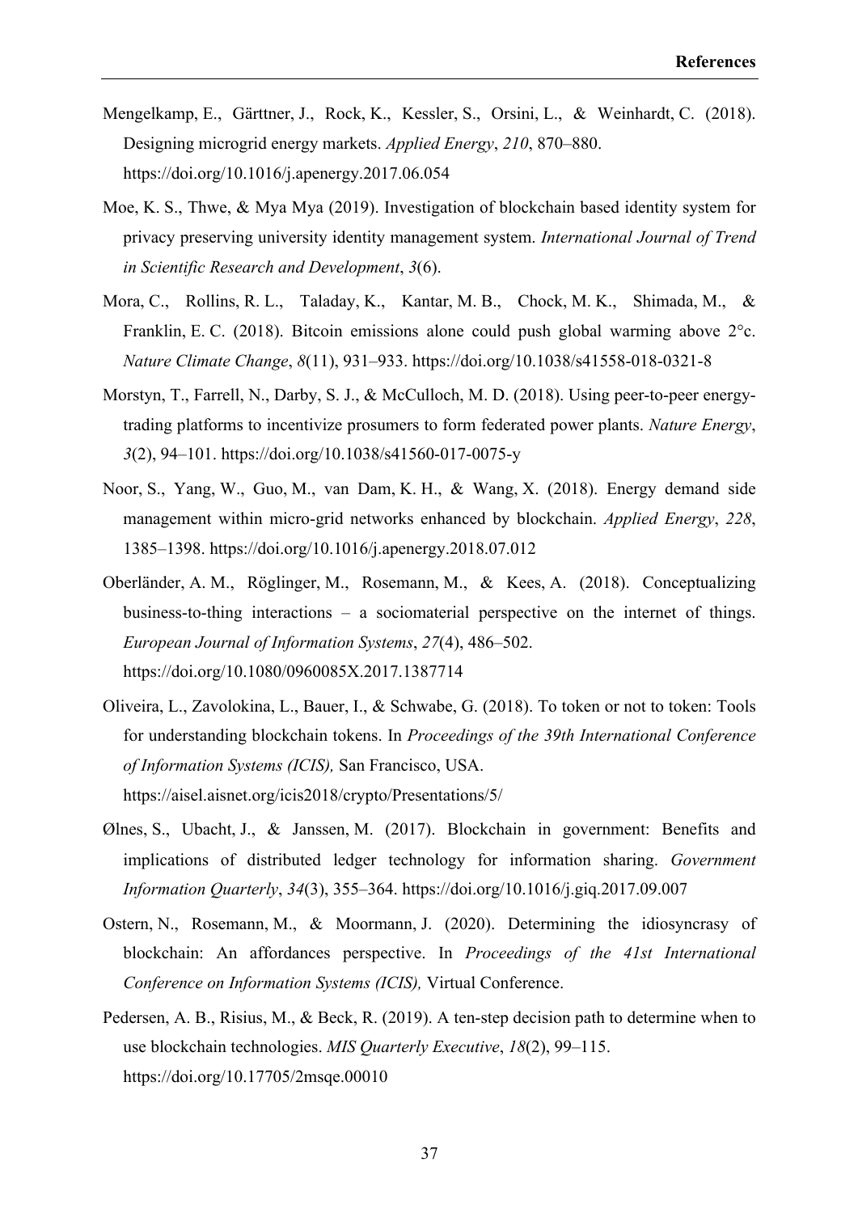Mengelkamp, E., Gärttner, J., Rock, K., Kessler, S., Orsini, L., & Weinhardt, C. (2018). Designing microgrid energy markets. *Applied Energy*, *210*, 870–880. https://doi.org/10.1016/j.apenergy.2017.06.054

Moe, K. S., Thwe, & Mya Mya (2019). Investigation of blockchain based identity system for privacy preserving university identity management system. *International Journal of Trend in Scientific Research and Development*, *3*(6).

Mora, C., Rollins, R. L., Taladay, K., Kantar, M. B., Chock, M. K., Shimada, M., & Franklin, E. C. (2018). Bitcoin emissions alone could push global warming above 2°c. *Nature Climate Change*, *8*(11), 931–933. https://doi.org/10.1038/s41558-018-0321-8

Morstyn, T., Farrell, N., Darby, S. J., & McCulloch, M. D. (2018). Using peer-to-peer energy-trading platforms to incentivize prosumers to form federated power plants. *Nature Energy*, *3*(2), 94–101. https://doi.org/10.1038/s41560-017-0075-y

Noor, S., Yang, W., Guo, M., van Dam, K. H., & Wang, X. (2018). Energy demand side management within micro-grid networks enhanced by blockchain. *Applied Energy*, *228*, 1385–1398. https://doi.org/10.1016/j.apenergy.2018.07.012

Oberländer, A. M., Röglinger, M., Rosemann, M., & Kees, A. (2018). Conceptualizing business-to-thing interactions – a sociomaterial perspective on the internet of things. *European Journal of Information Systems*, *27*(4), 486–502. https://doi.org/10.1080/0960085X.2017.1387714

Oliveira, L., Zavolokina, L., Bauer, I., & Schwabe, G. (2018). To token or not to token: Tools for understanding blockchain tokens. In *Proceedings of the 39th International Conference of Information Systems (ICIS),* San Francisco, USA. https://aisel.aisnet.org/icis2018/crypto/Presentations/5/

Ølnes, S., Ubacht, J., & Janssen, M. (2017). Blockchain in government: Benefits and implications of distributed ledger technology for information sharing. *Government Information Quarterly*, *34*(3), 355–364. https://doi.org/10.1016/j.giq.2017.09.007

Ostern, N., Rosemann, M., & Moormann, J. (2020). Determining the idiosyncrasy of blockchain: An affordances perspective. In *Proceedings of the 41st International Conference on Information Systems (ICIS),* Virtual Conference.

Pedersen, A. B., Risius, M., & Beck, R. (2019). A ten-step decision path to determine when to use blockchain technologies. *MIS Quarterly Executive*, *18*(2), 99–115. https://doi.org/10.17705/2msqe.00010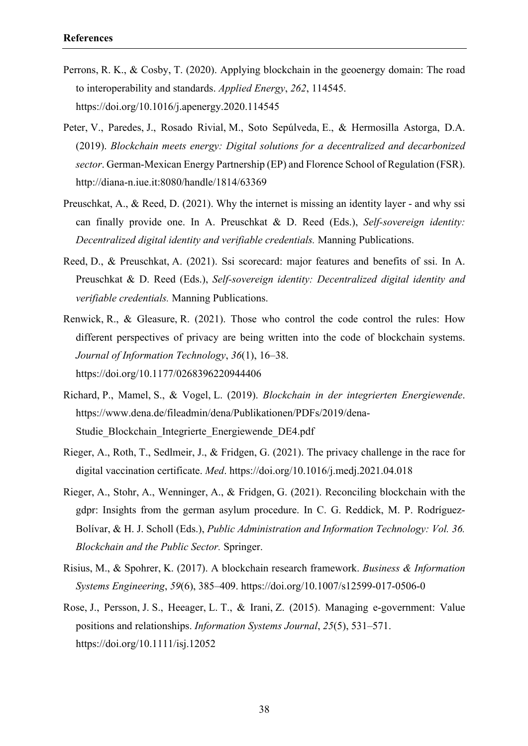**References**

Perrons, R. K., & Cosby, T. (2020). Applying blockchain in the geoenergy domain: The road to interoperability and standards. *Applied Energy*, *262*, 114545. https://doi.org/10.1016/j.apenergy.2020.114545

Peter, V., Paredes, J., Rosado Rivial, M., Soto Sepúlveda, E., & Hermosilla Astorga, D.A. (2019). *Blockchain meets energy: Digital solutions for a decentralized and decarbonized sector*. German-Mexican Energy Partnership (EP) and Florence School of Regulation (FSR). http://diana-n.iue.it:8080/handle/1814/63369

Preuschkat, A., & Reed, D. (2021). Why the internet is missing an identity layer - and why ssi can finally provide one. In A. Preuschkat & D. Reed (Eds.), *Self-sovereign identity: Decentralized digital identity and verifiable credentials.* Manning Publications.

Reed, D., & Preuschkat, A. (2021). Ssi scorecard: major features and benefits of ssi. In A. Preuschkat & D. Reed (Eds.), *Self-sovereign identity: Decentralized digital identity and verifiable credentials.* Manning Publications.

Renwick, R., & Gleasure, R. (2021). Those who control the code control the rules: How different perspectives of privacy are being written into the code of blockchain systems. *Journal of Information Technology*, *36*(1), 16–38. https://doi.org/10.1177/0268396220944406

Richard, P., Mamel, S., & Vogel, L. (2019). *Blockchain in der integrierten Energiewende*. https://www.dena.de/fileadmin/dena/Publikationen/PDFs/2019/dena-Studie_Blockchain_Integrierte_Energiewende_DE4.pdf

Rieger, A., Roth, T., Sedlmeir, J., & Fridgen, G. (2021). The privacy challenge in the race for digital vaccination certificate. *Med*. https://doi.org/10.1016/j.medj.2021.04.018

Rieger, A., Stohr, A., Wenninger, A., & Fridgen, G. (2021). Reconciling blockchain with the gdpr: Insights from the german asylum procedure. In C. G. Reddick, M. P. Rodríguez-Bolívar, & H. J. Scholl (Eds.), *Public Administration and Information Technology: Vol. 36. Blockchain and the Public Sector.* Springer.

Risius, M., & Spohrer, K. (2017). A blockchain research framework. *Business & Information Systems Engineering*, *59*(6), 385–409. https://doi.org/10.1007/s12599-017-0506-0

Rose, J., Persson, J. S., Heeager, L. T., & Irani, Z. (2015). Managing e-government: Value positions and relationships. *Information Systems Journal*, *25*(5), 531–571. https://doi.org/10.1111/isj.12052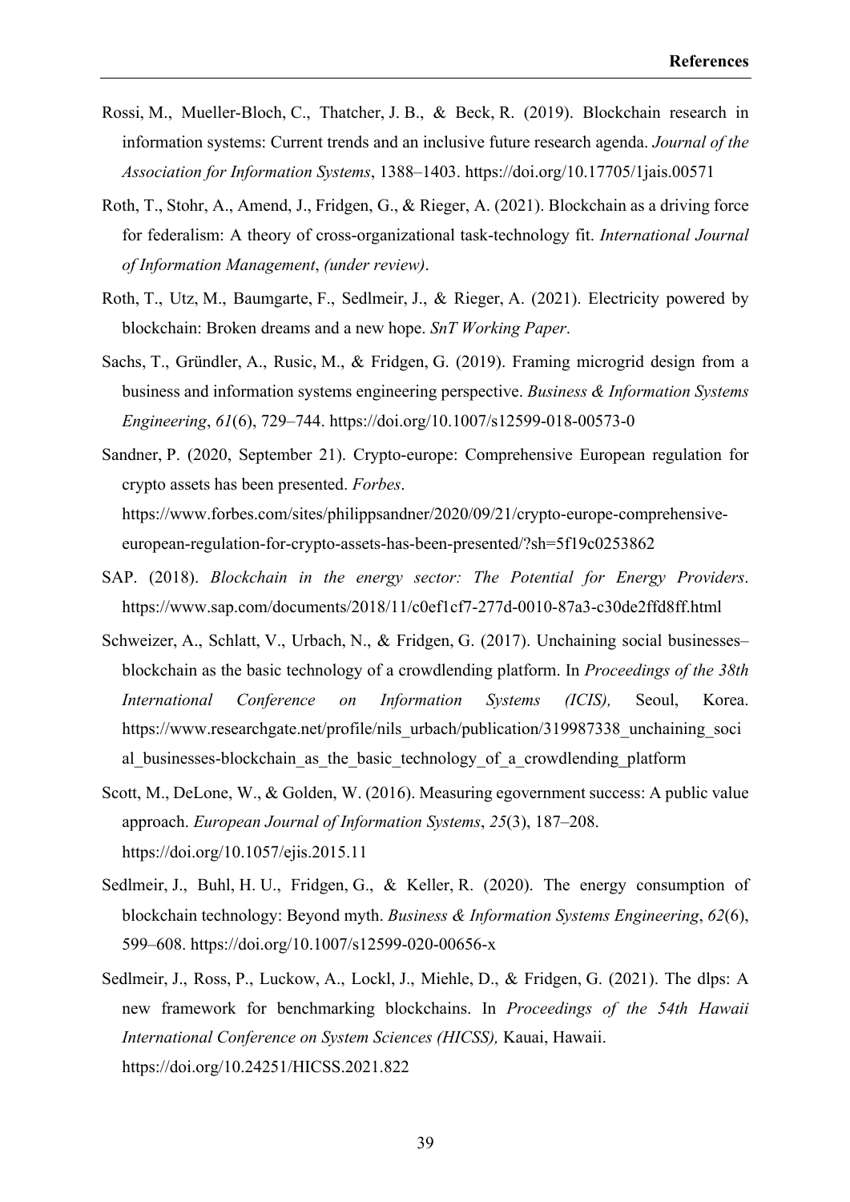Rossi, M., Mueller-Bloch, C., Thatcher, J. B., & Beck, R. (2019). Blockchain research in information systems: Current trends and an inclusive future research agenda. *Journal of the Association for Information Systems*, 1388–1403. https://doi.org/10.17705/1jais.00571

Roth, T., Stohr, A., Amend, J., Fridgen, G., & Rieger, A. (2021). Blockchain as a driving force for federalism: A theory of cross-organizational task-technology fit. *International Journal of Information Management*, *(under review)*.

Roth, T., Utz, M., Baumgarte, F., Sedlmeir, J., & Rieger, A. (2021). Electricity powered by blockchain: Broken dreams and a new hope. *SnT Working Paper*.

Sachs, T., Gründler, A., Rusic, M., & Fridgen, G. (2019). Framing microgrid design from a business and information systems engineering perspective. *Business & Information Systems Engineering*, *61*(6), 729–744. https://doi.org/10.1007/s12599-018-00573-0

Sandner, P. (2020, September 21). Crypto-europe: Comprehensive European regulation for crypto assets has been presented. *Forbes*. https://www.forbes.com/sites/philippsandner/2020/09/21/crypto-europe-comprehensive-european-regulation-for-crypto-assets-has-been-presented/?sh=5f19c0253862

SAP. (2018). *Blockchain in the energy sector: The Potential for Energy Providers*. https://www.sap.com/documents/2018/11/c0ef1cf7-277d-0010-87a3-c30de2ffd8ff.html

Schweizer, A., Schlatt, V., Urbach, N., & Fridgen, G. (2017). Unchaining social businesses–blockchain as the basic technology of a crowdlending platform. In *Proceedings of the 38th International Conference on Information Systems (ICIS),* Seoul, Korea. https://www.researchgate.net/profile/nils_urbach/publication/319987338_unchaining_social_businesses-blockchain_as_the_basic_technology_of_a_crowdlending_platform

Scott, M., DeLone, W., & Golden, W. (2016). Measuring egovernment success: A public value approach. *European Journal of Information Systems*, *25*(3), 187–208. https://doi.org/10.1057/ejis.2015.11

Sedlmeir, J., Buhl, H. U., Fridgen, G., & Keller, R. (2020). The energy consumption of blockchain technology: Beyond myth. *Business & Information Systems Engineering*, *62*(6), 599–608. https://doi.org/10.1007/s12599-020-00656-x

Sedlmeir, J., Ross, P., Luckow, A., Lockl, J., Miehle, D., & Fridgen, G. (2021). The dlps: A new framework for benchmarking blockchains. In *Proceedings of the 54th Hawaii International Conference on System Sciences (HICSS),* Kauai, Hawaii. https://doi.org/10.24251/HICSS.2021.822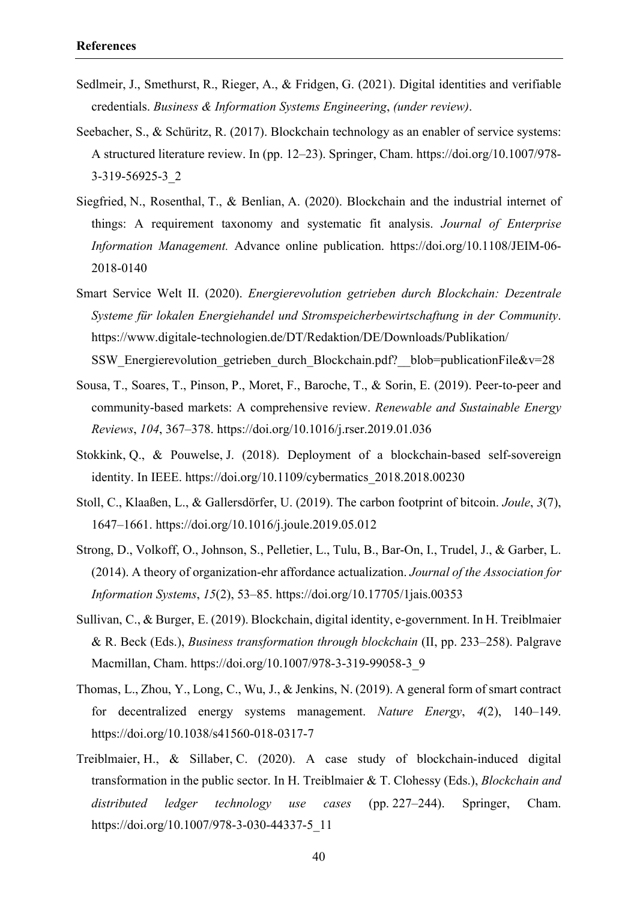**References**

Sedlmeir, J., Smethurst, R., Rieger, A., & Fridgen, G. (2021). Digital identities and verifiable credentials. *Business & Information Systems Engineering*, *(under review)*.

Seebacher, S., & Schüritz, R. (2017). Blockchain technology as an enabler of service systems: A structured literature review. In (pp. 12–23). Springer, Cham. https://doi.org/10.1007/978-3-319-56925-3_2

Siegfried, N., Rosenthal, T., & Benlian, A. (2020). Blockchain and the industrial internet of things: A requirement taxonomy and systematic fit analysis. *Journal of Enterprise Information Management.* Advance online publication. https://doi.org/10.1108/JEIM-06-2018-0140

Smart Service Welt II. (2020). *Energierevolution getrieben durch Blockchain: Dezentrale Systeme für lokalen Energiehandel und Stromspeicherbewirtschaftung in der Community*. https://www.digitale-technologien.de/DT/Redaktion/DE/Downloads/Publikation/SSW_Energierevolution_getrieben_durch_Blockchain.pdf?__blob=publicationFile&v=28

Sousa, T., Soares, T., Pinson, P., Moret, F., Baroche, T., & Sorin, E. (2019). Peer-to-peer and community-based markets: A comprehensive review. *Renewable and Sustainable Energy Reviews*, *104*, 367–378. https://doi.org/10.1016/j.rser.2019.01.036

Stokkink, Q., & Pouwelse, J. (2018). Deployment of a blockchain-based self-sovereign identity. In IEEE. https://doi.org/10.1109/cybermatics_2018.2018.00230

Stoll, C., Klaaßen, L., & Gallersdörfer, U. (2019). The carbon footprint of bitcoin. *Joule*, *3*(7), 1647–1661. https://doi.org/10.1016/j.joule.2019.05.012

Strong, D., Volkoff, O., Johnson, S., Pelletier, L., Tulu, B., Bar-On, I., Trudel, J., & Garber, L. (2014). A theory of organization-ehr affordance actualization. *Journal of the Association for Information Systems*, *15*(2), 53–85. https://doi.org/10.17705/1jais.00353

Sullivan, C., & Burger, E. (2019). Blockchain, digital identity, e-government. In H. Treiblmaier & R. Beck (Eds.), *Business transformation through blockchain* (II, pp. 233–258). Palgrave Macmillan, Cham. https://doi.org/10.1007/978-3-319-99058-3_9

Thomas, L., Zhou, Y., Long, C., Wu, J., & Jenkins, N. (2019). A general form of smart contract for decentralized energy systems management. *Nature Energy*, *4*(2), 140–149. https://doi.org/10.1038/s41560-018-0317-7

Treiblmaier, H., & Sillaber, C. (2020). A case study of blockchain-induced digital transformation in the public sector. In H. Treiblmaier & T. Clohessy (Eds.), *Blockchain and distributed ledger technology use cases* (pp. 227–244). Springer, Cham. https://doi.org/10.1007/978-3-030-44337-5_11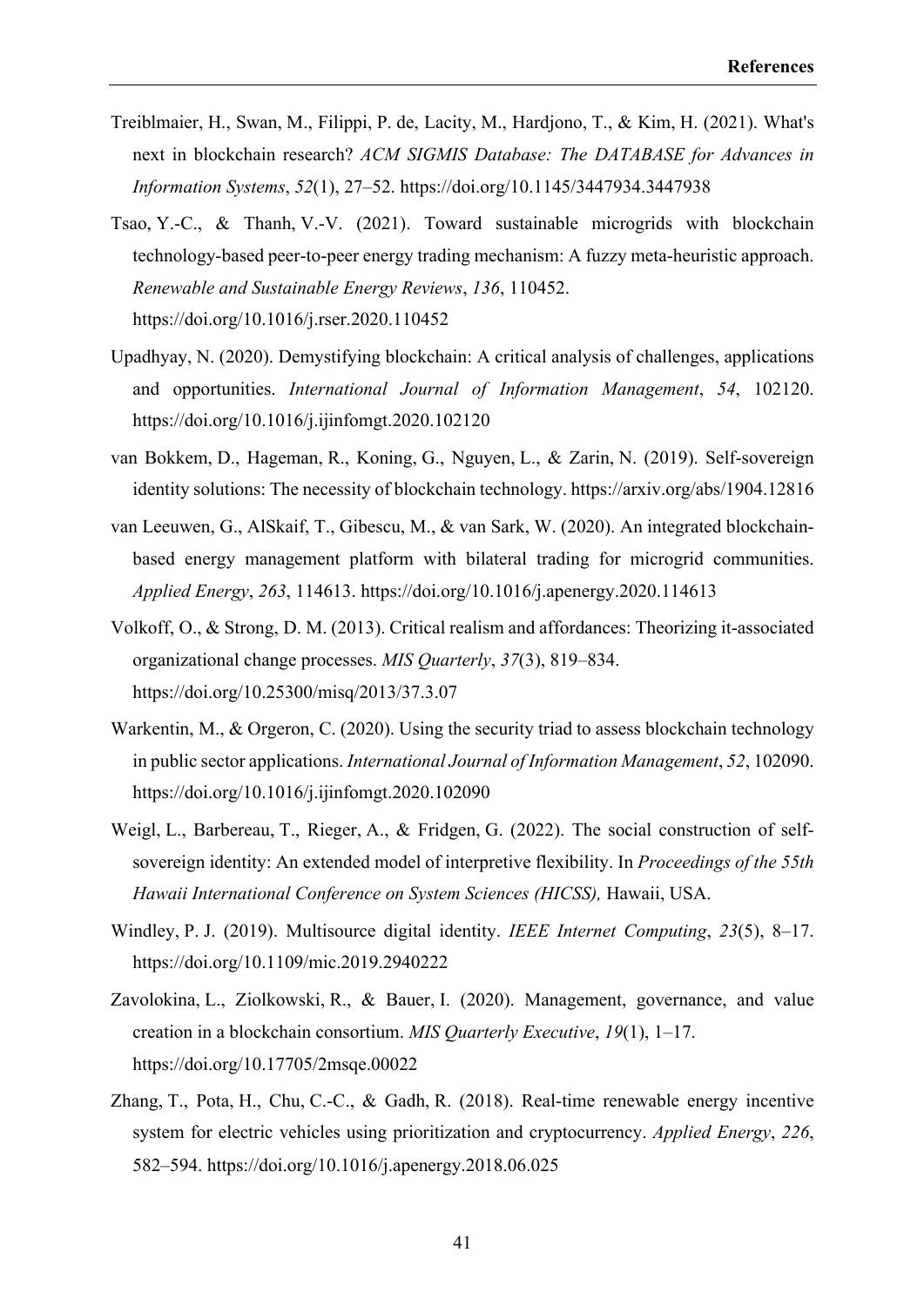Treiblmaier, H., Swan, M., Filippi, P. de, Lacity, M., Hardjono, T., & Kim, H. (2021). What's next in blockchain research? *ACM SIGMIS Database: The DATABASE for Advances in Information Systems*, *52*(1), 27–52. https://doi.org/10.1145/3447934.3447938

Tsao, Y.-C., & Thanh, V.-V. (2021). Toward sustainable microgrids with blockchain technology-based peer-to-peer energy trading mechanism: A fuzzy meta-heuristic approach. *Renewable and Sustainable Energy Reviews*, *136*, 110452. https://doi.org/10.1016/j.rser.2020.110452

Upadhyay, N. (2020). Demystifying blockchain: A critical analysis of challenges, applications and opportunities. *International Journal of Information Management*, *54*, 102120. https://doi.org/10.1016/j.ijinfomgt.2020.102120

van Bokkem, D., Hageman, R., Koning, G., Nguyen, L., & Zarin, N. (2019). Self-sovereign identity solutions: The necessity of blockchain technology. https://arxiv.org/abs/1904.12816

van Leeuwen, G., AlSkaif, T., Gibescu, M., & van Sark, W. (2020). An integrated blockchain-based energy management platform with bilateral trading for microgrid communities. *Applied Energy*, *263*, 114613. https://doi.org/10.1016/j.apenergy.2020.114613

Volkoff, O., & Strong, D. M. (2013). Critical realism and affordances: Theorizing it-associated organizational change processes. *MIS Quarterly*, *37*(3), 819–834. https://doi.org/10.25300/misq/2013/37.3.07

Warkentin, M., & Orgeron, C. (2020). Using the security triad to assess blockchain technology in public sector applications. *International Journal of Information Management*, *52*, 102090. https://doi.org/10.1016/j.ijinfomgt.2020.102090

Weigl, L., Barbereau, T., Rieger, A., & Fridgen, G. (2022). The social construction of self-sovereign identity: An extended model of interpretive flexibility. In *Proceedings of the 55th Hawaii International Conference on System Sciences (HICSS),* Hawaii, USA.

Windley, P. J. (2019). Multisource digital identity. *IEEE Internet Computing*, *23*(5), 8–17. https://doi.org/10.1109/mic.2019.2940222

Zavolokina, L., Ziolkowski, R., & Bauer, I. (2020). Management, governance, and value creation in a blockchain consortium. *MIS Quarterly Executive*, *19*(1), 1–17. https://doi.org/10.17705/2msqe.00022

Zhang, T., Pota, H., Chu, C.-C., & Gadh, R. (2018). Real-time renewable energy incentive system for electric vehicles using prioritization and cryptocurrency. *Applied Energy*, *226*, 582–594. https://doi.org/10.1016/j.apenergy.2018.06.025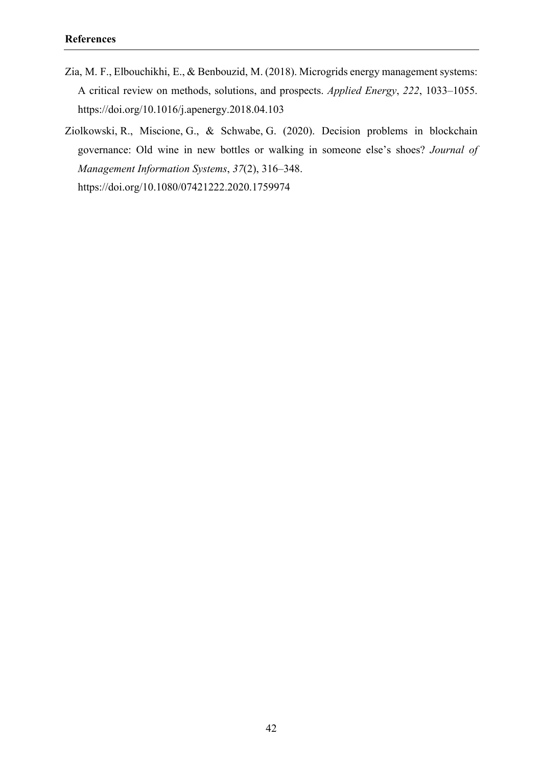**References**

Zia, M. F., Elbouchikhi, E., & Benbouzid, M. (2018). Microgrids energy management systems: A critical review on methods, solutions, and prospects. *Applied Energy*, *222*, 1033–1055. https://doi.org/10.1016/j.apenergy.2018.04.103

Ziolkowski, R., Miscione, G., & Schwabe, G. (2020). Decision problems in blockchain governance: Old wine in new bottles or walking in someone else's shoes? *Journal of Management Information Systems*, *37*(2), 316–348. https://doi.org/10.1080/07421222.2020.1759974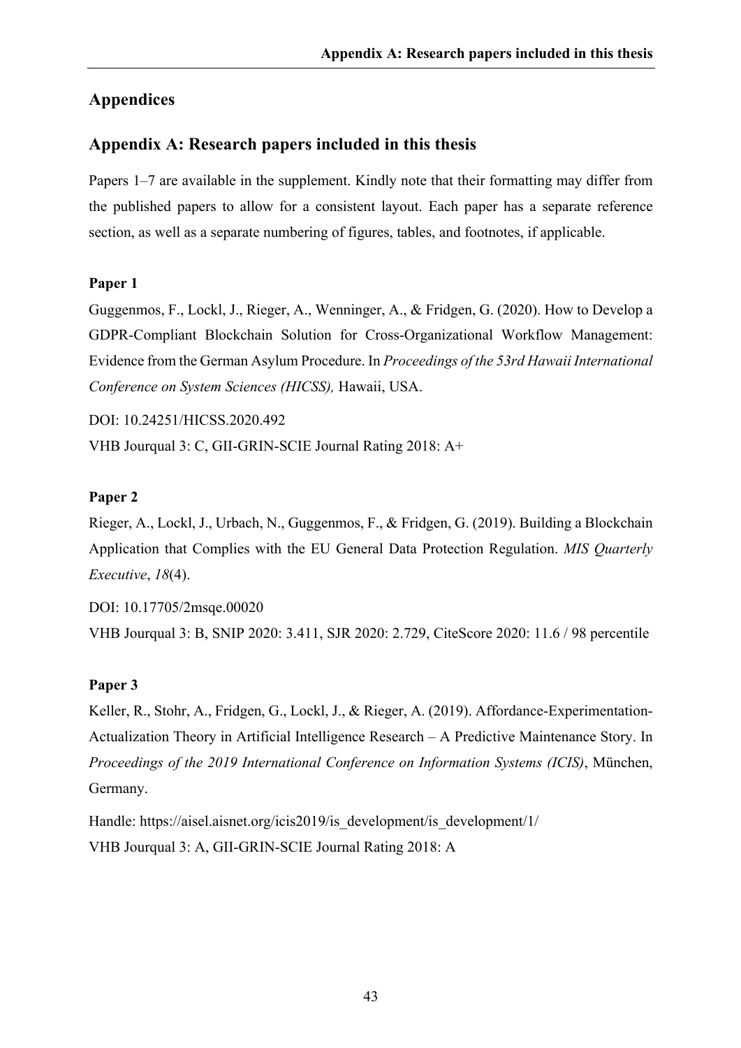# Appendices

## Appendix A: Research papers included in this thesis

Papers 1–7 are available in the supplement. Kindly note that their formatting may differ from the published papers to allow for a consistent layout. Each paper has a separate reference section, as well as a separate numbering of figures, tables, and footnotes, if applicable.

**Paper 1**

Guggenmos, F., Lockl, J., Rieger, A., Wenninger, A., & Fridgen, G. (2020). How to Develop a GDPR-Compliant Blockchain Solution for Cross-Organizational Workflow Management: Evidence from the German Asylum Procedure. In *Proceedings of the 53rd Hawaii International Conference on System Sciences (HICSS),* Hawaii, USA.

DOI: 10.24251/HICSS.2020.492

VHB Jourqual 3: C, GII-GRIN-SCIE Journal Rating 2018: A+

**Paper 2**

Rieger, A., Lockl, J., Urbach, N., Guggenmos, F., & Fridgen, G. (2019). Building a Blockchain Application that Complies with the EU General Data Protection Regulation. *MIS Quarterly Executive*, *18*(4).

DOI: 10.17705/2msqe.00020

VHB Jourqual 3: B, SNIP 2020: 3.411, SJR 2020: 2.729, CiteScore 2020: 11.6 / 98 percentile

**Paper 3**

Keller, R., Stohr, A., Fridgen, G., Lockl, J., & Rieger, A. (2019). Affordance-Experimentation-Actualization Theory in Artificial Intelligence Research – A Predictive Maintenance Story. In *Proceedings of the 2019 International Conference on Information Systems (ICIS)*, München, Germany.

Handle: https://aisel.aisnet.org/icis2019/is_development/is_development/1/

VHB Jourqual 3: A, GII-GRIN-SCIE Journal Rating 2018: A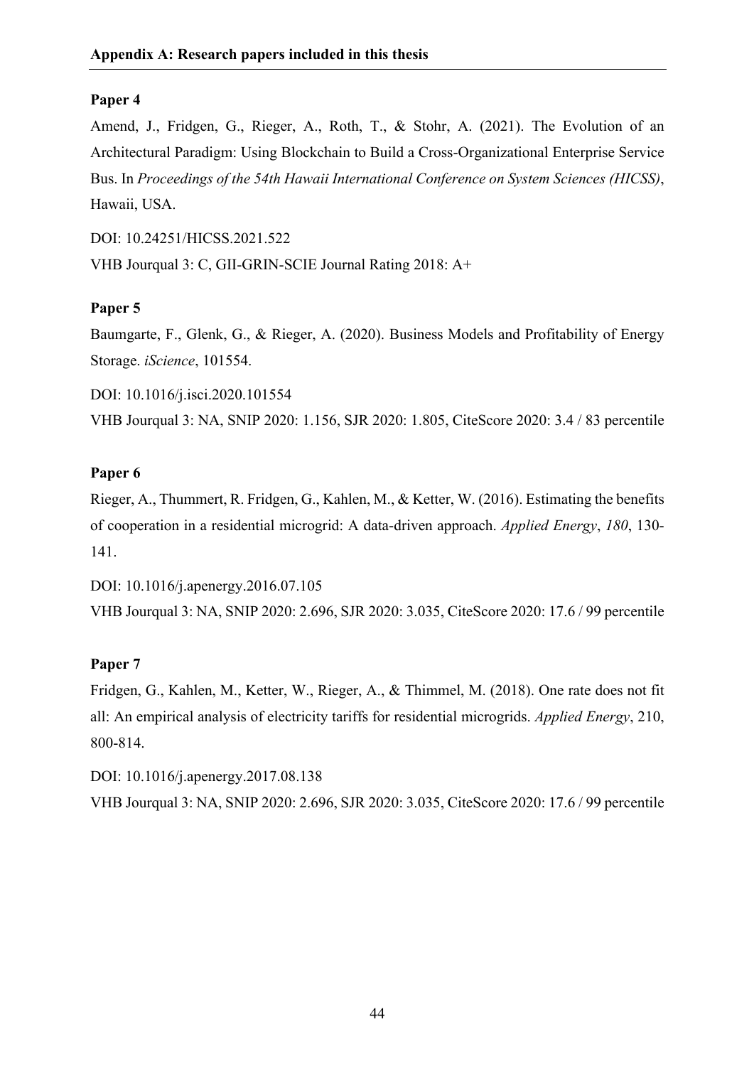**Paper 4**

Amend, J., Fridgen, G., Rieger, A., Roth, T., & Stohr, A. (2021). The Evolution of an Architectural Paradigm: Using Blockchain to Build a Cross-Organizational Enterprise Service Bus. In *Proceedings of the 54th Hawaii International Conference on System Sciences (HICSS)*, Hawaii, USA.

DOI: 10.24251/HICSS.2021.522

VHB Jourqual 3: C, GII-GRIN-SCIE Journal Rating 2018: A+

**Paper 5**

Baumgarte, F., Glenk, G., & Rieger, A. (2020). Business Models and Profitability of Energy Storage. *iScience*, 101554.

DOI: 10.1016/j.isci.2020.101554

VHB Jourqual 3: NA, SNIP 2020: 1.156, SJR 2020: 1.805, CiteScore 2020: 3.4 / 83 percentile

**Paper 6**

Rieger, A., Thummert, R. Fridgen, G., Kahlen, M., & Ketter, W. (2016). Estimating the benefits of cooperation in a residential microgrid: A data-driven approach. *Applied Energy*, *180*, 130-141.

DOI: 10.1016/j.apenergy.2016.07.105

VHB Jourqual 3: NA, SNIP 2020: 2.696, SJR 2020: 3.035, CiteScore 2020: 17.6 / 99 percentile

**Paper 7**

Fridgen, G., Kahlen, M., Ketter, W., Rieger, A., & Thimmel, M. (2018). One rate does not fit all: An empirical analysis of electricity tariffs for residential microgrids. *Applied Energy*, 210, 800-814.

DOI: 10.1016/j.apenergy.2017.08.138

VHB Jourqual 3: NA, SNIP 2020: 2.696, SJR 2020: 3.035, CiteScore 2020: 17.6 / 99 percentile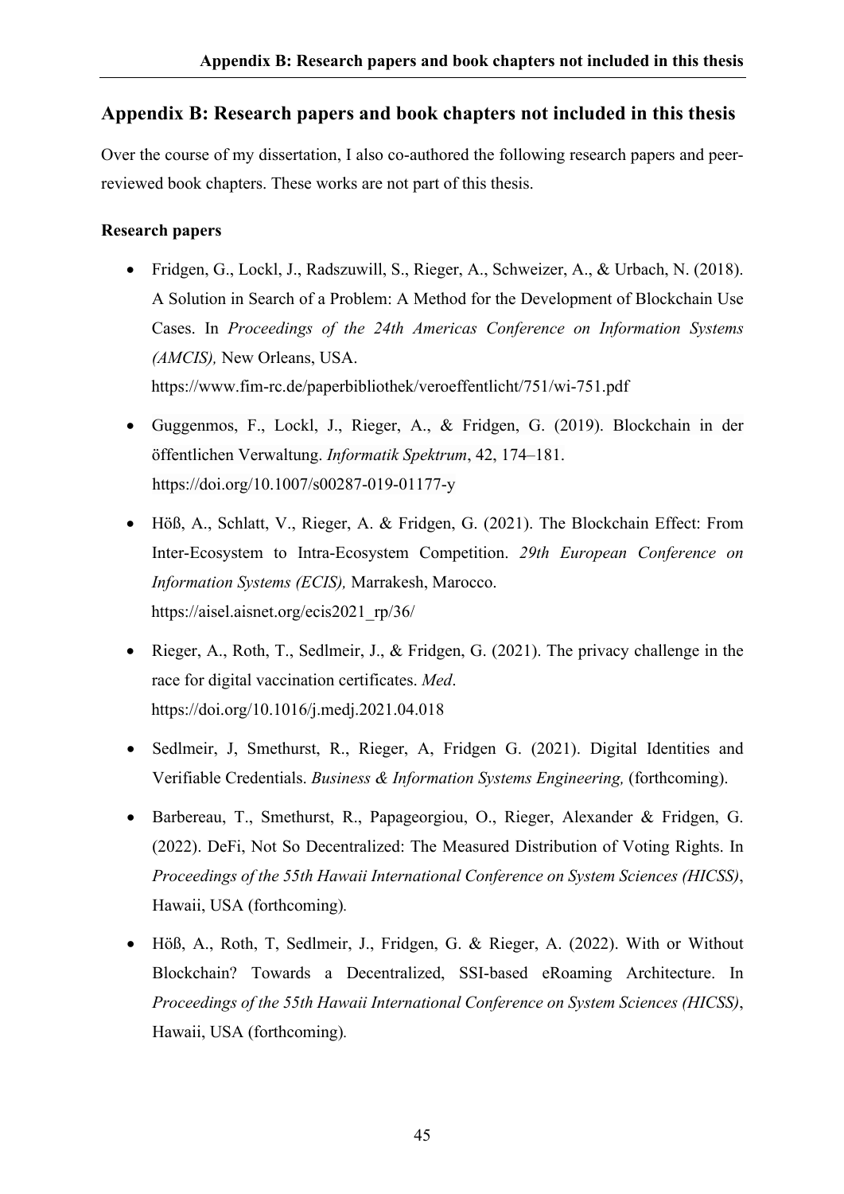## Appendix B: Research papers and book chapters not included in this thesis

Over the course of my dissertation, I also co-authored the following research papers and peer-reviewed book chapters. These works are not part of this thesis.

**Research papers**

- Fridgen, G., Lockl, J., Radszuwill, S., Rieger, A., Schweizer, A., & Urbach, N. (2018). A Solution in Search of a Problem: A Method for the Development of Blockchain Use Cases. In *Proceedings of the 24th Americas Conference on Information Systems (AMCIS),* New Orleans, USA.
https://www.fim-rc.de/paperbibliothek/veroeffentlicht/751/wi-751.pdf

- Guggenmos, F., Lockl, J., Rieger, A., & Fridgen, G. (2019). Blockchain in der öffentlichen Verwaltung. *Informatik Spektrum*, 42, 174–181.
https://doi.org/10.1007/s00287-019-01177-y

- Höß, A., Schlatt, V., Rieger, A. & Fridgen, G. (2021). The Blockchain Effect: From Inter-Ecosystem to Intra-Ecosystem Competition. *29th European Conference on Information Systems (ECIS),* Marrakesh, Marocco.
https://aisel.aisnet.org/ecis2021_rp/36/

- Rieger, A., Roth, T., Sedlmeir, J., & Fridgen, G. (2021). The privacy challenge in the race for digital vaccination certificates. *Med*.
https://doi.org/10.1016/j.medj.2021.04.018

- Sedlmeir, J, Smethurst, R., Rieger, A, Fridgen G. (2021). Digital Identities and Verifiable Credentials. *Business & Information Systems Engineering,* (forthcoming).

- Barbereau, T., Smethurst, R., Papageorgiou, O., Rieger, Alexander & Fridgen, G. (2022). DeFi, Not So Decentralized: The Measured Distribution of Voting Rights. In *Proceedings of the 55th Hawaii International Conference on System Sciences (HICSS)*, Hawaii, USA (forthcoming).

- Höß, A., Roth, T, Sedlmeir, J., Fridgen, G. & Rieger, A. (2022). With or Without Blockchain? Towards a Decentralized, SSI-based eRoaming Architecture. In *Proceedings of the 55th Hawaii International Conference on System Sciences (HICSS)*, Hawaii, USA (forthcoming).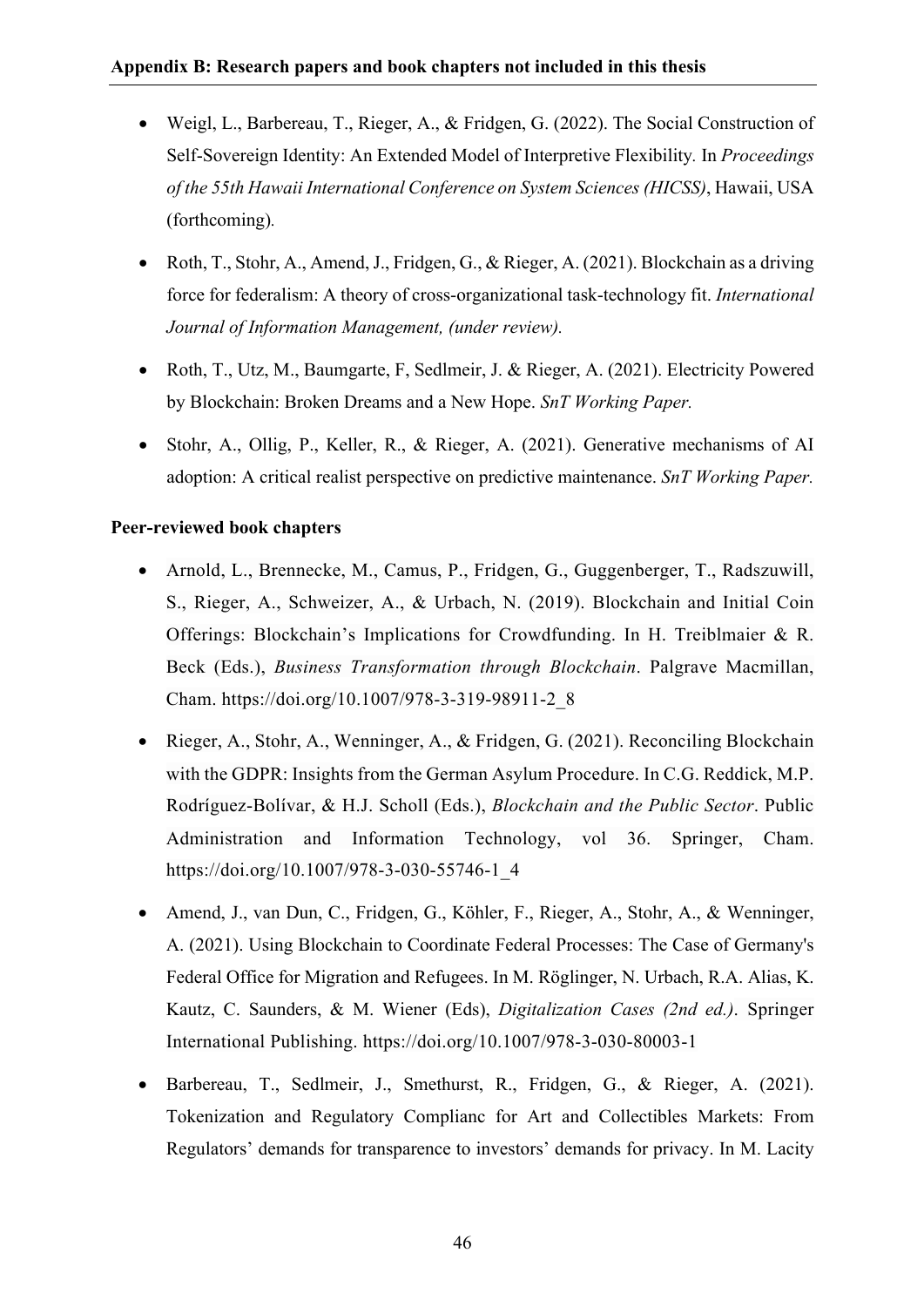- Weigl, L., Barbereau, T., Rieger, A., & Fridgen, G. (2022). The Social Construction of Self-Sovereign Identity: An Extended Model of Interpretive Flexibility. In *Proceedings of the 55th Hawaii International Conference on System Sciences (HICSS)*, Hawaii, USA (forthcoming).
- Roth, T., Stohr, A., Amend, J., Fridgen, G., & Rieger, A. (2021). Blockchain as a driving force for federalism: A theory of cross-organizational task-technology fit. *International Journal of Information Management, (under review).*
- Roth, T., Utz, M., Baumgarte, F, Sedlmeir, J. & Rieger, A. (2021). Electricity Powered by Blockchain: Broken Dreams and a New Hope. *SnT Working Paper.*
- Stohr, A., Ollig, P., Keller, R., & Rieger, A. (2021). Generative mechanisms of AI adoption: A critical realist perspective on predictive maintenance. *SnT Working Paper.*

**Peer-reviewed book chapters**

- Arnold, L., Brennecke, M., Camus, P., Fridgen, G., Guggenberger, T., Radszuwill, S., Rieger, A., Schweizer, A., & Urbach, N. (2019). Blockchain and Initial Coin Offerings: Blockchain's Implications for Crowdfunding. In H. Treiblmaier & R. Beck (Eds.), *Business Transformation through Blockchain*. Palgrave Macmillan, Cham. https://doi.org/10.1007/978-3-319-98911-2_8
- Rieger, A., Stohr, A., Wenninger, A., & Fridgen, G. (2021). Reconciling Blockchain with the GDPR: Insights from the German Asylum Procedure. In C.G. Reddick, M.P. Rodríguez-Bolívar, & H.J. Scholl (Eds.), *Blockchain and the Public Sector*. Public Administration and Information Technology, vol 36. Springer, Cham. https://doi.org/10.1007/978-3-030-55746-1_4
- Amend, J., van Dun, C., Fridgen, G., Köhler, F., Rieger, A., Stohr, A., & Wenninger, A. (2021). Using Blockchain to Coordinate Federal Processes: The Case of Germany's Federal Office for Migration and Refugees. In M. Röglinger, N. Urbach, R.A. Alias, K. Kautz, C. Saunders, & M. Wiener (Eds), *Digitalization Cases (2nd ed.)*. Springer International Publishing. https://doi.org/10.1007/978-3-030-80003-1
- Barbereau, T., Sedlmeir, J., Smethurst, R., Fridgen, G., & Rieger, A. (2021). Tokenization and Regulatory Complianc for Art and Collectibles Markets: From Regulators' demands for transparence to investors' demands for privacy. In M. Lacity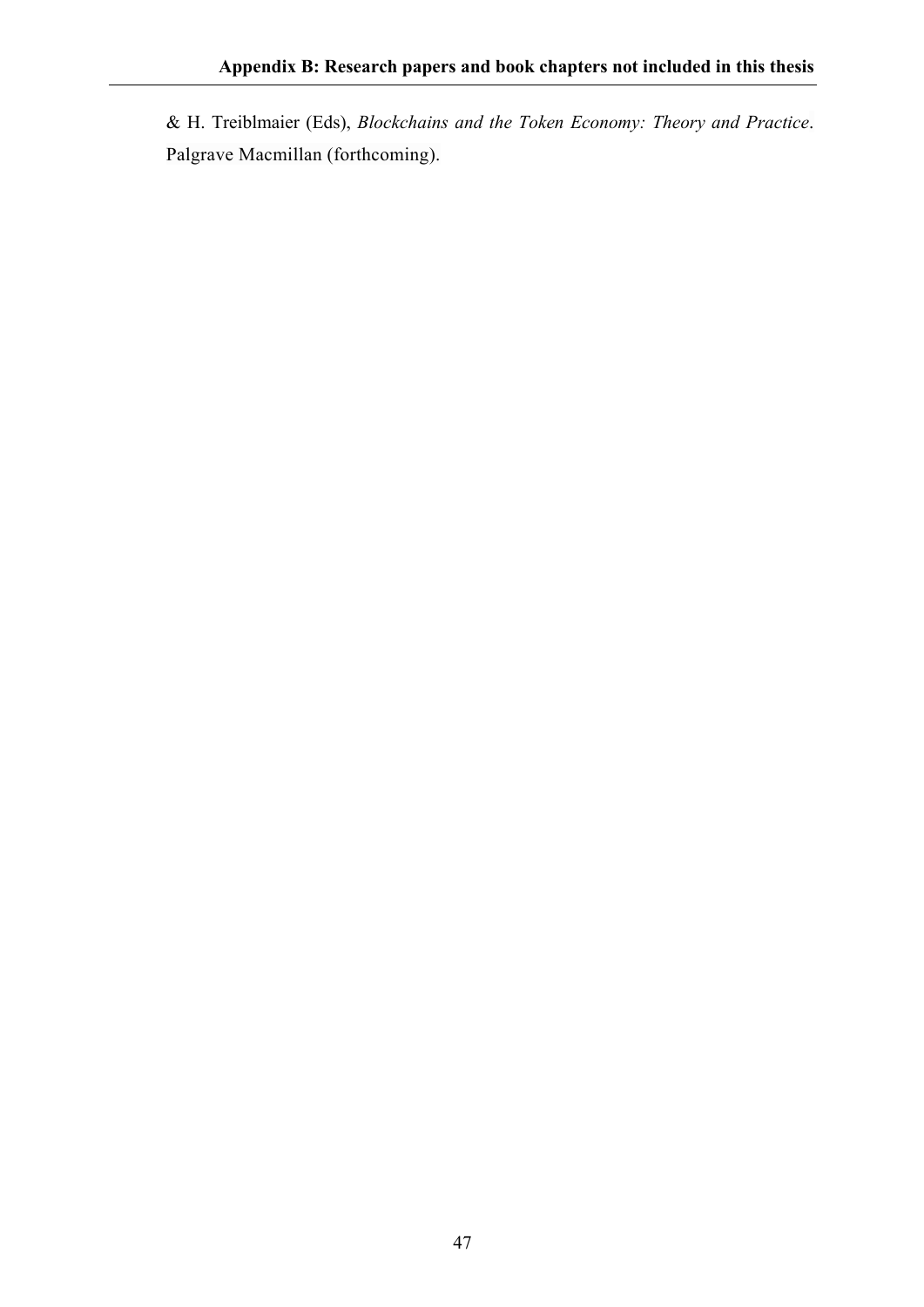& H. Treiblmaier (Eds), *Blockchains and the Token Economy: Theory and Practice*. Palgrave Macmillan (forthcoming).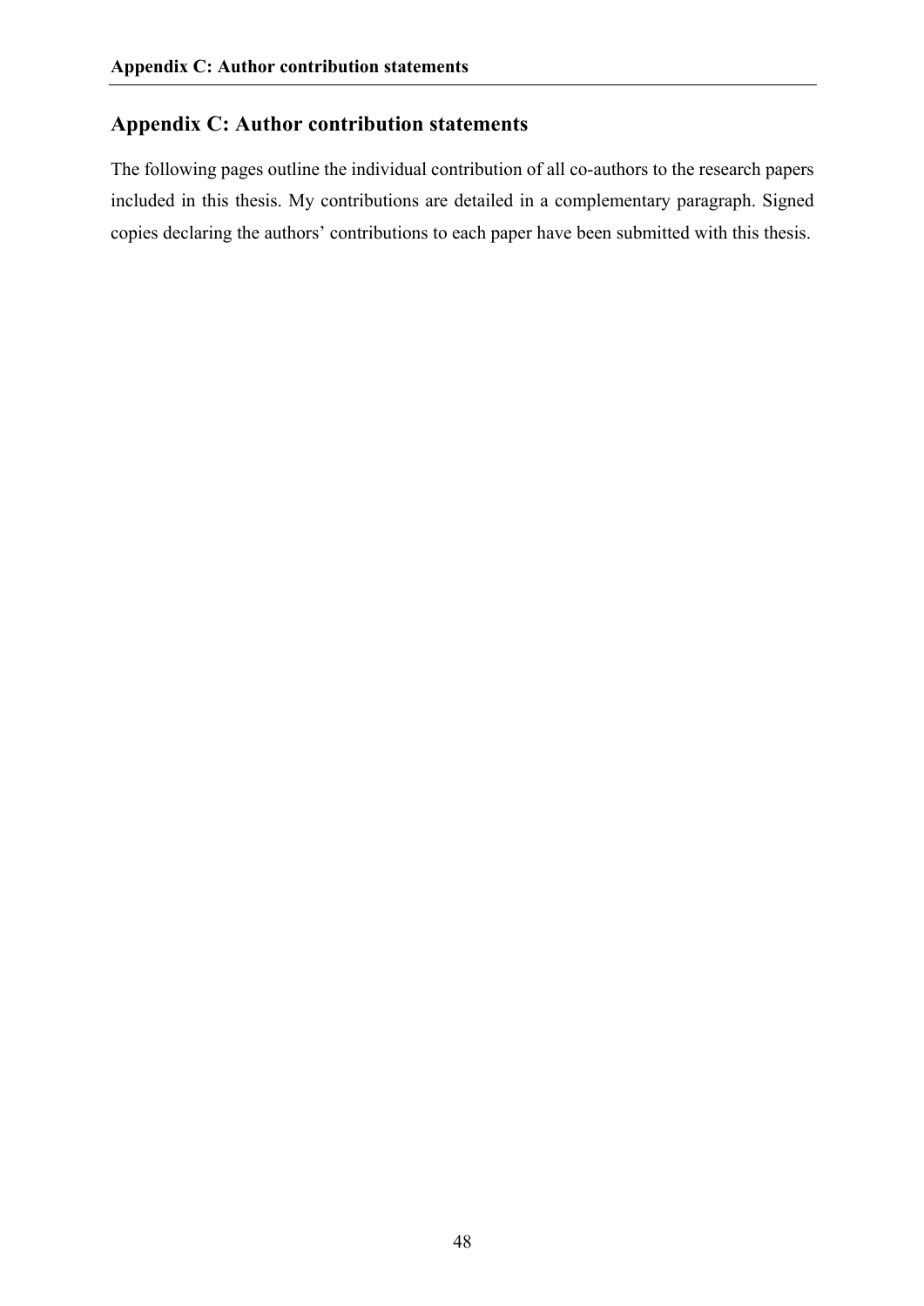# Appendix C: Author contribution statements

The following pages outline the individual contribution of all co-authors to the research papers included in this thesis. My contributions are detailed in a complementary paragraph. Signed copies declaring the authors' contributions to each paper have been submitted with this thesis.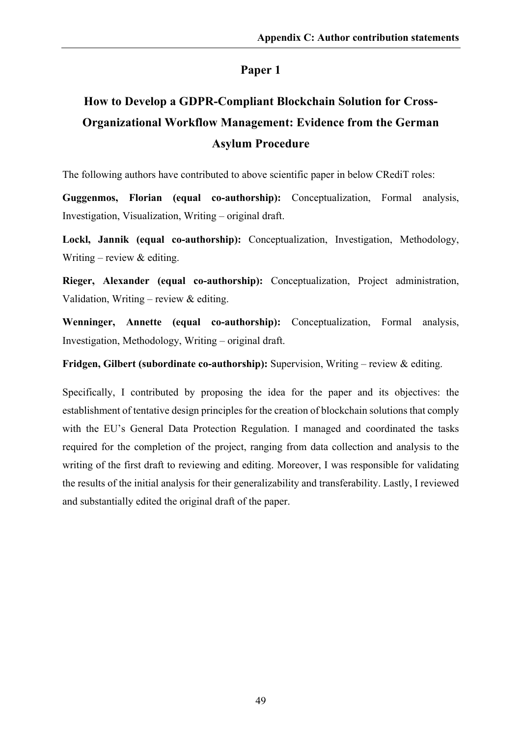## Paper 1

## How to Develop a GDPR-Compliant Blockchain Solution for Cross-Organizational Workflow Management: Evidence from the German Asylum Procedure

The following authors have contributed to above scientific paper in below CRediT roles:

**Guggenmos, Florian (equal co-authorship):** Conceptualization, Formal analysis, Investigation, Visualization, Writing – original draft.

**Lockl, Jannik (equal co-authorship):** Conceptualization, Investigation, Methodology, Writing – review & editing.

**Rieger, Alexander (equal co-authorship):** Conceptualization, Project administration, Validation, Writing – review & editing.

**Wenninger, Annette (equal co-authorship):** Conceptualization, Formal analysis, Investigation, Methodology, Writing – original draft.

**Fridgen, Gilbert (subordinate co-authorship):** Supervision, Writing – review & editing.

Specifically, I contributed by proposing the idea for the paper and its objectives: the establishment of tentative design principles for the creation of blockchain solutions that comply with the EU's General Data Protection Regulation. I managed and coordinated the tasks required for the completion of the project, ranging from data collection and analysis to the writing of the first draft to reviewing and editing. Moreover, I was responsible for validating the results of the initial analysis for their generalizability and transferability. Lastly, I reviewed and substantially edited the original draft of the paper.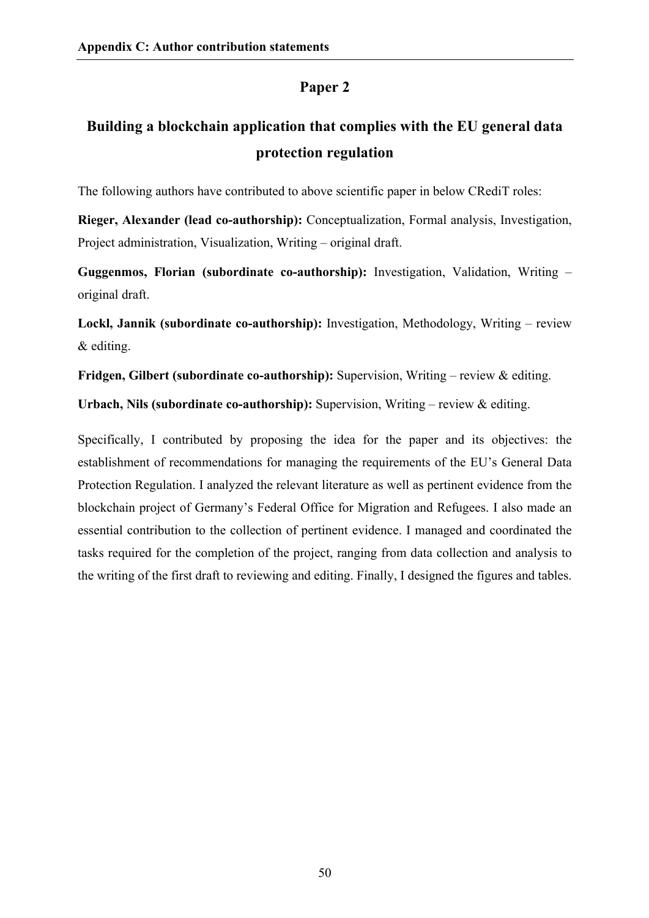## Paper 2

## Building a blockchain application that complies with the EU general data protection regulation

The following authors have contributed to above scientific paper in below CRediT roles:

**Rieger, Alexander (lead co-authorship):** Conceptualization, Formal analysis, Investigation, Project administration, Visualization, Writing – original draft.

**Guggenmos, Florian (subordinate co-authorship):** Investigation, Validation, Writing – original draft.

**Lockl, Jannik (subordinate co-authorship):** Investigation, Methodology, Writing – review & editing.

**Fridgen, Gilbert (subordinate co-authorship):** Supervision, Writing – review & editing.

**Urbach, Nils (subordinate co-authorship):** Supervision, Writing – review & editing.

Specifically, I contributed by proposing the idea for the paper and its objectives: the establishment of recommendations for managing the requirements of the EU's General Data Protection Regulation. I analyzed the relevant literature as well as pertinent evidence from the blockchain project of Germany's Federal Office for Migration and Refugees. I also made an essential contribution to the collection of pertinent evidence. I managed and coordinated the tasks required for the completion of the project, ranging from data collection and analysis to the writing of the first draft to reviewing and editing. Finally, I designed the figures and tables.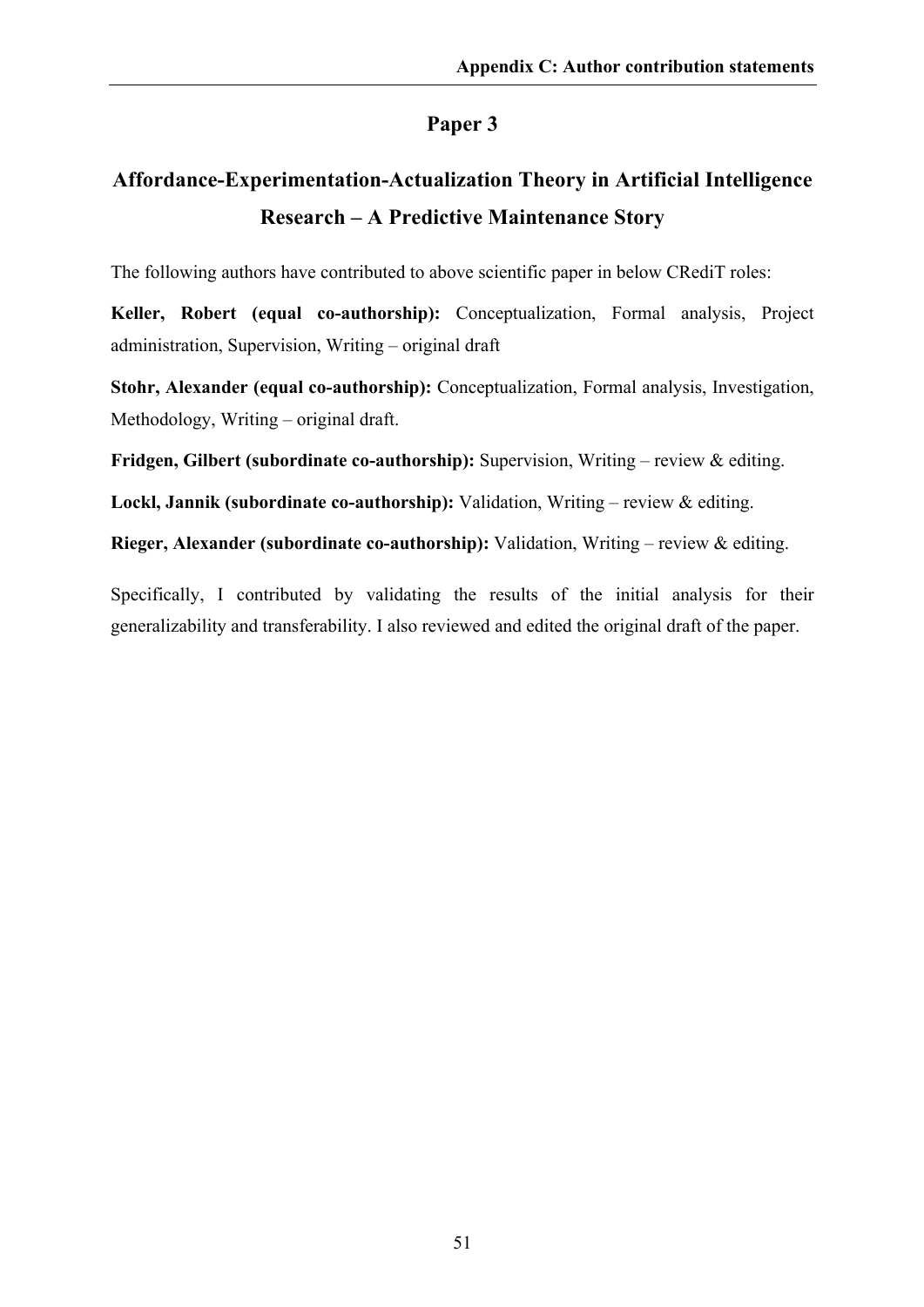## Paper 3

## Affordance-Experimentation-Actualization Theory in Artificial Intelligence Research – A Predictive Maintenance Story

The following authors have contributed to above scientific paper in below CRediT roles:

**Keller, Robert (equal co-authorship):** Conceptualization, Formal analysis, Project administration, Supervision, Writing – original draft

**Stohr, Alexander (equal co-authorship):** Conceptualization, Formal analysis, Investigation, Methodology, Writing – original draft.

**Fridgen, Gilbert (subordinate co-authorship):** Supervision, Writing – review & editing.

**Lockl, Jannik (subordinate co-authorship):** Validation, Writing – review & editing.

**Rieger, Alexander (subordinate co-authorship):** Validation, Writing – review & editing.

Specifically, I contributed by validating the results of the initial analysis for their generalizability and transferability. I also reviewed and edited the original draft of the paper.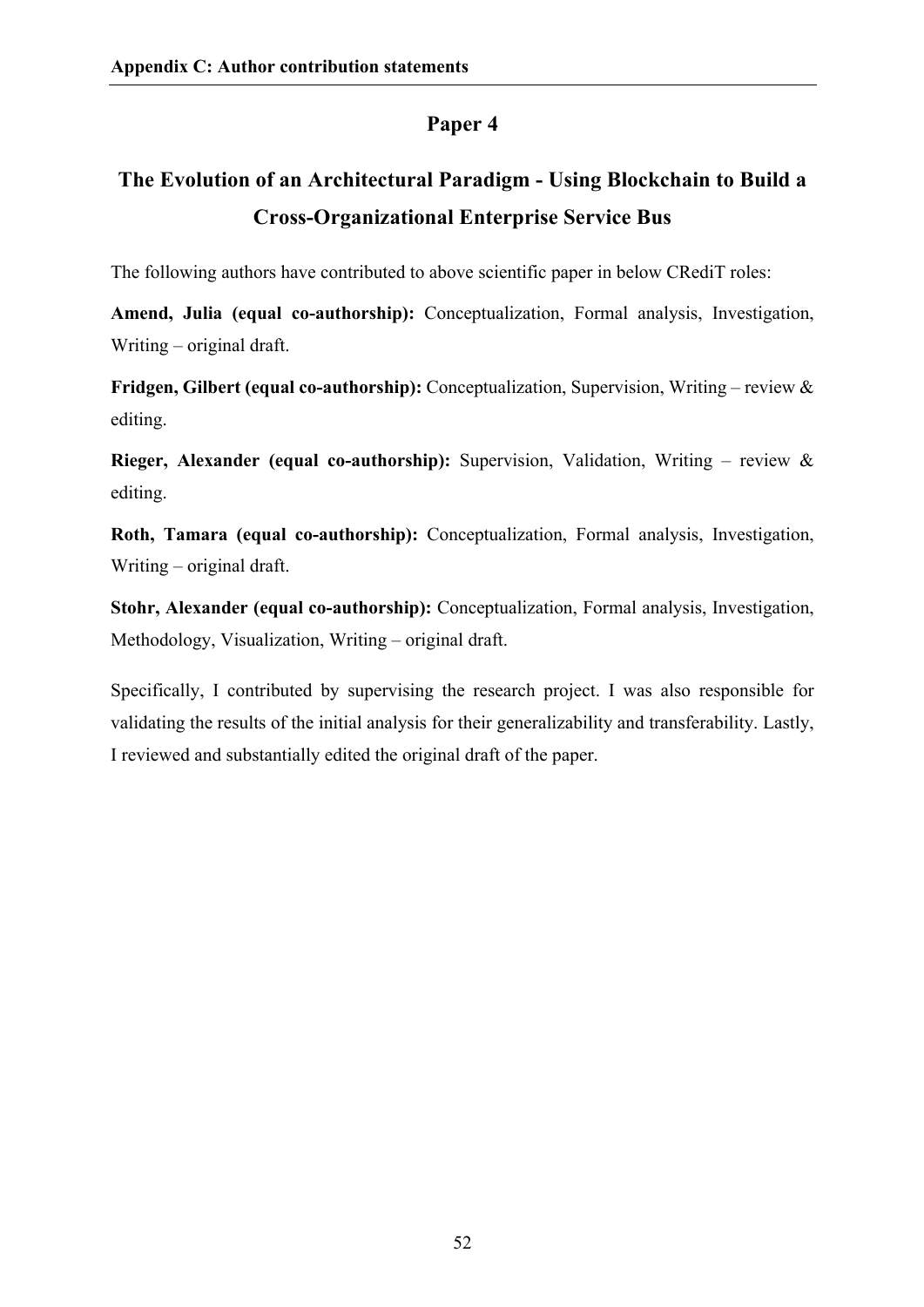## Paper 4

## The Evolution of an Architectural Paradigm - Using Blockchain to Build a Cross-Organizational Enterprise Service Bus

The following authors have contributed to above scientific paper in below CRediT roles:

**Amend, Julia (equal co-authorship):** Conceptualization, Formal analysis, Investigation, Writing – original draft.

**Fridgen, Gilbert (equal co-authorship):** Conceptualization, Supervision, Writing – review & editing.

**Rieger, Alexander (equal co-authorship):** Supervision, Validation, Writing – review & editing.

**Roth, Tamara (equal co-authorship):** Conceptualization, Formal analysis, Investigation, Writing – original draft.

**Stohr, Alexander (equal co-authorship):** Conceptualization, Formal analysis, Investigation, Methodology, Visualization, Writing – original draft.

Specifically, I contributed by supervising the research project. I was also responsible for validating the results of the initial analysis for their generalizability and transferability. Lastly, I reviewed and substantially edited the original draft of the paper.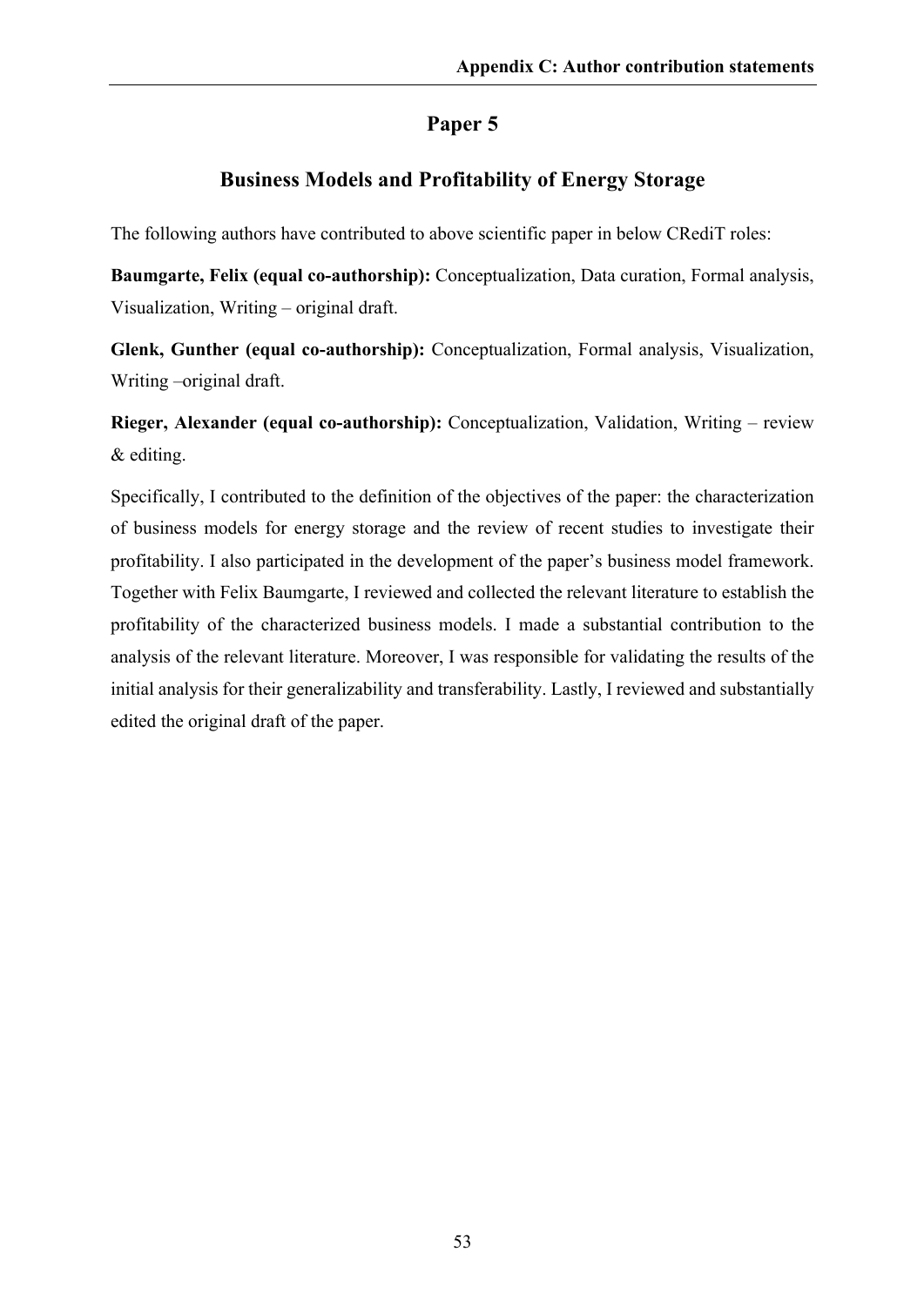## Paper 5

### Business Models and Profitability of Energy Storage

The following authors have contributed to above scientific paper in below CRediT roles:

**Baumgarte, Felix (equal co-authorship):** Conceptualization, Data curation, Formal analysis, Visualization, Writing – original draft.

**Glenk, Gunther (equal co-authorship):** Conceptualization, Formal analysis, Visualization, Writing –original draft.

**Rieger, Alexander (equal co-authorship):** Conceptualization, Validation, Writing – review & editing.

Specifically, I contributed to the definition of the objectives of the paper: the characterization of business models for energy storage and the review of recent studies to investigate their profitability. I also participated in the development of the paper's business model framework. Together with Felix Baumgarte, I reviewed and collected the relevant literature to establish the profitability of the characterized business models. I made a substantial contribution to the analysis of the relevant literature. Moreover, I was responsible for validating the results of the initial analysis for their generalizability and transferability. Lastly, I reviewed and substantially edited the original draft of the paper.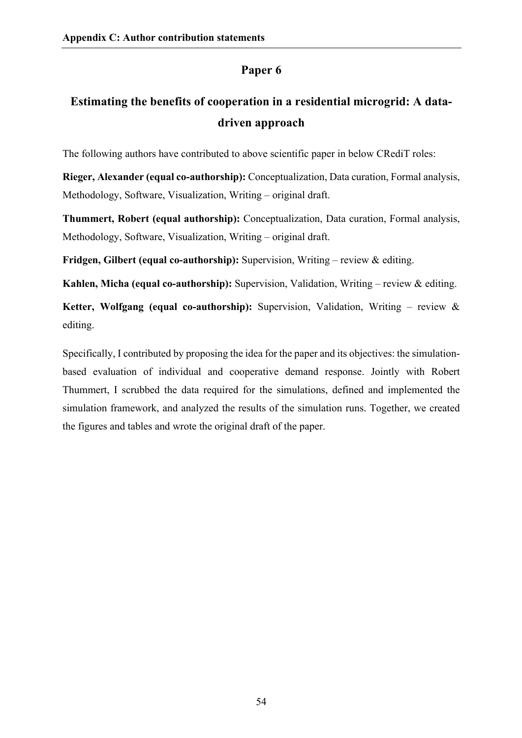## Paper 6

## Estimating the benefits of cooperation in a residential microgrid: A data-driven approach

The following authors have contributed to above scientific paper in below CRediT roles:

**Rieger, Alexander (equal co-authorship):** Conceptualization, Data curation, Formal analysis, Methodology, Software, Visualization, Writing – original draft.

**Thummert, Robert (equal authorship):** Conceptualization, Data curation, Formal analysis, Methodology, Software, Visualization, Writing – original draft.

**Fridgen, Gilbert (equal co-authorship):** Supervision, Writing – review & editing.

**Kahlen, Micha (equal co-authorship):** Supervision, Validation, Writing – review & editing.

**Ketter, Wolfgang (equal co-authorship):** Supervision, Validation, Writing – review & editing.

Specifically, I contributed by proposing the idea for the paper and its objectives: the simulation-based evaluation of individual and cooperative demand response. Jointly with Robert Thummert, I scrubbed the data required for the simulations, defined and implemented the simulation framework, and analyzed the results of the simulation runs. Together, we created the figures and tables and wrote the original draft of the paper.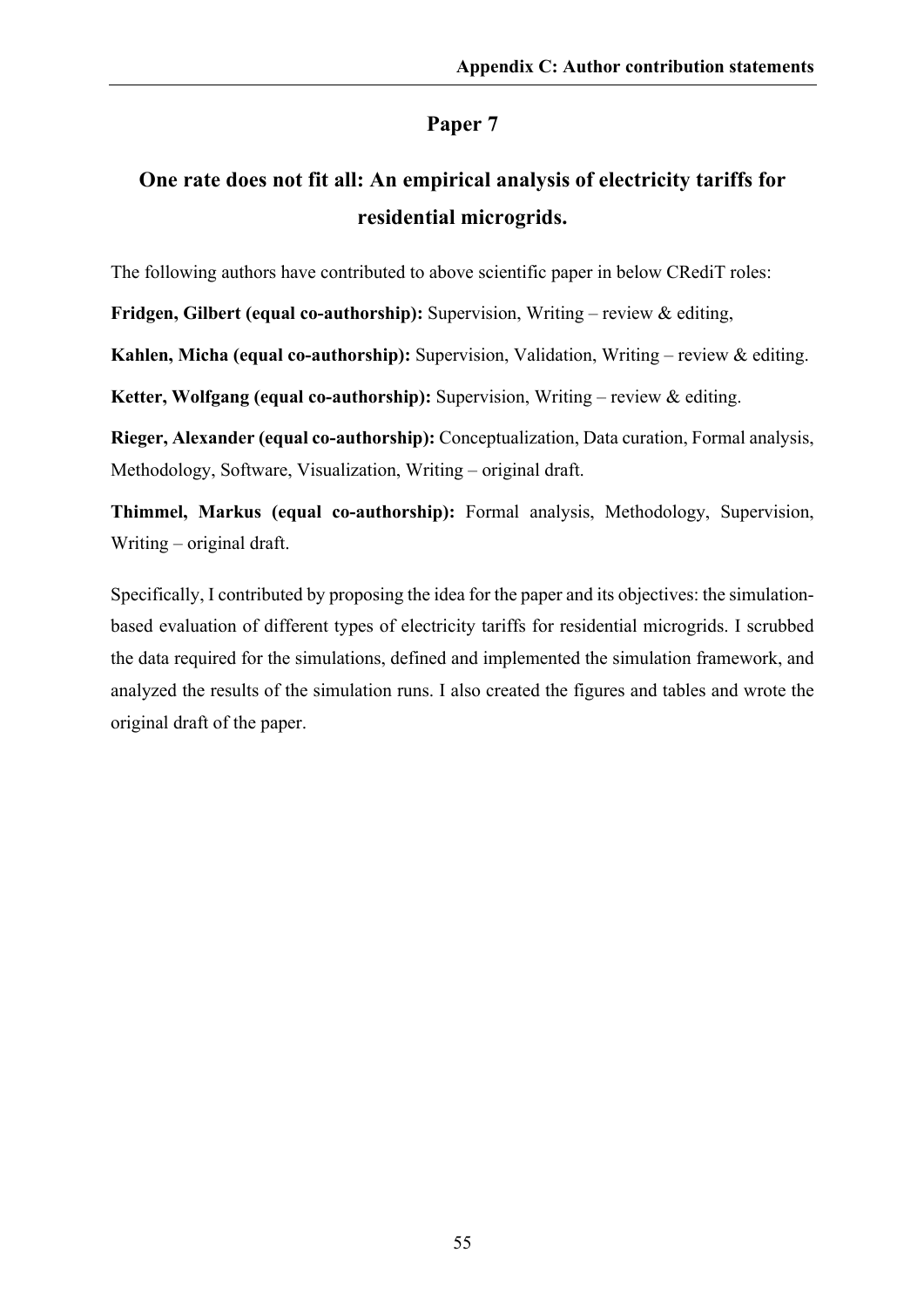## Paper 7

## One rate does not fit all: An empirical analysis of electricity tariffs for residential microgrids.

The following authors have contributed to above scientific paper in below CRediT roles:

**Fridgen, Gilbert (equal co-authorship):** Supervision, Writing – review & editing,

**Kahlen, Micha (equal co-authorship):** Supervision, Validation, Writing – review & editing.

**Ketter, Wolfgang (equal co-authorship):** Supervision, Writing – review & editing.

**Rieger, Alexander (equal co-authorship):** Conceptualization, Data curation, Formal analysis, Methodology, Software, Visualization, Writing – original draft.

**Thimmel, Markus (equal co-authorship):** Formal analysis, Methodology, Supervision, Writing – original draft.

Specifically, I contributed by proposing the idea for the paper and its objectives: the simulation-based evaluation of different types of electricity tariffs for residential microgrids. I scrubbed the data required for the simulations, defined and implemented the simulation framework, and analyzed the results of the simulation runs. I also created the figures and tables and wrote the original draft of the paper.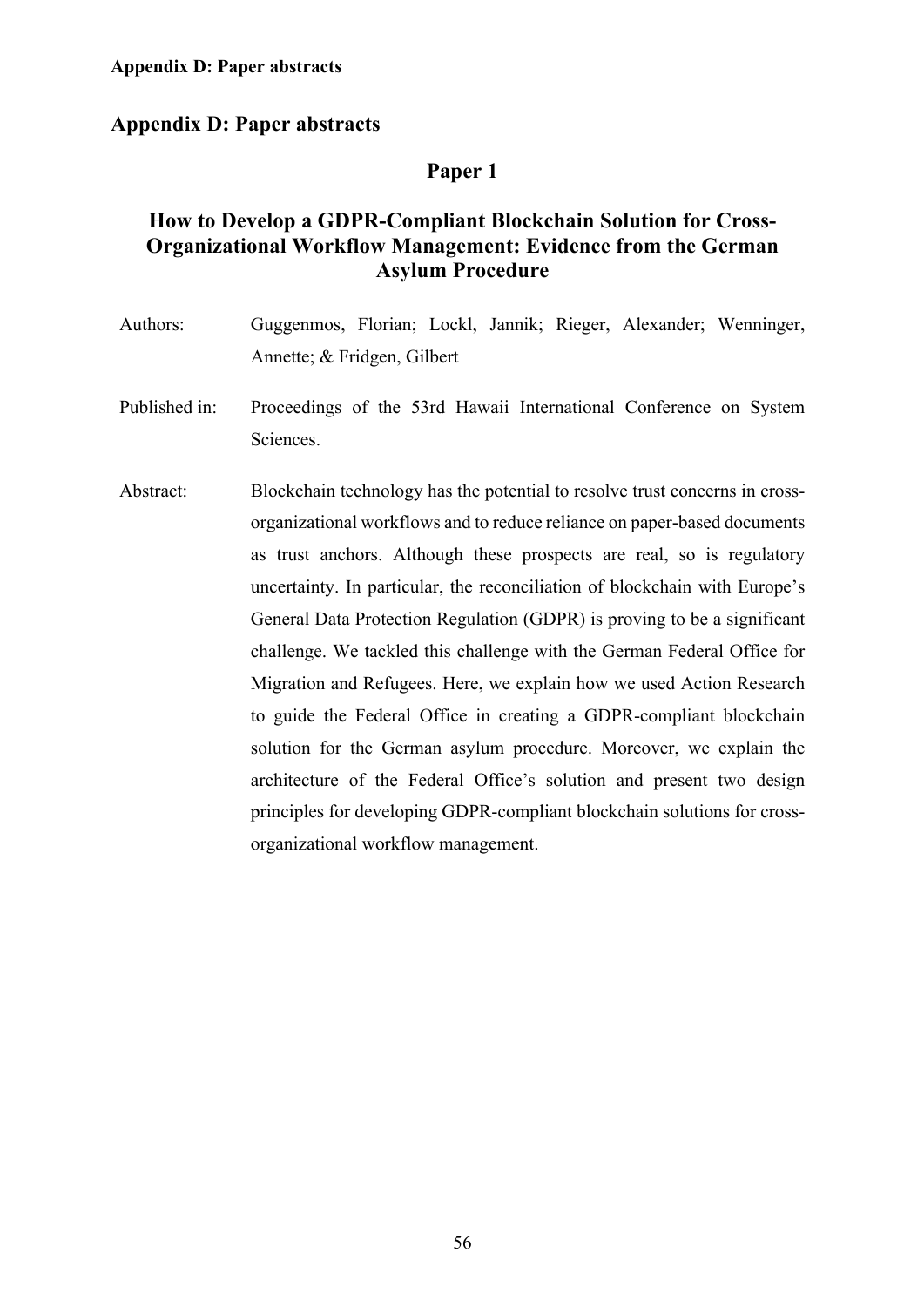# Appendix D: Paper abstracts

## Paper 1

### How to Develop a GDPR-Compliant Blockchain Solution for Cross-Organizational Workflow Management: Evidence from the German Asylum Procedure

Authors: Guggenmos, Florian; Lockl, Jannik; Rieger, Alexander; Wenninger, Annette; & Fridgen, Gilbert

Published in: Proceedings of the 53rd Hawaii International Conference on System Sciences.

Abstract: Blockchain technology has the potential to resolve trust concerns in cross-organizational workflows and to reduce reliance on paper-based documents as trust anchors. Although these prospects are real, so is regulatory uncertainty. In particular, the reconciliation of blockchain with Europe's General Data Protection Regulation (GDPR) is proving to be a significant challenge. We tackled this challenge with the German Federal Office for Migration and Refugees. Here, we explain how we used Action Research to guide the Federal Office in creating a GDPR-compliant blockchain solution for the German asylum procedure. Moreover, we explain the architecture of the Federal Office's solution and present two design principles for developing GDPR-compliant blockchain solutions for cross-organizational workflow management.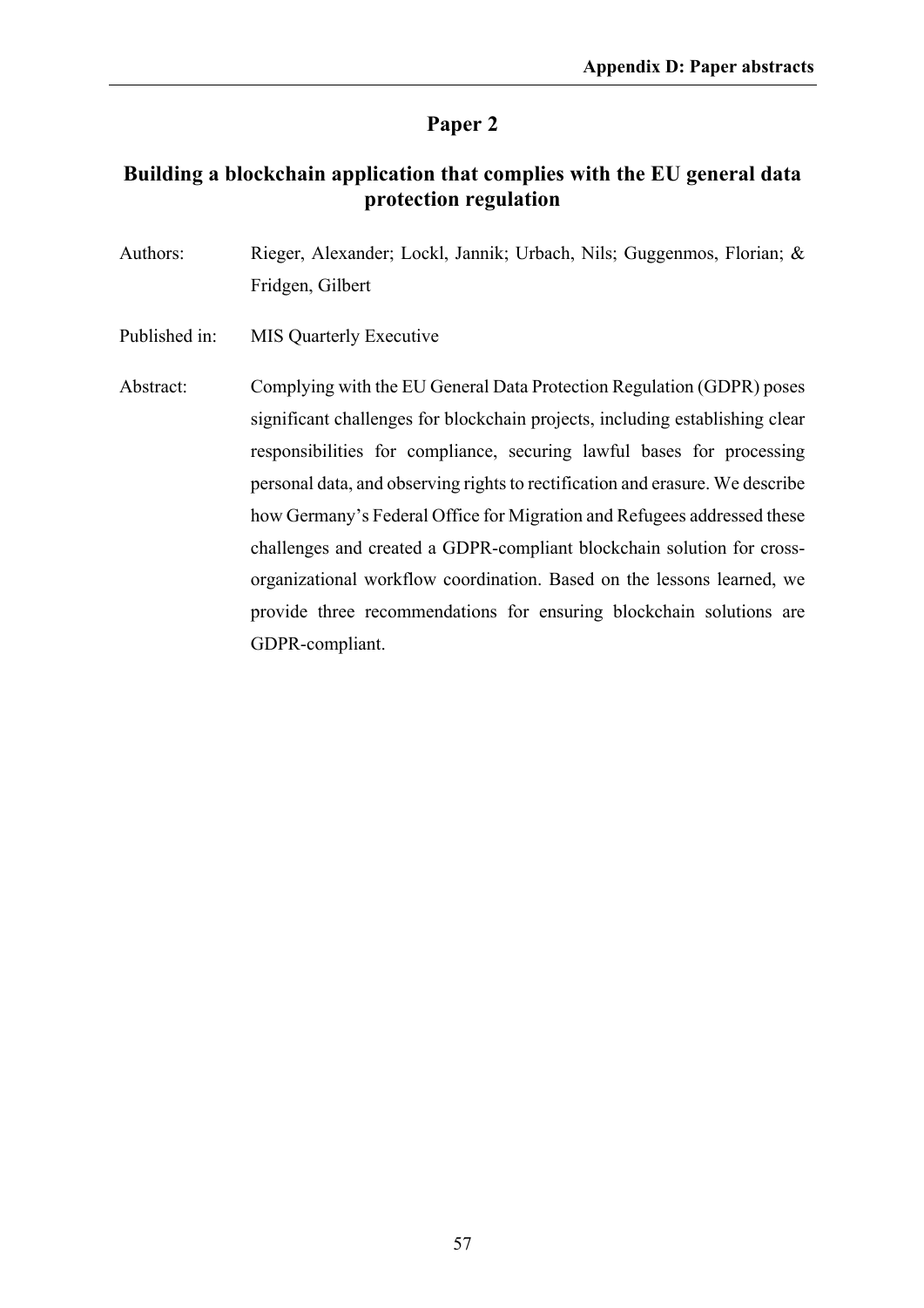## Paper 2

### Building a blockchain application that complies with the EU general data protection regulation

Authors: Rieger, Alexander; Lockl, Jannik; Urbach, Nils; Guggenmos, Florian; & Fridgen, Gilbert

Published in: MIS Quarterly Executive

Abstract: Complying with the EU General Data Protection Regulation (GDPR) poses significant challenges for blockchain projects, including establishing clear responsibilities for compliance, securing lawful bases for processing personal data, and observing rights to rectification and erasure. We describe how Germany's Federal Office for Migration and Refugees addressed these challenges and created a GDPR-compliant blockchain solution for cross-organizational workflow coordination. Based on the lessons learned, we provide three recommendations for ensuring blockchain solutions are GDPR-compliant.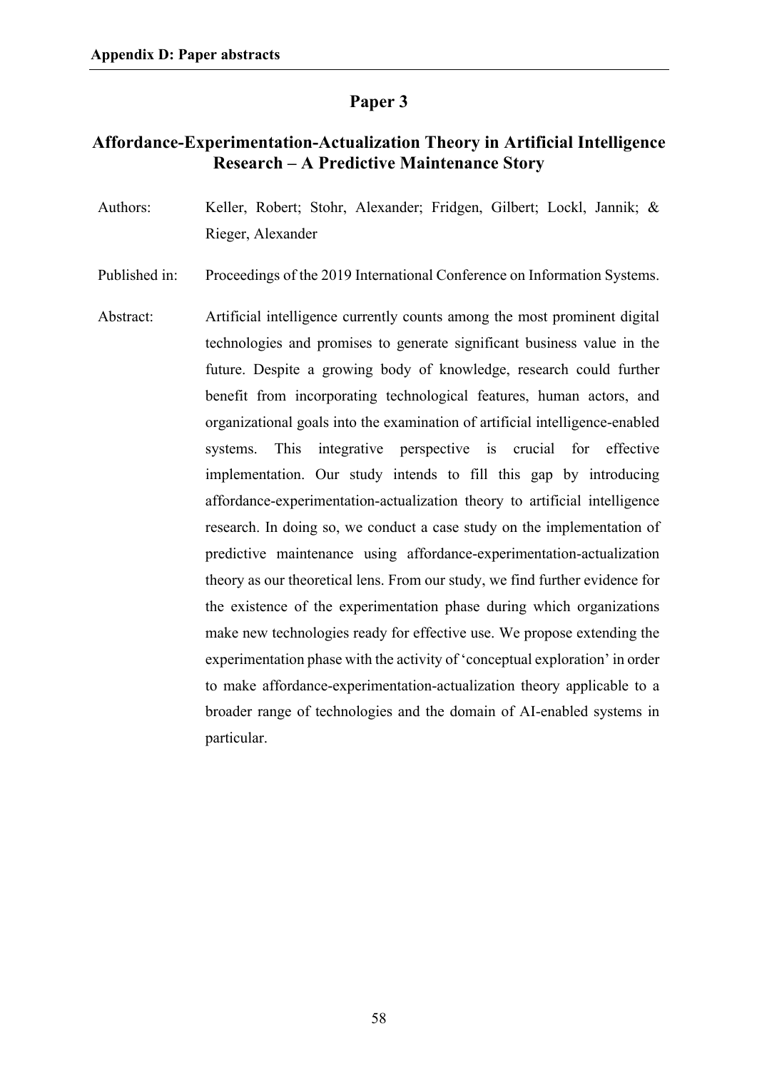## Paper 3

### Affordance-Experimentation-Actualization Theory in Artificial Intelligence Research – A Predictive Maintenance Story

Authors: Keller, Robert; Stohr, Alexander; Fridgen, Gilbert; Lockl, Jannik; & Rieger, Alexander

Published in: Proceedings of the 2019 International Conference on Information Systems.

Abstract: Artificial intelligence currently counts among the most prominent digital technologies and promises to generate significant business value in the future. Despite a growing body of knowledge, research could further benefit from incorporating technological features, human actors, and organizational goals into the examination of artificial intelligence-enabled systems. This integrative perspective is crucial for effective implementation. Our study intends to fill this gap by introducing affordance-experimentation-actualization theory to artificial intelligence research. In doing so, we conduct a case study on the implementation of predictive maintenance using affordance-experimentation-actualization theory as our theoretical lens. From our study, we find further evidence for the existence of the experimentation phase during which organizations make new technologies ready for effective use. We propose extending the experimentation phase with the activity of 'conceptual exploration' in order to make affordance-experimentation-actualization theory applicable to a broader range of technologies and the domain of AI-enabled systems in particular.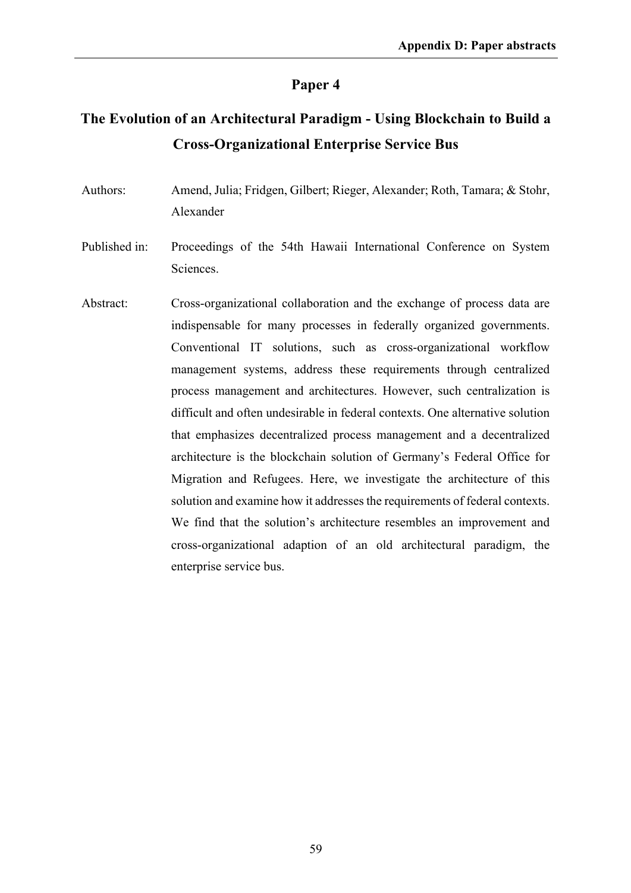## Paper 4

# The Evolution of an Architectural Paradigm - Using Blockchain to Build a Cross-Organizational Enterprise Service Bus

Authors: Amend, Julia; Fridgen, Gilbert; Rieger, Alexander; Roth, Tamara; & Stohr, Alexander

Published in: Proceedings of the 54th Hawaii International Conference on System Sciences.

Abstract: Cross-organizational collaboration and the exchange of process data are indispensable for many processes in federally organized governments. Conventional IT solutions, such as cross-organizational workflow management systems, address these requirements through centralized process management and architectures. However, such centralization is difficult and often undesirable in federal contexts. One alternative solution that emphasizes decentralized process management and a decentralized architecture is the blockchain solution of Germany's Federal Office for Migration and Refugees. Here, we investigate the architecture of this solution and examine how it addresses the requirements of federal contexts. We find that the solution's architecture resembles an improvement and cross-organizational adaption of an old architectural paradigm, the enterprise service bus.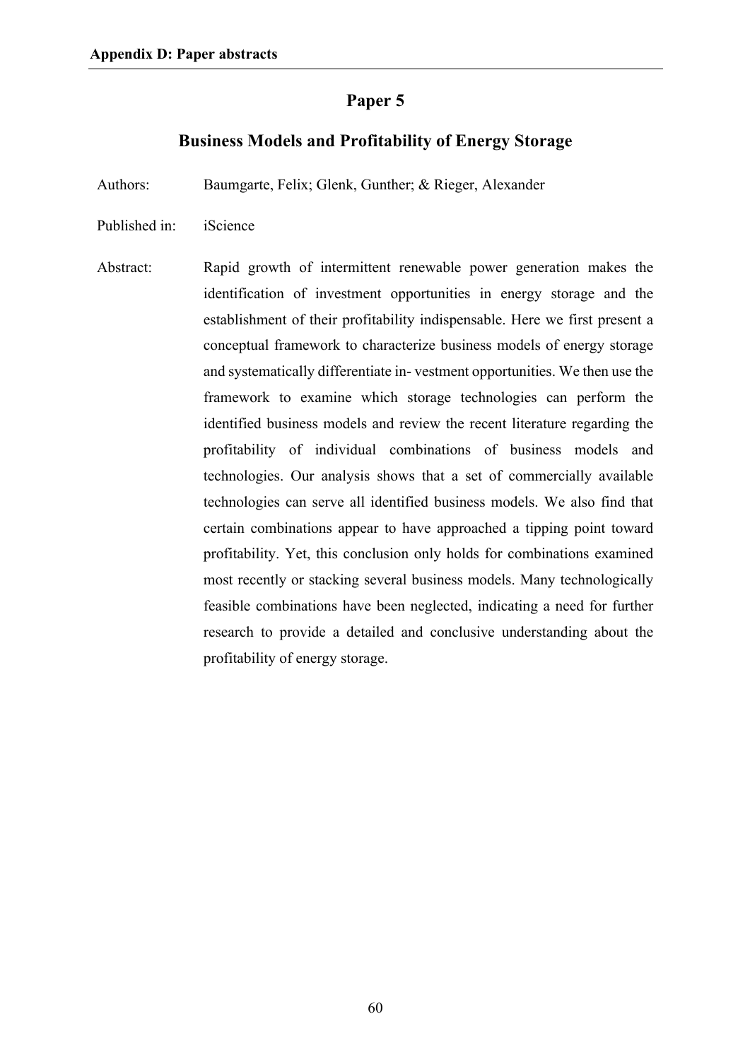## Paper 5

### Business Models and Profitability of Energy Storage

Authors: Baumgarte, Felix; Glenk, Gunther; & Rieger, Alexander

Published in: iScience

Abstract: Rapid growth of intermittent renewable power generation makes the identification of investment opportunities in energy storage and the establishment of their profitability indispensable. Here we first present a conceptual framework to characterize business models of energy storage and systematically differentiate in- vestment opportunities. We then use the framework to examine which storage technologies can perform the identified business models and review the recent literature regarding the profitability of individual combinations of business models and technologies. Our analysis shows that a set of commercially available technologies can serve all identified business models. We also find that certain combinations appear to have approached a tipping point toward profitability. Yet, this conclusion only holds for combinations examined most recently or stacking several business models. Many technologically feasible combinations have been neglected, indicating a need for further research to provide a detailed and conclusive understanding about the profitability of energy storage.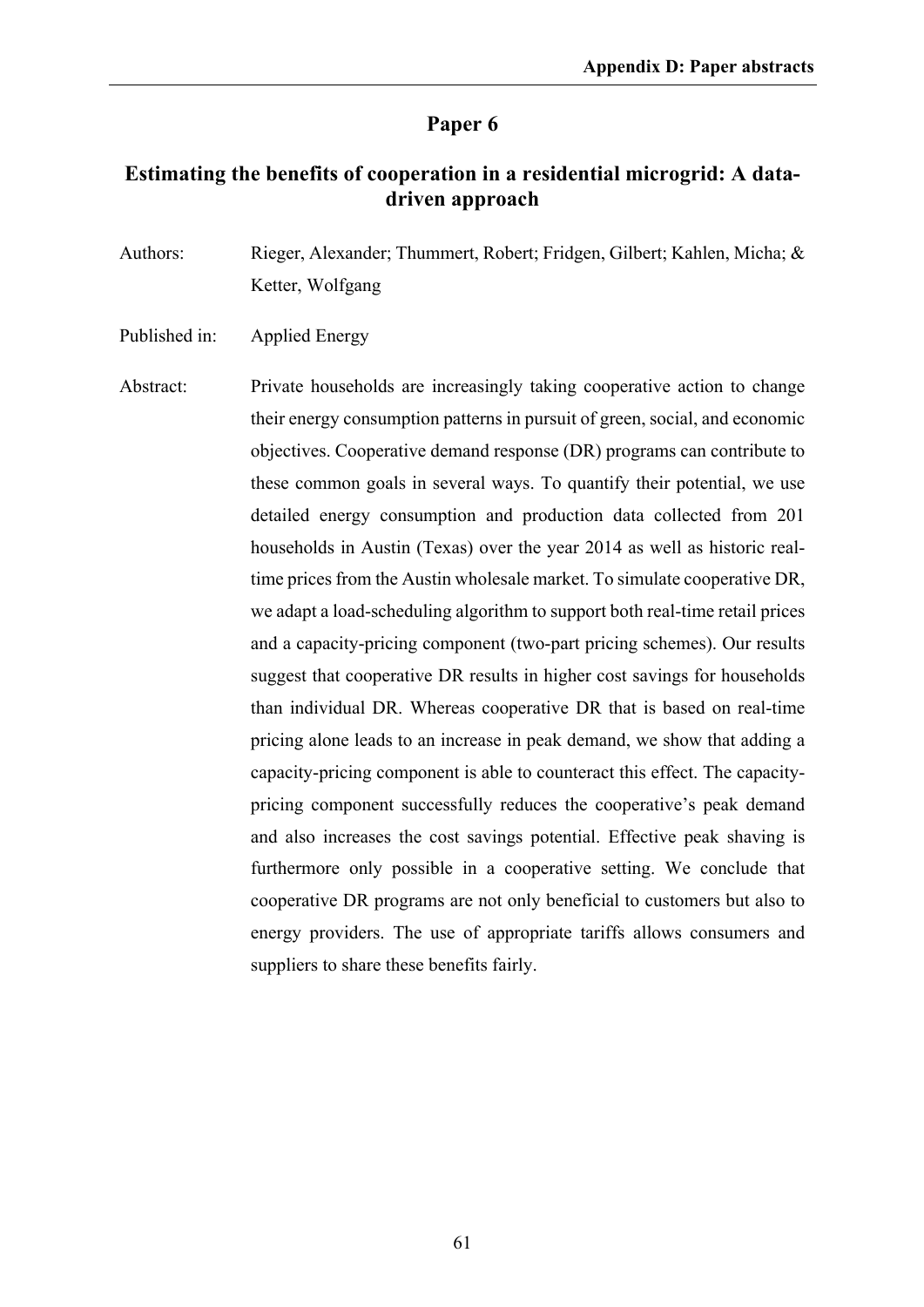## Paper 6

### Estimating the benefits of cooperation in a residential microgrid: A data-driven approach

Authors: Rieger, Alexander; Thummert, Robert; Fridgen, Gilbert; Kahlen, Micha; & Ketter, Wolfgang

Published in: Applied Energy

Abstract: Private households are increasingly taking cooperative action to change their energy consumption patterns in pursuit of green, social, and economic objectives. Cooperative demand response (DR) programs can contribute to these common goals in several ways. To quantify their potential, we use detailed energy consumption and production data collected from 201 households in Austin (Texas) over the year 2014 as well as historic real-time prices from the Austin wholesale market. To simulate cooperative DR, we adapt a load-scheduling algorithm to support both real-time retail prices and a capacity-pricing component (two-part pricing schemes). Our results suggest that cooperative DR results in higher cost savings for households than individual DR. Whereas cooperative DR that is based on real-time pricing alone leads to an increase in peak demand, we show that adding a capacity-pricing component is able to counteract this effect. The capacity-pricing component successfully reduces the cooperative's peak demand and also increases the cost savings potential. Effective peak shaving is furthermore only possible in a cooperative setting. We conclude that cooperative DR programs are not only beneficial to customers but also to energy providers. The use of appropriate tariffs allows consumers and suppliers to share these benefits fairly.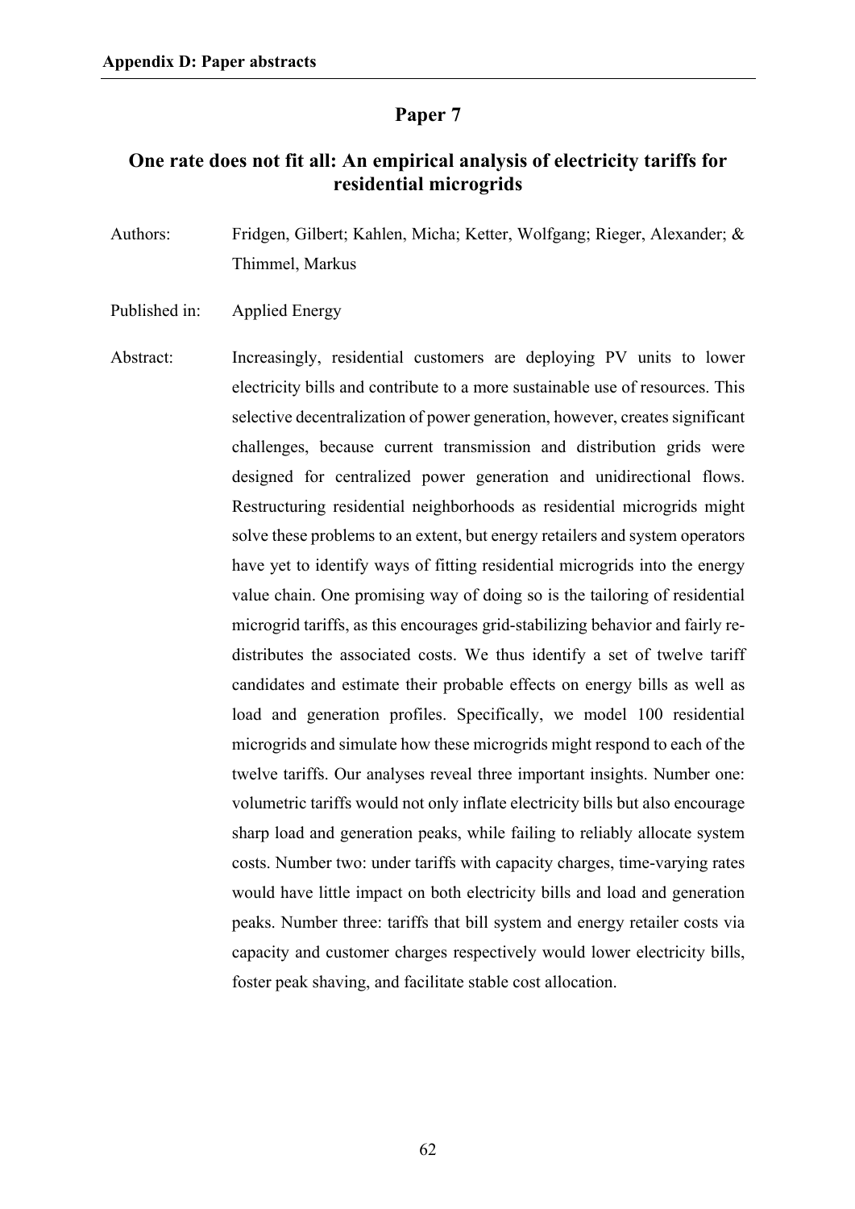## Paper 7

### One rate does not fit all: An empirical analysis of electricity tariffs for residential microgrids

Authors: Fridgen, Gilbert; Kahlen, Micha; Ketter, Wolfgang; Rieger, Alexander; & Thimmel, Markus

Published in: Applied Energy

Abstract: Increasingly, residential customers are deploying PV units to lower electricity bills and contribute to a more sustainable use of resources. This selective decentralization of power generation, however, creates significant challenges, because current transmission and distribution grids were designed for centralized power generation and unidirectional flows. Restructuring residential neighborhoods as residential microgrids might solve these problems to an extent, but energy retailers and system operators have yet to identify ways of fitting residential microgrids into the energy value chain. One promising way of doing so is the tailoring of residential microgrid tariffs, as this encourages grid-stabilizing behavior and fairly re-distributes the associated costs. We thus identify a set of twelve tariff candidates and estimate their probable effects on energy bills as well as load and generation profiles. Specifically, we model 100 residential microgrids and simulate how these microgrids might respond to each of the twelve tariffs. Our analyses reveal three important insights. Number one: volumetric tariffs would not only inflate electricity bills but also encourage sharp load and generation peaks, while failing to reliably allocate system costs. Number two: under tariffs with capacity charges, time-varying rates would have little impact on both electricity bills and load and generation peaks. Number three: tariffs that bill system and energy retailer costs via capacity and customer charges respectively would lower electricity bills, foster peak shaving, and facilitate stable cost allocation.